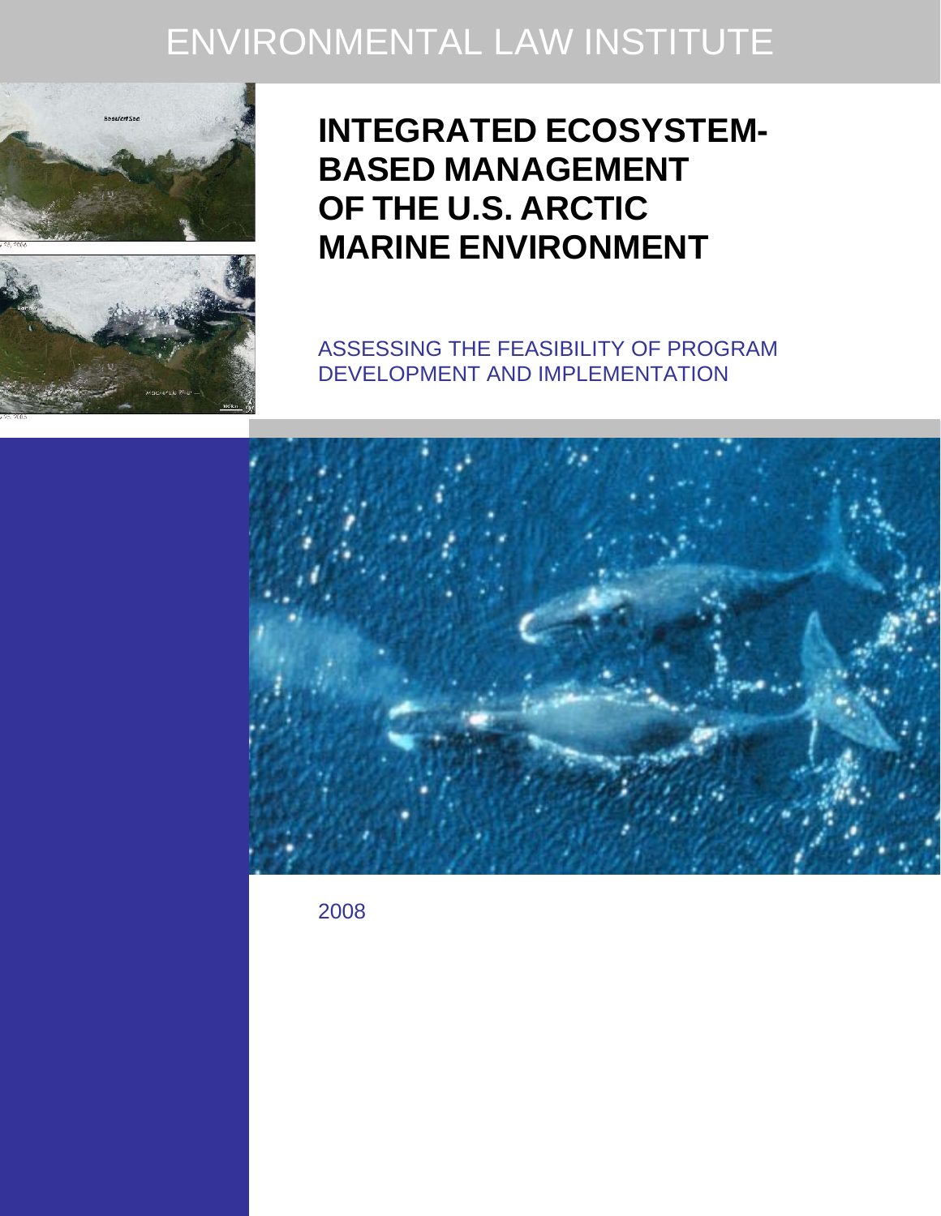ENVIRONMENTAL LAW INSTITUTE

# INTEGRATED ECOSYSTEM-BASED MANAGEMENT OF THE U.S. ARCTIC MARINE ENVIRONMENT

ASSESSING THE FEASIBILITY OF PROGRAM DEVELOPMENT AND IMPLEMENTATION

2008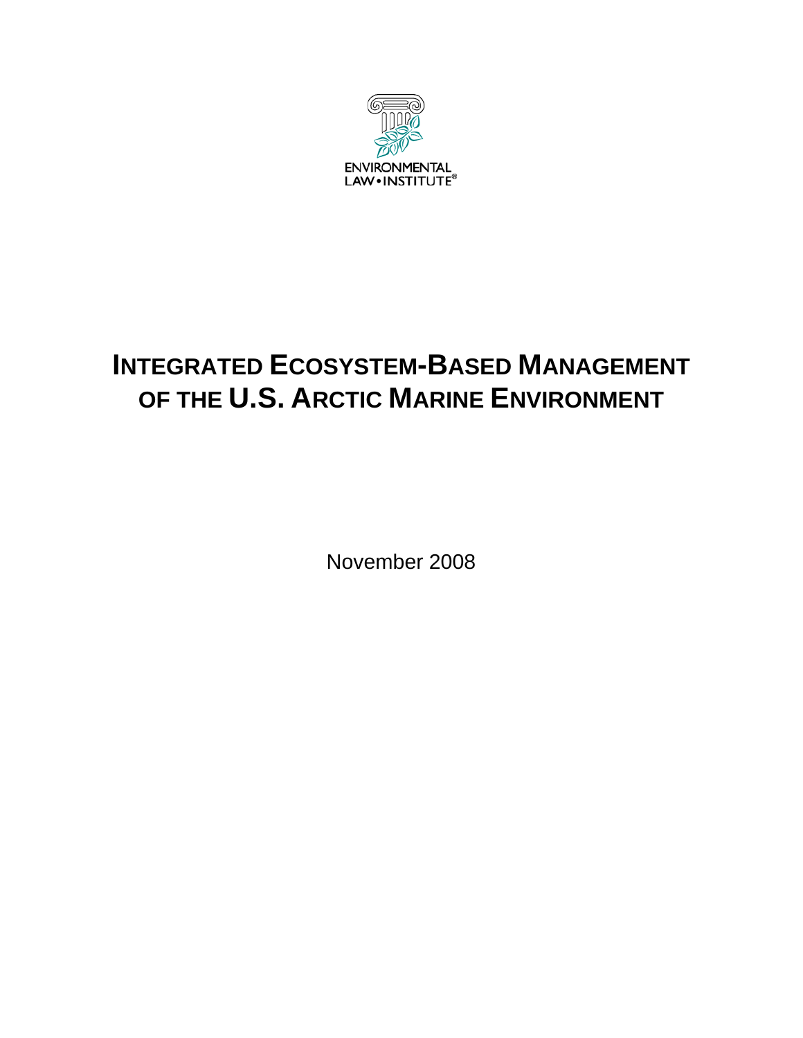ENVIRONMENTAL LAW • INSTITUTE®

# INTEGRATED ECOSYSTEM-BASED MANAGEMENT OF THE U.S. ARCTIC MARINE ENVIRONMENT

November 2008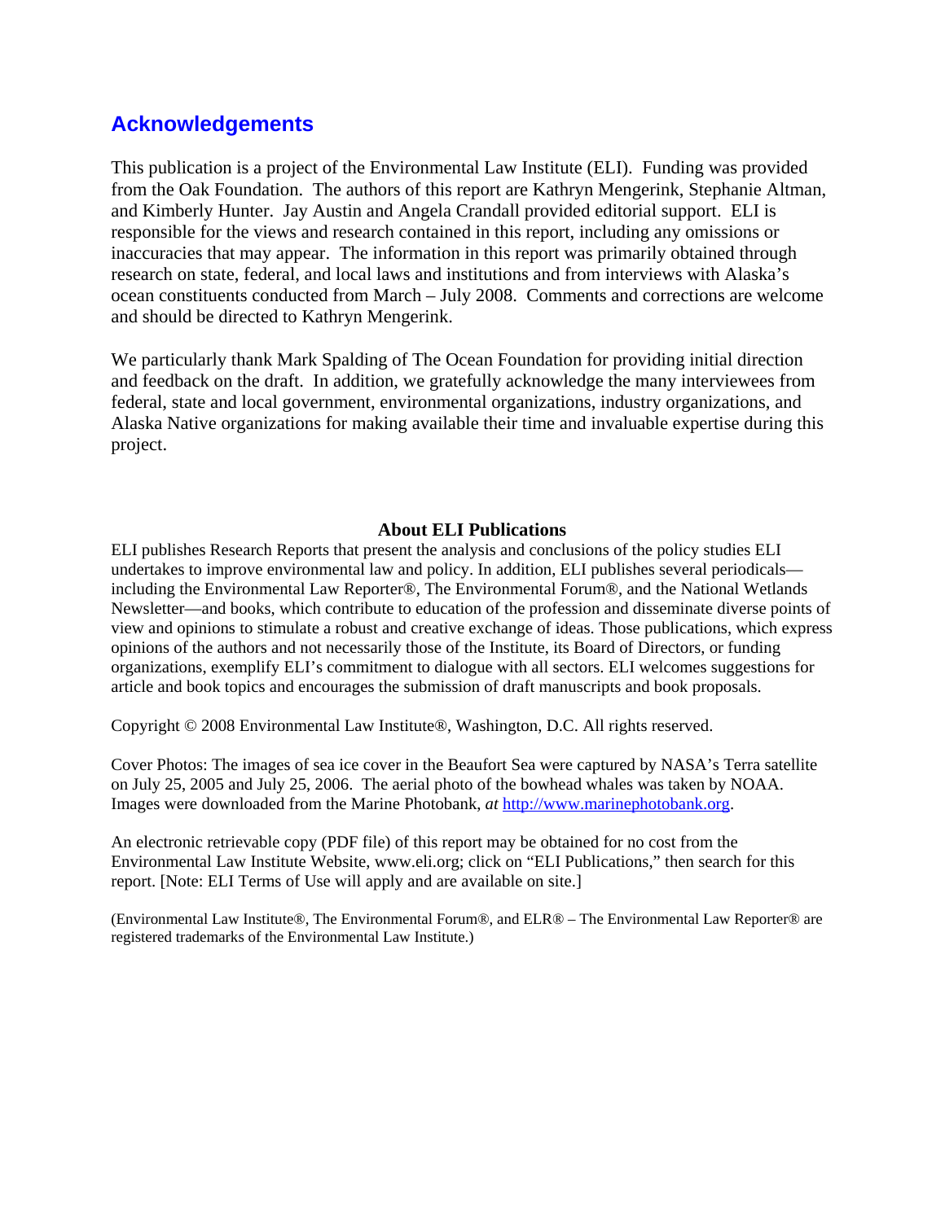## Acknowledgements

This publication is a project of the Environmental Law Institute (ELI). Funding was provided from the Oak Foundation. The authors of this report are Kathryn Mengerink, Stephanie Altman, and Kimberly Hunter. Jay Austin and Angela Crandall provided editorial support. ELI is responsible for the views and research contained in this report, including any omissions or inaccuracies that may appear. The information in this report was primarily obtained through research on state, federal, and local laws and institutions and from interviews with Alaska's ocean constituents conducted from March – July 2008. Comments and corrections are welcome and should be directed to Kathryn Mengerink.

We particularly thank Mark Spalding of The Ocean Foundation for providing initial direction and feedback on the draft. In addition, we gratefully acknowledge the many interviewees from federal, state and local government, environmental organizations, industry organizations, and Alaska Native organizations for making available their time and invaluable expertise during this project.

**About ELI Publications**

ELI publishes Research Reports that present the analysis and conclusions of the policy studies ELI undertakes to improve environmental law and policy. In addition, ELI publishes several periodicals—including the Environmental Law Reporter®, The Environmental Forum®, and the National Wetlands Newsletter—and books, which contribute to education of the profession and disseminate diverse points of view and opinions to stimulate a robust and creative exchange of ideas. Those publications, which express opinions of the authors and not necessarily those of the Institute, its Board of Directors, or funding organizations, exemplify ELI's commitment to dialogue with all sectors. ELI welcomes suggestions for article and book topics and encourages the submission of draft manuscripts and book proposals.

Copyright © 2008 Environmental Law Institute®, Washington, D.C. All rights reserved.

Cover Photos: The images of sea ice cover in the Beaufort Sea were captured by NASA's Terra satellite on July 25, 2005 and July 25, 2006. The aerial photo of the bowhead whales was taken by NOAA. Images were downloaded from the Marine Photobank, *at* http://www.marinephotobank.org.

An electronic retrievable copy (PDF file) of this report may be obtained for no cost from the Environmental Law Institute Website, www.eli.org; click on "ELI Publications," then search for this report. [Note: ELI Terms of Use will apply and are available on site.]

(Environmental Law Institute®, The Environmental Forum®, and ELR® – The Environmental Law Reporter® are registered trademarks of the Environmental Law Institute.)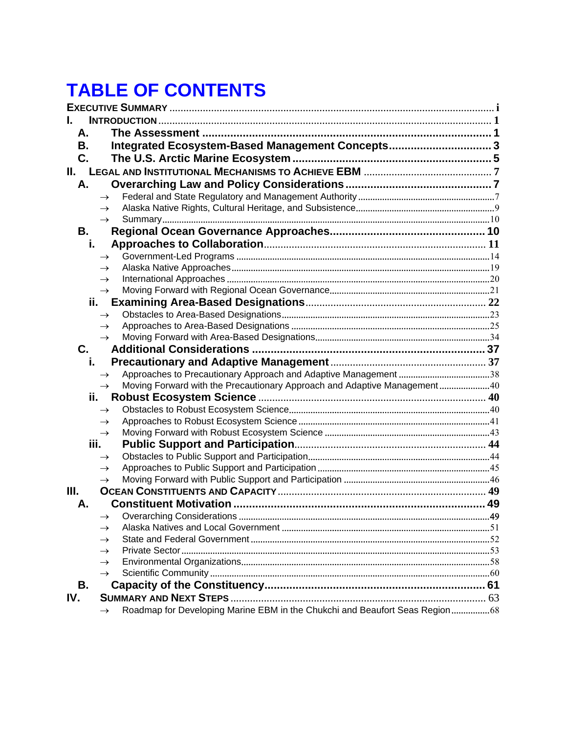# TABLE OF CONTENTS

**EXECUTIVE SUMMARY** ..... i

**I. INTRODUCTION** ..... 1

- **A. The Assessment** ..... 1
- **B. Integrated Ecosystem-Based Management Concepts** ..... 3
- **C. The U.S. Arctic Marine Ecosystem** ..... 5

**II. LEGAL AND INSTITUTIONAL MECHANISMS TO ACHIEVE EBM** ..... 7

- **A. Overarching Law and Policy Considerations** ..... 7
  - → Federal and State Regulatory and Management Authority ..... 7
  - → Alaska Native Rights, Cultural Heritage, and Subsistence ..... 9
  - → Summary ..... 10
- **B. Regional Ocean Governance Approaches** ..... 10
  - **i. Approaches to Collaboration** ..... 11
    - → Government-Led Programs ..... 14
    - → Alaska Native Approaches ..... 19
    - → International Approaches ..... 20
    - → Moving Forward with Regional Ocean Governance ..... 21
  - **ii. Examining Area-Based Designations** ..... 22
    - → Obstacles to Area-Based Designations ..... 23
    - → Approaches to Area-Based Designations ..... 25
    - → Moving Forward with Area-Based Designations ..... 34
- **C. Additional Considerations** ..... 37
  - **i. Precautionary and Adaptive Management** ..... 37
    - → Approaches to Precautionary Approach and Adaptive Management ..... 38
    - → Moving Forward with the Precautionary Approach and Adaptive Management ..... 40
  - **ii. Robust Ecosystem Science** ..... 40
    - → Obstacles to Robust Ecosystem Science ..... 40
    - → Approaches to Robust Ecosystem Science ..... 41
    - → Moving Forward with Robust Ecosystem Science ..... 43
  - **iii. Public Support and Participation** ..... 44
    - → Obstacles to Public Support and Participation ..... 44
    - → Approaches to Public Support and Participation ..... 45
    - → Moving Forward with Public Support and Participation ..... 46

**III. OCEAN CONSTITUENTS AND CAPACITY** ..... 49

- **A. Constituent Motivation** ..... 49
  - → Overarching Considerations ..... 49
  - → Alaska Natives and Local Government ..... 51
  - → State and Federal Government ..... 52
  - → Private Sector ..... 53
  - → Environmental Organizations ..... 58
  - → Scientific Community ..... 60
- **B. Capacity of the Constituency** ..... 61

**IV. SUMMARY AND NEXT STEPS** ..... 63

- → Roadmap for Developing Marine EBM in the Chukchi and Beaufort Seas Region ..... 68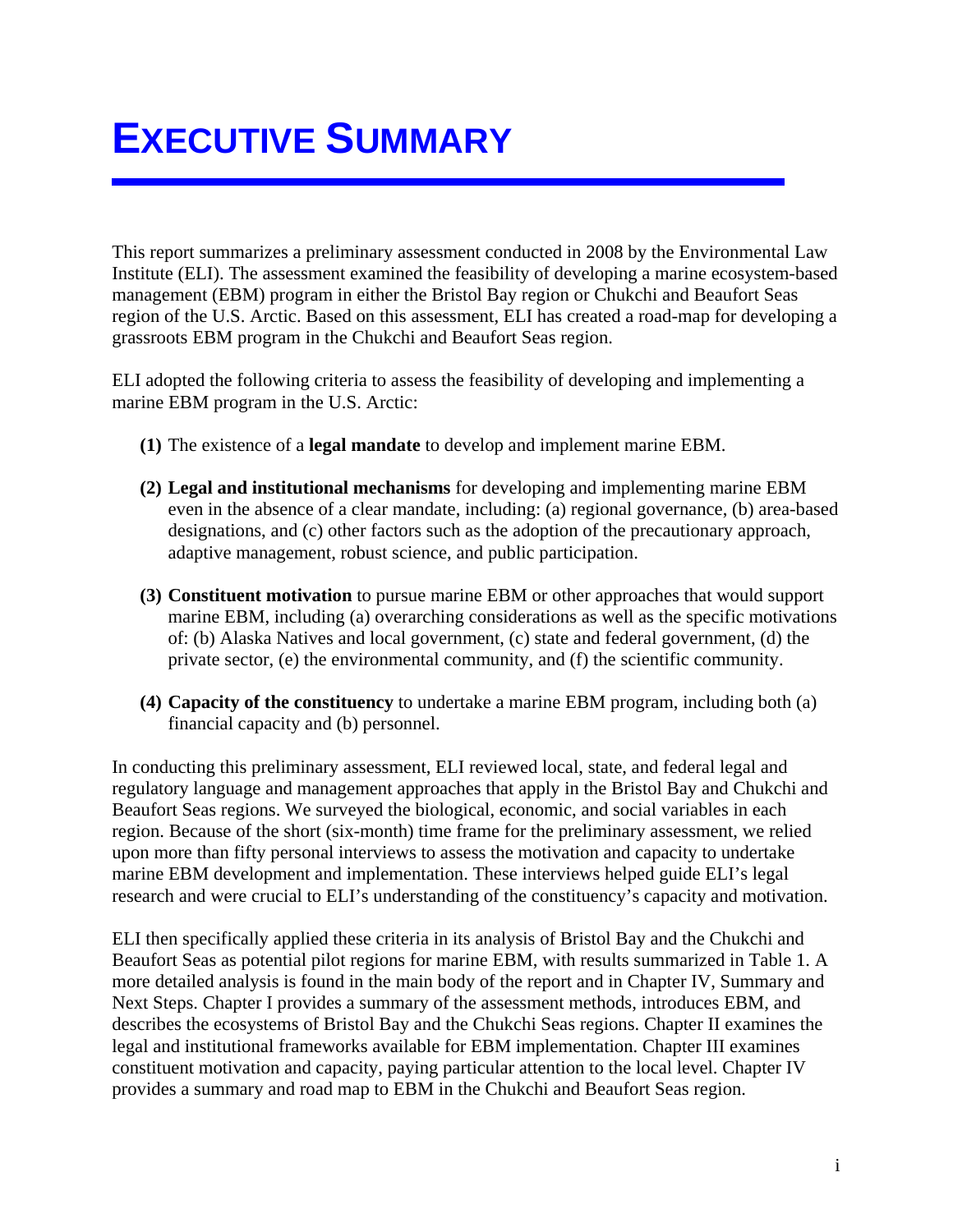# EXECUTIVE SUMMARY

This report summarizes a preliminary assessment conducted in 2008 by the Environmental Law Institute (ELI). The assessment examined the feasibility of developing a marine ecosystem-based management (EBM) program in either the Bristol Bay region or Chukchi and Beaufort Seas region of the U.S. Arctic. Based on this assessment, ELI has created a road-map for developing a grassroots EBM program in the Chukchi and Beaufort Seas region.

ELI adopted the following criteria to assess the feasibility of developing and implementing a marine EBM program in the U.S. Arctic:

**(1)** The existence of a **legal mandate** to develop and implement marine EBM.

**(2) Legal and institutional mechanisms** for developing and implementing marine EBM even in the absence of a clear mandate, including: (a) regional governance, (b) area-based designations, and (c) other factors such as the adoption of the precautionary approach, adaptive management, robust science, and public participation.

**(3) Constituent motivation** to pursue marine EBM or other approaches that would support marine EBM, including (a) overarching considerations as well as the specific motivations of: (b) Alaska Natives and local government, (c) state and federal government, (d) the private sector, (e) the environmental community, and (f) the scientific community.

**(4) Capacity of the constituency** to undertake a marine EBM program, including both (a) financial capacity and (b) personnel.

In conducting this preliminary assessment, ELI reviewed local, state, and federal legal and regulatory language and management approaches that apply in the Bristol Bay and Chukchi and Beaufort Seas regions. We surveyed the biological, economic, and social variables in each region. Because of the short (six-month) time frame for the preliminary assessment, we relied upon more than fifty personal interviews to assess the motivation and capacity to undertake marine EBM development and implementation. These interviews helped guide ELI's legal research and were crucial to ELI's understanding of the constituency's capacity and motivation.

ELI then specifically applied these criteria in its analysis of Bristol Bay and the Chukchi and Beaufort Seas as potential pilot regions for marine EBM, with results summarized in Table 1. A more detailed analysis is found in the main body of the report and in Chapter IV, Summary and Next Steps. Chapter I provides a summary of the assessment methods, introduces EBM, and describes the ecosystems of Bristol Bay and the Chukchi Seas regions. Chapter II examines the legal and institutional frameworks available for EBM implementation. Chapter III examines constituent motivation and capacity, paying particular attention to the local level. Chapter IV provides a summary and road map to EBM in the Chukchi and Beaufort Seas region.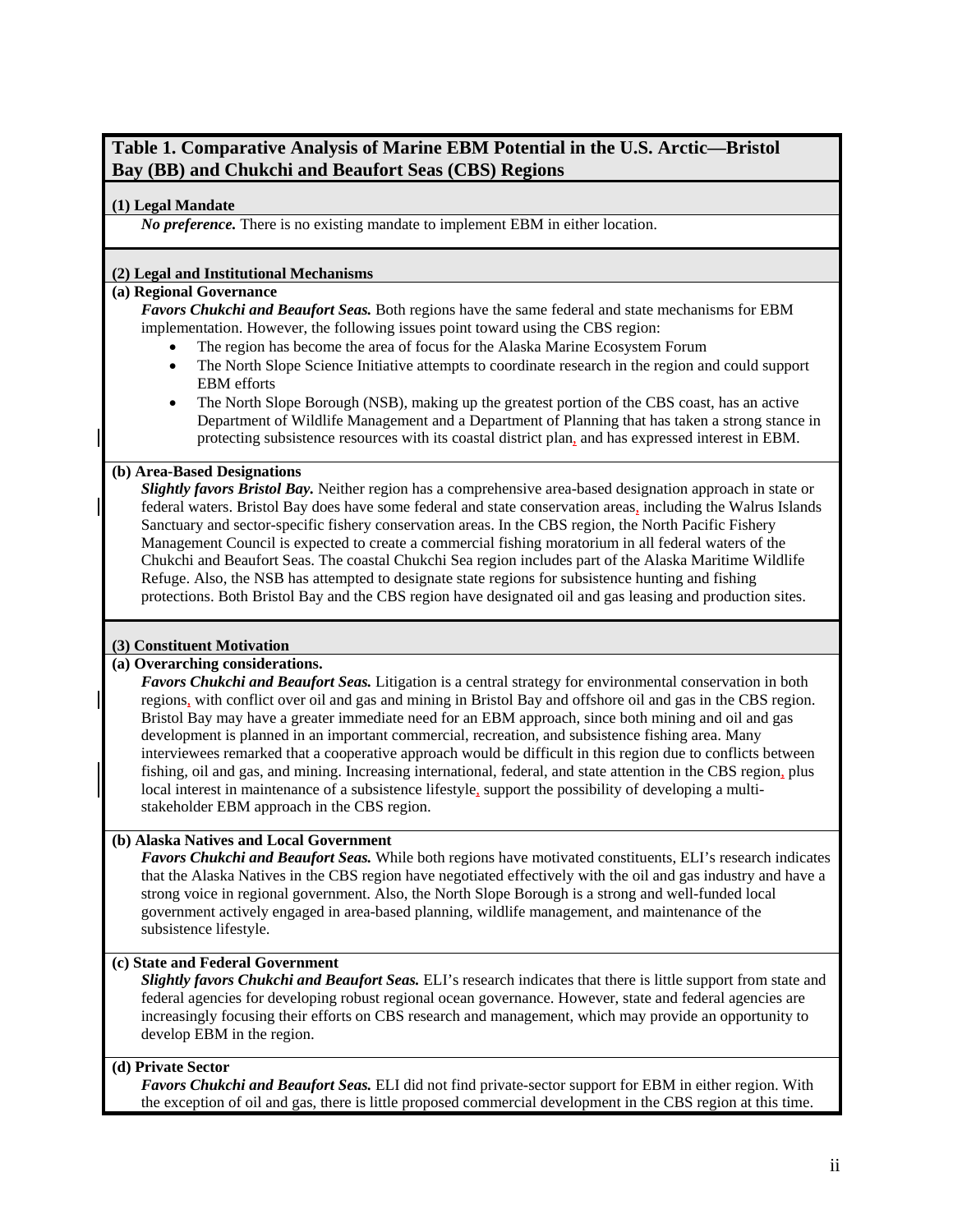**Table 1. Comparative Analysis of Marine EBM Potential in the U.S. Arctic—Bristol Bay (BB) and Chukchi and Beaufort Seas (CBS) Regions**

**(1) Legal Mandate**

*No preference.* There is no existing mandate to implement EBM in either location.

**(2) Legal and Institutional Mechanisms**

**(a) Regional Governance**

***Favors Chukchi and Beaufort Seas.*** Both regions have the same federal and state mechanisms for EBM implementation. However, the following issues point toward using the CBS region:

- The region has become the area of focus for the Alaska Marine Ecosystem Forum
- The North Slope Science Initiative attempts to coordinate research in the region and could support EBM efforts
- The North Slope Borough (NSB), making up the greatest portion of the CBS coast, has an active Department of Wildlife Management and a Department of Planning that has taken a strong stance in protecting subsistence resources with its coastal district plan, and has expressed interest in EBM.

**(b) Area-Based Designations**

***Slightly favors Bristol Bay.*** Neither region has a comprehensive area-based designation approach in state or federal waters. Bristol Bay does have some federal and state conservation areas, including the Walrus Islands Sanctuary and sector-specific fishery conservation areas. In the CBS region, the North Pacific Fishery Management Council is expected to create a commercial fishing moratorium in all federal waters of the Chukchi and Beaufort Seas. The coastal Chukchi Sea region includes part of the Alaska Maritime Wildlife Refuge. Also, the NSB has attempted to designate state regions for subsistence hunting and fishing protections. Both Bristol Bay and the CBS region have designated oil and gas leasing and production sites.

**(3) Constituent Motivation**

**(a) Overarching considerations.**

***Favors Chukchi and Beaufort Seas.*** Litigation is a central strategy for environmental conservation in both regions, with conflict over oil and gas and mining in Bristol Bay and offshore oil and gas in the CBS region. Bristol Bay may have a greater immediate need for an EBM approach, since both mining and oil and gas development is planned in an important commercial, recreation, and subsistence fishing area. Many interviewees remarked that a cooperative approach would be difficult in this region due to conflicts between fishing, oil and gas, and mining. Increasing international, federal, and state attention in the CBS region, plus local interest in maintenance of a subsistence lifestyle, support the possibility of developing a multi-stakeholder EBM approach in the CBS region.

**(b) Alaska Natives and Local Government**

***Favors Chukchi and Beaufort Seas.*** While both regions have motivated constituents, ELI's research indicates that the Alaska Natives in the CBS region have negotiated effectively with the oil and gas industry and have a strong voice in regional government. Also, the North Slope Borough is a strong and well-funded local government actively engaged in area-based planning, wildlife management, and maintenance of the subsistence lifestyle.

**(c) State and Federal Government**

***Slightly favors Chukchi and Beaufort Seas.*** ELI's research indicates that there is little support from state and federal agencies for developing robust regional ocean governance. However, state and federal agencies are increasingly focusing their efforts on CBS research and management, which may provide an opportunity to develop EBM in the region.

**(d) Private Sector**

***Favors Chukchi and Beaufort Seas.*** ELI did not find private-sector support for EBM in either region. With the exception of oil and gas, there is little proposed commercial development in the CBS region at this time.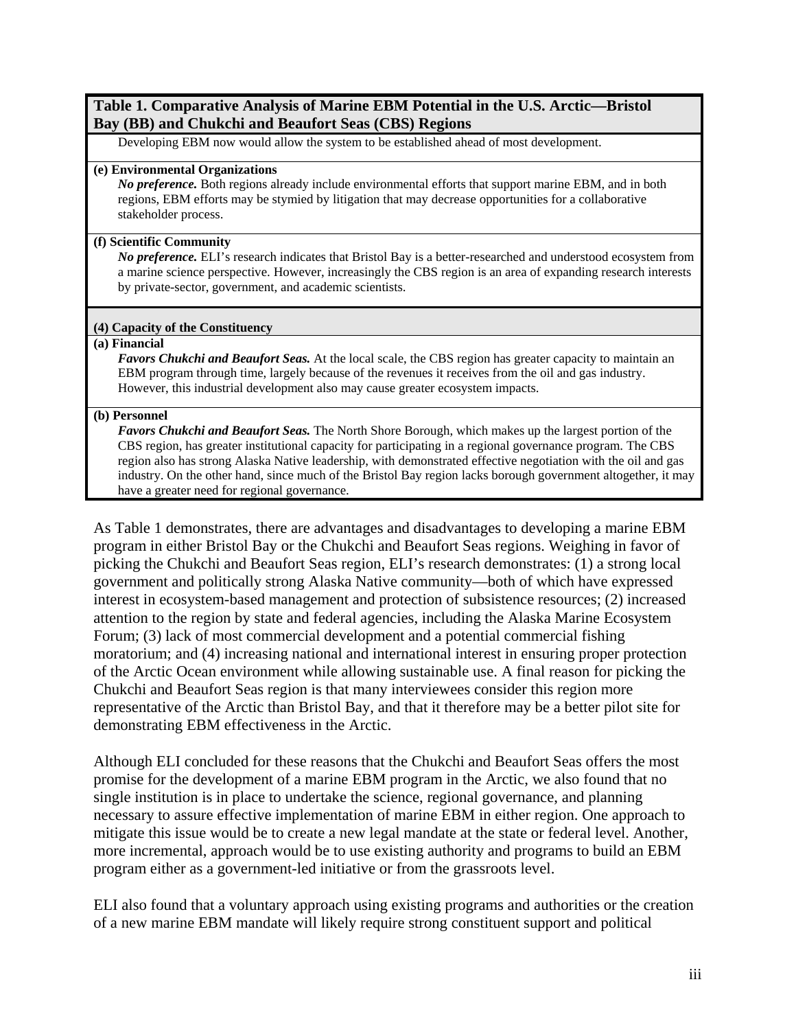**Table 1. Comparative Analysis of Marine EBM Potential in the U.S. Arctic—Bristol Bay (BB) and Chukchi and Beaufort Seas (CBS) Regions**

Developing EBM now would allow the system to be established ahead of most development.

**(e) Environmental Organizations**

***No preference.*** Both regions already include environmental efforts that support marine EBM, and in both regions, EBM efforts may be stymied by litigation that may decrease opportunities for a collaborative stakeholder process.

**(f) Scientific Community**

***No preference.*** ELI's research indicates that Bristol Bay is a better-researched and understood ecosystem from a marine science perspective. However, increasingly the CBS region is an area of expanding research interests by private-sector, government, and academic scientists.

**(4) Capacity of the Constituency**

**(a) Financial**

***Favors Chukchi and Beaufort Seas.*** At the local scale, the CBS region has greater capacity to maintain an EBM program through time, largely because of the revenues it receives from the oil and gas industry. However, this industrial development also may cause greater ecosystem impacts.

**(b) Personnel**

***Favors Chukchi and Beaufort Seas.*** The North Shore Borough, which makes up the largest portion of the CBS region, has greater institutional capacity for participating in a regional governance program. The CBS region also has strong Alaska Native leadership, with demonstrated effective negotiation with the oil and gas industry. On the other hand, since much of the Bristol Bay region lacks borough government altogether, it may have a greater need for regional governance.

As Table 1 demonstrates, there are advantages and disadvantages to developing a marine EBM program in either Bristol Bay or the Chukchi and Beaufort Seas regions. Weighing in favor of picking the Chukchi and Beaufort Seas region, ELI's research demonstrates: (1) a strong local government and politically strong Alaska Native community—both of which have expressed interest in ecosystem-based management and protection of subsistence resources; (2) increased attention to the region by state and federal agencies, including the Alaska Marine Ecosystem Forum; (3) lack of most commercial development and a potential commercial fishing moratorium; and (4) increasing national and international interest in ensuring proper protection of the Arctic Ocean environment while allowing sustainable use. A final reason for picking the Chukchi and Beaufort Seas region is that many interviewees consider this region more representative of the Arctic than Bristol Bay, and that it therefore may be a better pilot site for demonstrating EBM effectiveness in the Arctic.

Although ELI concluded for these reasons that the Chukchi and Beaufort Seas offers the most promise for the development of a marine EBM program in the Arctic, we also found that no single institution is in place to undertake the science, regional governance, and planning necessary to assure effective implementation of marine EBM in either region. One approach to mitigate this issue would be to create a new legal mandate at the state or federal level. Another, more incremental, approach would be to use existing authority and programs to build an EBM program either as a government-led initiative or from the grassroots level.

ELI also found that a voluntary approach using existing programs and authorities or the creation of a new marine EBM mandate will likely require strong constituent support and political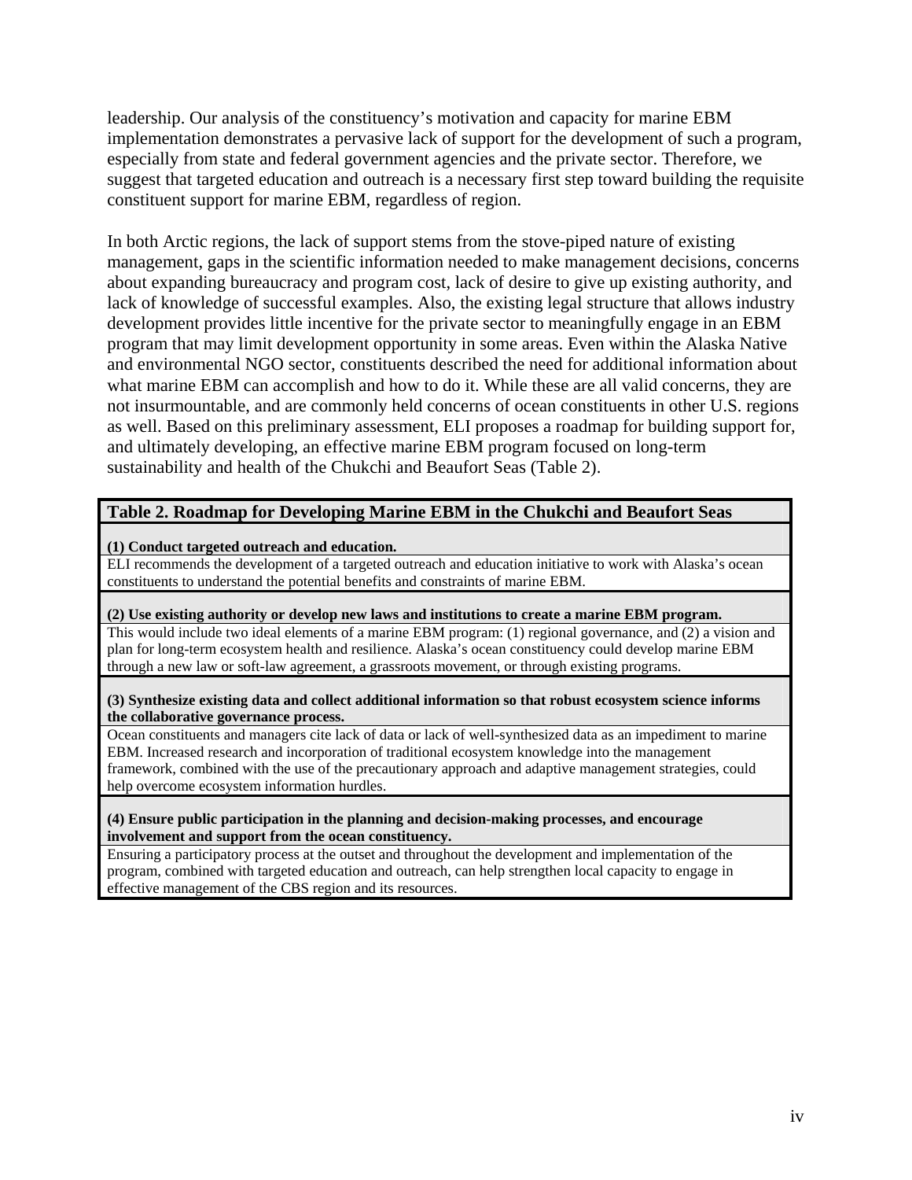leadership. Our analysis of the constituency's motivation and capacity for marine EBM implementation demonstrates a pervasive lack of support for the development of such a program, especially from state and federal government agencies and the private sector. Therefore, we suggest that targeted education and outreach is a necessary first step toward building the requisite constituent support for marine EBM, regardless of region.

In both Arctic regions, the lack of support stems from the stove-piped nature of existing management, gaps in the scientific information needed to make management decisions, concerns about expanding bureaucracy and program cost, lack of desire to give up existing authority, and lack of knowledge of successful examples. Also, the existing legal structure that allows industry development provides little incentive for the private sector to meaningfully engage in an EBM program that may limit development opportunity in some areas. Even within the Alaska Native and environmental NGO sector, constituents described the need for additional information about what marine EBM can accomplish and how to do it. While these are all valid concerns, they are not insurmountable, and are commonly held concerns of ocean constituents in other U.S. regions as well. Based on this preliminary assessment, ELI proposes a roadmap for building support for, and ultimately developing, an effective marine EBM program focused on long-term sustainability and health of the Chukchi and Beaufort Seas (Table 2).

| **Table 2. Roadmap for Developing Marine EBM in the Chukchi and Beaufort Seas** |
|---|
| **(1) Conduct targeted outreach and education.** |
| ELI recommends the development of a targeted outreach and education initiative to work with Alaska's ocean constituents to understand the potential benefits and constraints of marine EBM. |
| **(2) Use existing authority or develop new laws and institutions to create a marine EBM program.** |
| This would include two ideal elements of a marine EBM program: (1) regional governance, and (2) a vision and plan for long-term ecosystem health and resilience. Alaska's ocean constituency could develop marine EBM through a new law or soft-law agreement, a grassroots movement, or through existing programs. |
| **(3) Synthesize existing data and collect additional information so that robust ecosystem science informs the collaborative governance process.** |
| Ocean constituents and managers cite lack of data or lack of well-synthesized data as an impediment to marine EBM. Increased research and incorporation of traditional ecosystem knowledge into the management framework, combined with the use of the precautionary approach and adaptive management strategies, could help overcome ecosystem information hurdles. |
| **(4) Ensure public participation in the planning and decision-making processes, and encourage involvement and support from the ocean constituency.** |
| Ensuring a participatory process at the outset and throughout the development and implementation of the program, combined with targeted education and outreach, can help strengthen local capacity to engage in effective management of the CBS region and its resources. |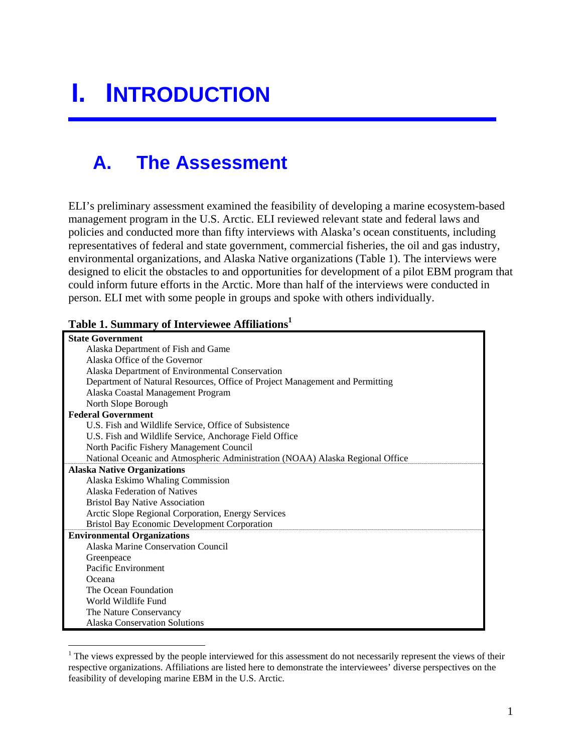# I. INTRODUCTION

## A. The Assessment

ELI's preliminary assessment examined the feasibility of developing a marine ecosystem-based management program in the U.S. Arctic. ELI reviewed relevant state and federal laws and policies and conducted more than fifty interviews with Alaska's ocean constituents, including representatives of federal and state government, commercial fisheries, the oil and gas industry, environmental organizations, and Alaska Native organizations (Table 1). The interviews were designed to elicit the obstacles to and opportunities for development of a pilot EBM program that could inform future efforts in the Arctic. More than half of the interviews were conducted in person. ELI met with some people in groups and spoke with others individually.

**Table 1. Summary of Interviewee Affiliations[1]**

| |
|---|
| **State Government** |
| Alaska Department of Fish and Game |
| Alaska Office of the Governor |
| Alaska Department of Environmental Conservation |
| Department of Natural Resources, Office of Project Management and Permitting |
| Alaska Coastal Management Program |
| North Slope Borough |
| **Federal Government** |
| U.S. Fish and Wildlife Service, Office of Subsistence |
| U.S. Fish and Wildlife Service, Anchorage Field Office |
| North Pacific Fishery Management Council |
| National Oceanic and Atmospheric Administration (NOAA) Alaska Regional Office |
| **Alaska Native Organizations** |
| Alaska Eskimo Whaling Commission |
| Alaska Federation of Natives |
| Bristol Bay Native Association |
| Arctic Slope Regional Corporation, Energy Services |
| Bristol Bay Economic Development Corporation |
| **Environmental Organizations** |
| Alaska Marine Conservation Council |
| Greenpeace |
| Pacific Environment |
| Oceana |
| The Ocean Foundation |
| World Wildlife Fund |
| The Nature Conservancy |
| Alaska Conservation Solutions |

[1] The views expressed by the people interviewed for this assessment do not necessarily represent the views of their respective organizations. Affiliations are listed here to demonstrate the interviewees' diverse perspectives on the feasibility of developing marine EBM in the U.S. Arctic.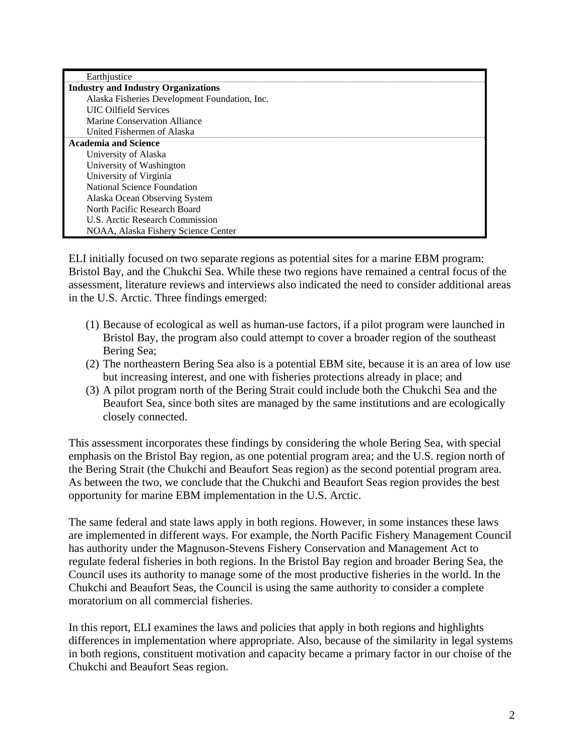| |
|---|
| Earthjustice |
| **Industry and Industry Organizations** |
| Alaska Fisheries Development Foundation, Inc. |
| UIC Oilfield Services |
| Marine Conservation Alliance |
| United Fishermen of Alaska |
| **Academia and Science** |
| University of Alaska |
| University of Washington |
| University of Virginia |
| National Science Foundation |
| Alaska Ocean Observing System |
| North Pacific Research Board |
| U.S. Arctic Research Commission |
| NOAA, Alaska Fishery Science Center |

ELI initially focused on two separate regions as potential sites for a marine EBM program: Bristol Bay, and the Chukchi Sea. While these two regions have remained a central focus of the assessment, literature reviews and interviews also indicated the need to consider additional areas in the U.S. Arctic. Three findings emerged:

(1) Because of ecological as well as human-use factors, if a pilot program were launched in Bristol Bay, the program also could attempt to cover a broader region of the southeast Bering Sea;
(2) The northeastern Bering Sea also is a potential EBM site, because it is an area of low use but increasing interest, and one with fisheries protections already in place; and
(3) A pilot program north of the Bering Strait could include both the Chukchi Sea and the Beaufort Sea, since both sites are managed by the same institutions and are ecologically closely connected.

This assessment incorporates these findings by considering the whole Bering Sea, with special emphasis on the Bristol Bay region, as one potential program area; and the U.S. region north of the Bering Strait (the Chukchi and Beaufort Seas region) as the second potential program area. As between the two, we conclude that the Chukchi and Beaufort Seas region provides the best opportunity for marine EBM implementation in the U.S. Arctic.

The same federal and state laws apply in both regions. However, in some instances these laws are implemented in different ways. For example, the North Pacific Fishery Management Council has authority under the Magnuson-Stevens Fishery Conservation and Management Act to regulate federal fisheries in both regions. In the Bristol Bay region and broader Bering Sea, the Council uses its authority to manage some of the most productive fisheries in the world. In the Chukchi and Beaufort Seas, the Council is using the same authority to consider a complete moratorium on all commercial fisheries.

In this report, ELI examines the laws and policies that apply in both regions and highlights differences in implementation where appropriate. Also, because of the similarity in legal systems in both regions, constituent motivation and capacity became a primary factor in our choise of the Chukchi and Beaufort Seas region.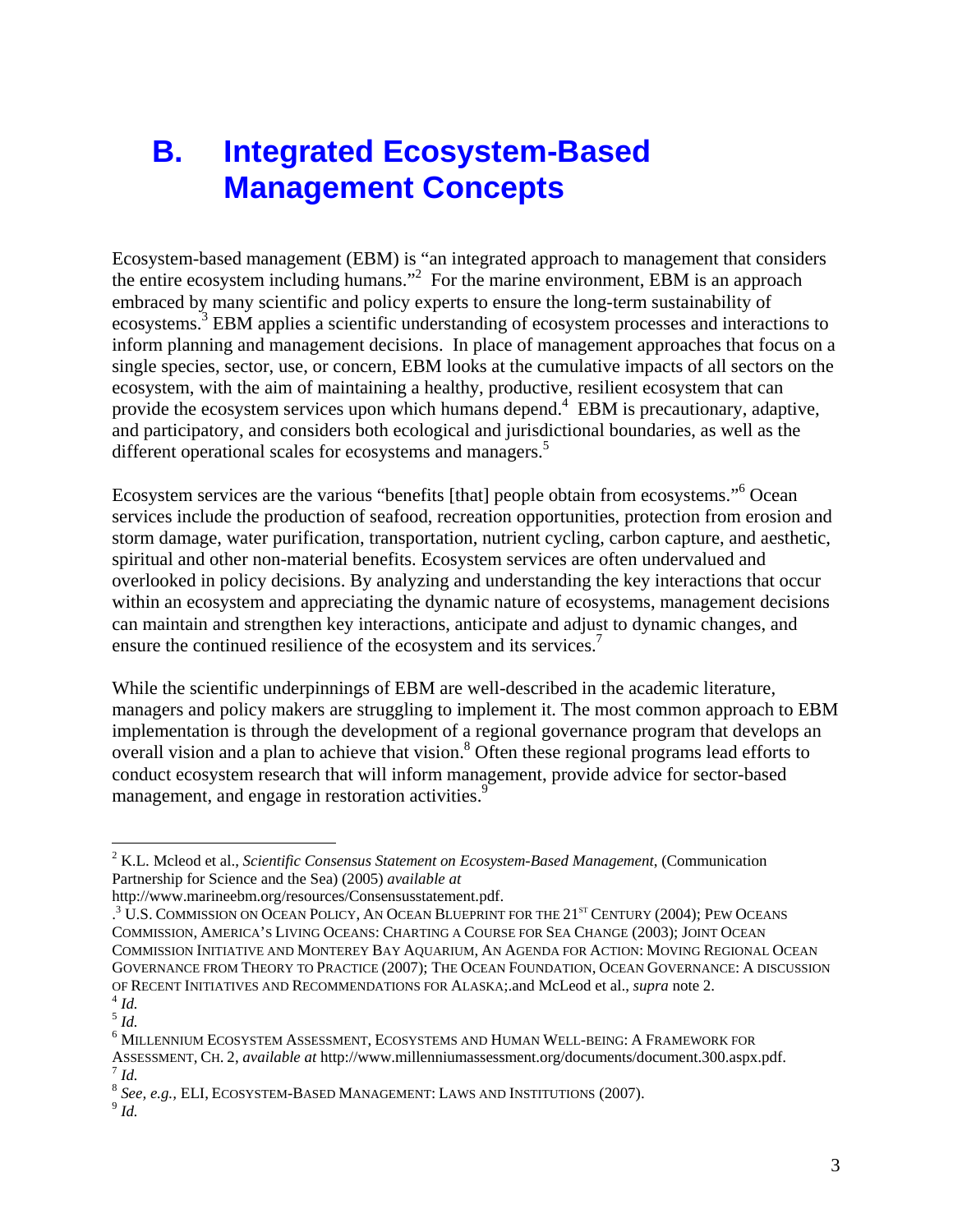## B. Integrated Ecosystem-Based Management Concepts

Ecosystem-based management (EBM) is "an integrated approach to management that considers the entire ecosystem including humans."[2] For the marine environment, EBM is an approach embraced by many scientific and policy experts to ensure the long-term sustainability of ecosystems.[3] EBM applies a scientific understanding of ecosystem processes and interactions to inform planning and management decisions. In place of management approaches that focus on a single species, sector, use, or concern, EBM looks at the cumulative impacts of all sectors on the ecosystem, with the aim of maintaining a healthy, productive, resilient ecosystem that can provide the ecosystem services upon which humans depend.[4] EBM is precautionary, adaptive, and participatory, and considers both ecological and jurisdictional boundaries, as well as the different operational scales for ecosystems and managers.[5]

Ecosystem services are the various "benefits [that] people obtain from ecosystems."[6] Ocean services include the production of seafood, recreation opportunities, protection from erosion and storm damage, water purification, transportation, nutrient cycling, carbon capture, and aesthetic, spiritual and other non-material benefits. Ecosystem services are often undervalued and overlooked in policy decisions. By analyzing and understanding the key interactions that occur within an ecosystem and appreciating the dynamic nature of ecosystems, management decisions can maintain and strengthen key interactions, anticipate and adjust to dynamic changes, and ensure the continued resilience of the ecosystem and its services.[7]

While the scientific underpinnings of EBM are well-described in the academic literature, managers and policy makers are struggling to implement it. The most common approach to EBM implementation is through the development of a regional governance program that develops an overall vision and a plan to achieve that vision.[8] Often these regional programs lead efforts to conduct ecosystem research that will inform management, provide advice for sector-based management, and engage in restoration activities.[9]

---

[2] K.L. Mcleod et al., *Scientific Consensus Statement on Ecosystem-Based Management*, (Communication Partnership for Science and the Sea) (2005) *available at* http://www.marineebm.org/resources/Consensusstatement.pdf.

.[3] U.S. COMMISSION ON OCEAN POLICY, AN OCEAN BLUEPRINT FOR THE 21ST CENTURY (2004); PEW OCEANS COMMISSION, AMERICA'S LIVING OCEANS: CHARTING A COURSE FOR SEA CHANGE (2003); JOINT OCEAN COMMISSION INITIATIVE AND MONTEREY BAY AQUARIUM, AN AGENDA FOR ACTION: MOVING REGIONAL OCEAN GOVERNANCE FROM THEORY TO PRACTICE (2007); THE OCEAN FOUNDATION, OCEAN GOVERNANCE: A DISCUSSION OF RECENT INITIATIVES AND RECOMMENDATIONS FOR ALASKA;.and McLeod et al., *supra* note 2.

[4] *Id.*

[5] *Id.*

[6] MILLENNIUM ECOSYSTEM ASSESSMENT, ECOSYSTEMS AND HUMAN WELL-BEING: A FRAMEWORK FOR ASSESSMENT, CH. 2, *available at* http://www.millenniumassessment.org/documents/document.300.aspx.pdf.

[7] *Id.*

[8] *See, e.g.,* ELI, ECOSYSTEM-BASED MANAGEMENT: LAWS AND INSTITUTIONS (2007).

[9] *Id.*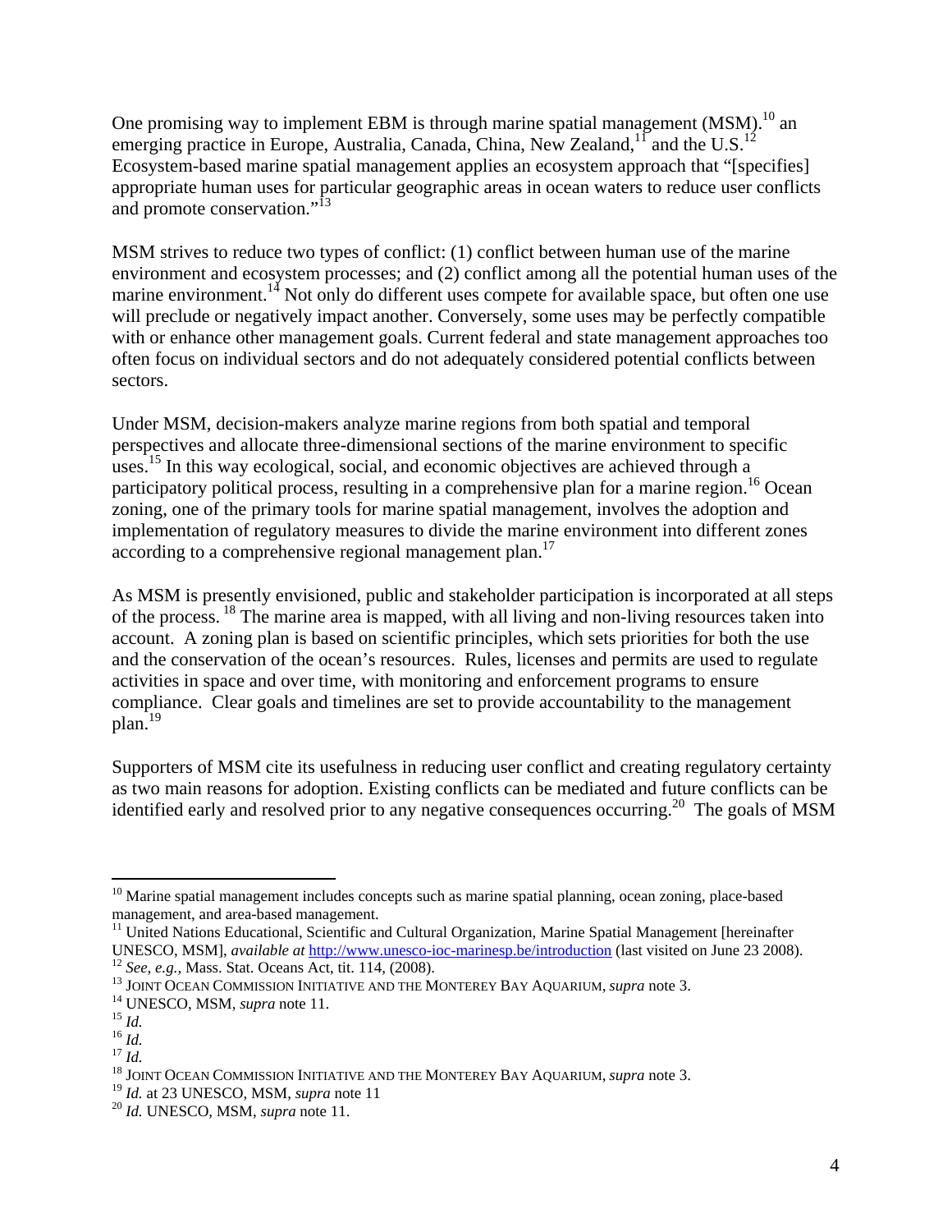One promising way to implement EBM is through marine spatial management (MSM).[10] an emerging practice in Europe, Australia, Canada, China, New Zealand,[11] and the U.S.[12] Ecosystem-based marine spatial management applies an ecosystem approach that "[specifies] appropriate human uses for particular geographic areas in ocean waters to reduce user conflicts and promote conservation."[13]

MSM strives to reduce two types of conflict: (1) conflict between human use of the marine environment and ecosystem processes; and (2) conflict among all the potential human uses of the marine environment.[14] Not only do different uses compete for available space, but often one use will preclude or negatively impact another. Conversely, some uses may be perfectly compatible with or enhance other management goals. Current federal and state management approaches too often focus on individual sectors and do not adequately considered potential conflicts between sectors.

Under MSM, decision-makers analyze marine regions from both spatial and temporal perspectives and allocate three-dimensional sections of the marine environment to specific uses.[15] In this way ecological, social, and economic objectives are achieved through a participatory political process, resulting in a comprehensive plan for a marine region.[16] Ocean zoning, one of the primary tools for marine spatial management, involves the adoption and implementation of regulatory measures to divide the marine environment into different zones according to a comprehensive regional management plan.[17]

As MSM is presently envisioned, public and stakeholder participation is incorporated at all steps of the process. [18] The marine area is mapped, with all living and non-living resources taken into account. A zoning plan is based on scientific principles, which sets priorities for both the use and the conservation of the ocean's resources. Rules, licenses and permits are used to regulate activities in space and over time, with monitoring and enforcement programs to ensure compliance. Clear goals and timelines are set to provide accountability to the management plan.[19]

Supporters of MSM cite its usefulness in reducing user conflict and creating regulatory certainty as two main reasons for adoption. Existing conflicts can be mediated and future conflicts can be identified early and resolved prior to any negative consequences occurring.[20] The goals of MSM

---

[10] Marine spatial management includes concepts such as marine spatial planning, ocean zoning, place-based management, and area-based management.

[11] United Nations Educational, Scientific and Cultural Organization, Marine Spatial Management [hereinafter UNESCO, MSM], *available at* http://www.unesco-ioc-marinesp.be/introduction (last visited on June 23 2008).

[12] *See, e.g.,* Mass. Stat. Oceans Act, tit. 114, (2008).

[13] JOINT OCEAN COMMISSION INITIATIVE AND THE MONTEREY BAY AQUARIUM, *supra* note 3.

[14] UNESCO, MSM, *supra* note 11.

[15] *Id.*

[16] *Id.*

[17] *Id.*

[18] JOINT OCEAN COMMISSION INITIATIVE AND THE MONTEREY BAY AQUARIUM, *supra* note 3.

[19] *Id.* at 23 UNESCO, MSM, *supra* note 11

[20] *Id.* UNESCO, MSM, *supra* note 11.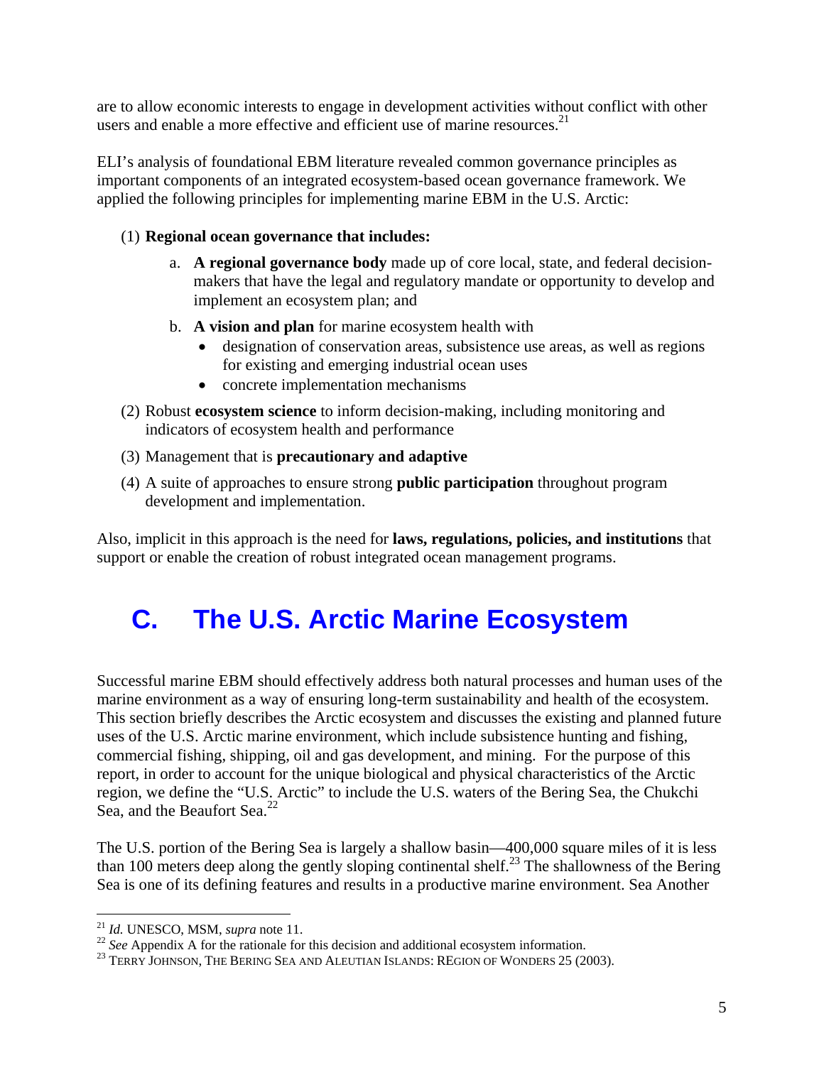are to allow economic interests to engage in development activities without conflict with other users and enable a more effective and efficient use of marine resources.[21]

ELI's analysis of foundational EBM literature revealed common governance principles as important components of an integrated ecosystem-based ocean governance framework. We applied the following principles for implementing marine EBM in the U.S. Arctic:

(1) **Regional ocean governance that includes:**
   a. **A regional governance body** made up of core local, state, and federal decision-makers that have the legal and regulatory mandate or opportunity to develop and implement an ecosystem plan; and
   b. **A vision and plan** for marine ecosystem health with
      - designation of conservation areas, subsistence use areas, as well as regions for existing and emerging industrial ocean uses
      - concrete implementation mechanisms

(2) Robust **ecosystem science** to inform decision-making, including monitoring and indicators of ecosystem health and performance

(3) Management that is **precautionary and adaptive**

(4) A suite of approaches to ensure strong **public participation** throughout program development and implementation.

Also, implicit in this approach is the need for **laws, regulations, policies, and institutions** that support or enable the creation of robust integrated ocean management programs.

## C. The U.S. Arctic Marine Ecosystem

Successful marine EBM should effectively address both natural processes and human uses of the marine environment as a way of ensuring long-term sustainability and health of the ecosystem. This section briefly describes the Arctic ecosystem and discusses the existing and planned future uses of the U.S. Arctic marine environment, which include subsistence hunting and fishing, commercial fishing, shipping, oil and gas development, and mining. For the purpose of this report, in order to account for the unique biological and physical characteristics of the Arctic region, we define the "U.S. Arctic" to include the U.S. waters of the Bering Sea, the Chukchi Sea, and the Beaufort Sea.[22]

The U.S. portion of the Bering Sea is largely a shallow basin—400,000 square miles of it is less than 100 meters deep along the gently sloping continental shelf.[23] The shallowness of the Bering Sea is one of its defining features and results in a productive marine environment. Sea Another

---

[21] *Id.* UNESCO, MSM, *supra* note 11.

[22] *See* Appendix A for the rationale for this decision and additional ecosystem information.

[23] TERRY JOHNSON, THE BERING SEA AND ALEUTIAN ISLANDS: REGION OF WONDERS 25 (2003).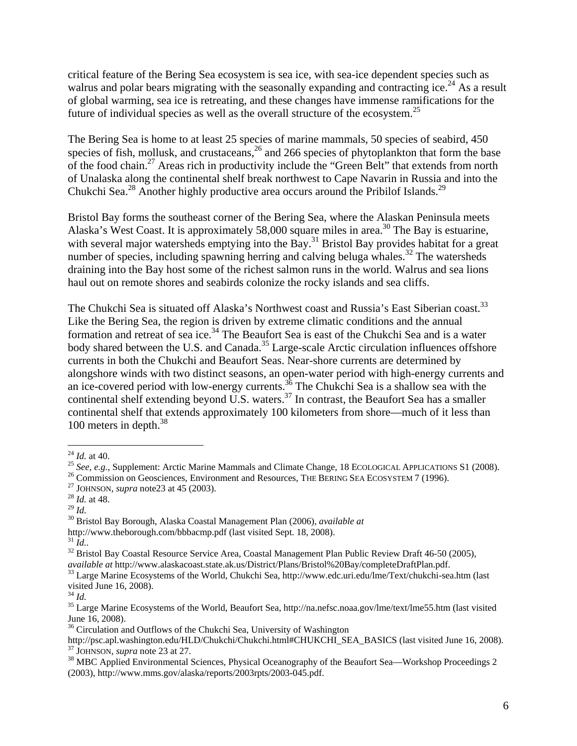critical feature of the Bering Sea ecosystem is sea ice, with sea-ice dependent species such as walrus and polar bears migrating with the seasonally expanding and contracting ice.[24] As a result of global warming, sea ice is retreating, and these changes have immense ramifications for the future of individual species as well as the overall structure of the ecosystem.[25]

The Bering Sea is home to at least 25 species of marine mammals, 50 species of seabird, 450 species of fish, mollusk, and crustaceans,[26] and 266 species of phytoplankton that form the base of the food chain.[27] Areas rich in productivity include the "Green Belt" that extends from north of Unalaska along the continental shelf break northwest to Cape Navarin in Russia and into the Chukchi Sea.[28] Another highly productive area occurs around the Pribilof Islands.[29]

Bristol Bay forms the southeast corner of the Bering Sea, where the Alaskan Peninsula meets Alaska's West Coast. It is approximately 58,000 square miles in area.[30] The Bay is estuarine, with several major watersheds emptying into the Bay.[31] Bristol Bay provides habitat for a great number of species, including spawning herring and calving beluga whales.[32] The watersheds draining into the Bay host some of the richest salmon runs in the world. Walrus and sea lions haul out on remote shores and seabirds colonize the rocky islands and sea cliffs.

The Chukchi Sea is situated off Alaska's Northwest coast and Russia's East Siberian coast.[33] Like the Bering Sea, the region is driven by extreme climatic conditions and the annual formation and retreat of sea ice.[34] The Beaufort Sea is east of the Chukchi Sea and is a water body shared between the U.S. and Canada.[35] Large-scale Arctic circulation influences offshore currents in both the Chukchi and Beaufort Seas. Near-shore currents are determined by alongshore winds with two distinct seasons, an open-water period with high-energy currents and an ice-covered period with low-energy currents.[36] The Chukchi Sea is a shallow sea with the continental shelf extending beyond U.S. waters.[37] In contrast, the Beaufort Sea has a smaller continental shelf that extends approximately 100 kilometers from shore—much of it less than 100 meters in depth.[38]

---

[24] *Id.* at 40.

[25] *See, e.g.,* Supplement: Arctic Marine Mammals and Climate Change, 18 ECOLOGICAL APPLICATIONS S1 (2008).

[26] Commission on Geosciences, Environment and Resources, THE BERING SEA ECOSYSTEM 7 (1996).

[27] JOHNSON, *supra* note23 at 45 (2003).

[28] *Id.* at 48.

[29] *Id.*

[30] Bristol Bay Borough, Alaska Coastal Management Plan (2006), *available at* http://www.theborough.com/bbbacmp.pdf (last visited Sept. 18, 2008).

[31] *Id.*.

[32] Bristol Bay Coastal Resource Service Area, Coastal Management Plan Public Review Draft 46-50 (2005), *available at* http://www.alaskacoast.state.ak.us/District/Plans/Bristol%20Bay/completeDraftPlan.pdf.

[33] Large Marine Ecosystems of the World, Chukchi Sea, http://www.edc.uri.edu/lme/Text/chukchi-sea.htm (last visited June 16, 2008).

[34] *Id.*

[35] Large Marine Ecosystems of the World, Beaufort Sea, http://na.nefsc.noaa.gov/lme/text/lme55.htm (last visited June 16, 2008).

[36] Circulation and Outflows of the Chukchi Sea, University of Washington http://psc.apl.washington.edu/HLD/Chukchi/Chukchi.html#CHUKCHI_SEA_BASICS (last visited June 16, 2008).

[37] JOHNSON, *supra* note 23 at 27.

[38] MBC Applied Environmental Sciences, Physical Oceanography of the Beaufort Sea—Workshop Proceedings 2 (2003), http://www.mms.gov/alaska/reports/2003rpts/2003-045.pdf.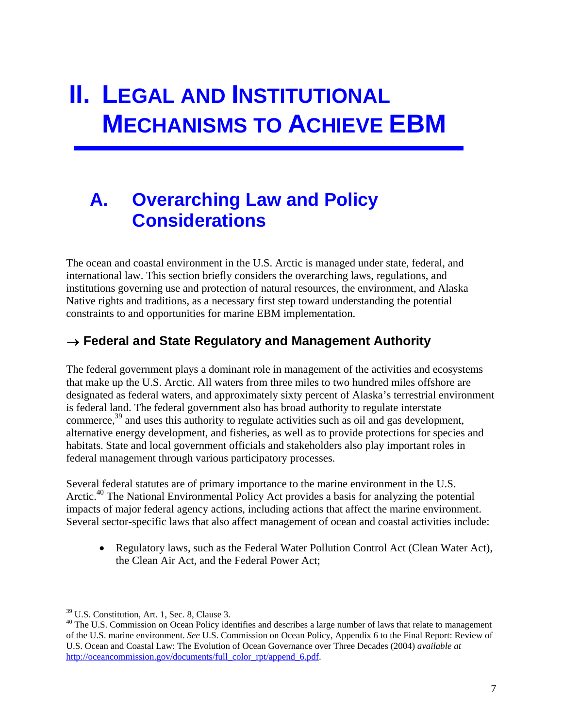# II. Legal and Institutional Mechanisms to Achieve EBM

## A. Overarching Law and Policy Considerations

The ocean and coastal environment in the U.S. Arctic is managed under state, federal, and international law. This section briefly considers the overarching laws, regulations, and institutions governing use and protection of natural resources, the environment, and Alaska Native rights and traditions, as a necessary first step toward understanding the potential constraints to and opportunities for marine EBM implementation.

### → Federal and State Regulatory and Management Authority

The federal government plays a dominant role in management of the activities and ecosystems that make up the U.S. Arctic. All waters from three miles to two hundred miles offshore are designated as federal waters, and approximately sixty percent of Alaska's terrestrial environment is federal land. The federal government also has broad authority to regulate interstate commerce,[39] and uses this authority to regulate activities such as oil and gas development, alternative energy development, and fisheries, as well as to provide protections for species and habitats. State and local government officials and stakeholders also play important roles in federal management through various participatory processes.

Several federal statutes are of primary importance to the marine environment in the U.S. Arctic.[40] The National Environmental Policy Act provides a basis for analyzing the potential impacts of major federal agency actions, including actions that affect the marine environment. Several sector-specific laws that also affect management of ocean and coastal activities include:

- Regulatory laws, such as the Federal Water Pollution Control Act (Clean Water Act), the Clean Air Act, and the Federal Power Act;

---

[39] U.S. Constitution, Art. 1, Sec. 8, Clause 3.

[40] The U.S. Commission on Ocean Policy identifies and describes a large number of laws that relate to management of the U.S. marine environment. *See* U.S. Commission on Ocean Policy, Appendix 6 to the Final Report: Review of U.S. Ocean and Coastal Law: The Evolution of Ocean Governance over Three Decades (2004) *available at* http://oceancommission.gov/documents/full_color_rpt/append_6.pdf.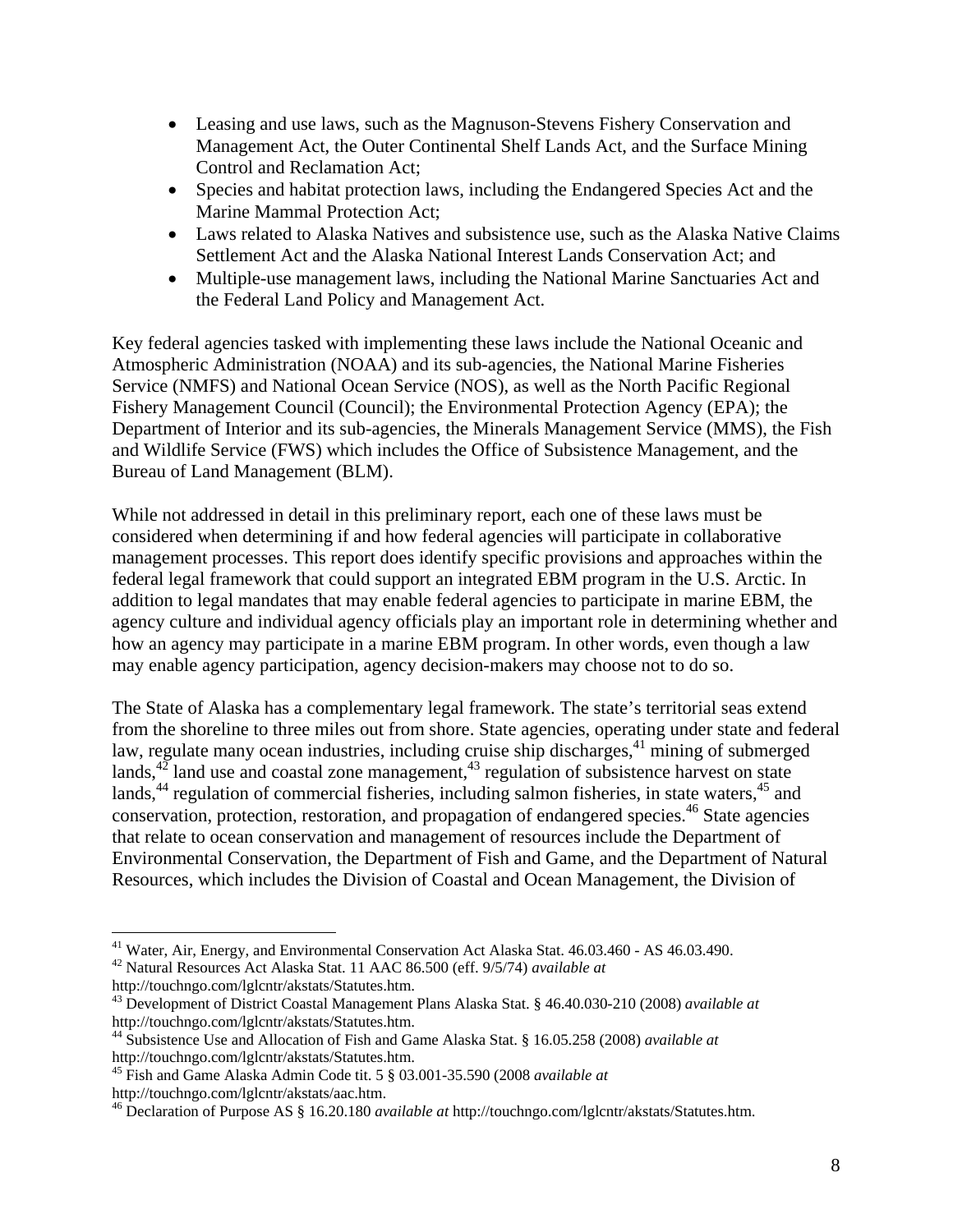- Leasing and use laws, such as the Magnuson-Stevens Fishery Conservation and Management Act, the Outer Continental Shelf Lands Act, and the Surface Mining Control and Reclamation Act;
- Species and habitat protection laws, including the Endangered Species Act and the Marine Mammal Protection Act;
- Laws related to Alaska Natives and subsistence use, such as the Alaska Native Claims Settlement Act and the Alaska National Interest Lands Conservation Act; and
- Multiple-use management laws, including the National Marine Sanctuaries Act and the Federal Land Policy and Management Act.

Key federal agencies tasked with implementing these laws include the National Oceanic and Atmospheric Administration (NOAA) and its sub-agencies, the National Marine Fisheries Service (NMFS) and National Ocean Service (NOS), as well as the North Pacific Regional Fishery Management Council (Council); the Environmental Protection Agency (EPA); the Department of Interior and its sub-agencies, the Minerals Management Service (MMS), the Fish and Wildlife Service (FWS) which includes the Office of Subsistence Management, and the Bureau of Land Management (BLM).

While not addressed in detail in this preliminary report, each one of these laws must be considered when determining if and how federal agencies will participate in collaborative management processes. This report does identify specific provisions and approaches within the federal legal framework that could support an integrated EBM program in the U.S. Arctic. In addition to legal mandates that may enable federal agencies to participate in marine EBM, the agency culture and individual agency officials play an important role in determining whether and how an agency may participate in a marine EBM program. In other words, even though a law may enable agency participation, agency decision-makers may choose not to do so.

The State of Alaska has a complementary legal framework. The state's territorial seas extend from the shoreline to three miles out from shore. State agencies, operating under state and federal law, regulate many ocean industries, including cruise ship discharges,[41] mining of submerged lands,[42] land use and coastal zone management,[43] regulation of subsistence harvest on state lands,[44] regulation of commercial fisheries, including salmon fisheries, in state waters,[45] and conservation, protection, restoration, and propagation of endangered species.[46] State agencies that relate to ocean conservation and management of resources include the Department of Environmental Conservation, the Department of Fish and Game, and the Department of Natural Resources, which includes the Division of Coastal and Ocean Management, the Division of

---

[41] Water, Air, Energy, and Environmental Conservation Act Alaska Stat. 46.03.460 - AS 46.03.490.

[42] Natural Resources Act Alaska Stat. 11 AAC 86.500 (eff. 9/5/74) *available at* http://touchngo.com/lglcntr/akstats/Statutes.htm.

[43] Development of District Coastal Management Plans Alaska Stat. § 46.40.030-210 (2008) *available at* http://touchngo.com/lglcntr/akstats/Statutes.htm.

[44] Subsistence Use and Allocation of Fish and Game Alaska Stat. § 16.05.258 (2008) *available at* http://touchngo.com/lglcntr/akstats/Statutes.htm.

[45] Fish and Game Alaska Admin Code tit. 5 § 03.001-35.590 (2008 *available at* http://touchngo.com/lglcntr/akstats/aac.htm.

[46] Declaration of Purpose AS § 16.20.180 *available at* http://touchngo.com/lglcntr/akstats/Statutes.htm.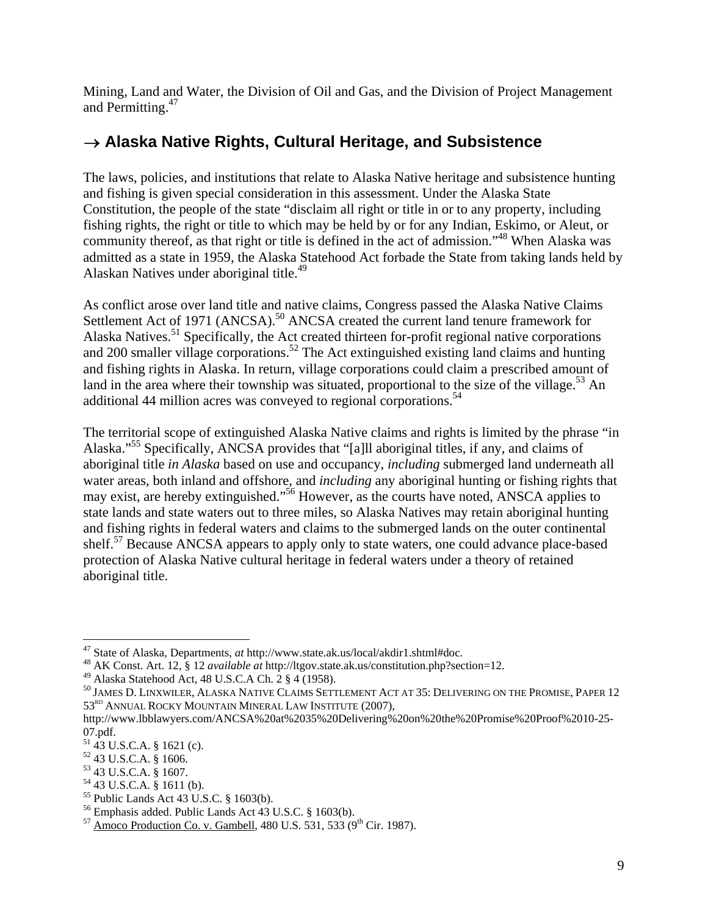Mining, Land and Water, the Division of Oil and Gas, and the Division of Project Management and Permitting.[47]

## → Alaska Native Rights, Cultural Heritage, and Subsistence

The laws, policies, and institutions that relate to Alaska Native heritage and subsistence hunting and fishing is given special consideration in this assessment. Under the Alaska State Constitution, the people of the state "disclaim all right or title in or to any property, including fishing rights, the right or title to which may be held by or for any Indian, Eskimo, or Aleut, or community thereof, as that right or title is defined in the act of admission."[48] When Alaska was admitted as a state in 1959, the Alaska Statehood Act forbade the State from taking lands held by Alaskan Natives under aboriginal title.[49]

As conflict arose over land title and native claims, Congress passed the Alaska Native Claims Settlement Act of 1971 (ANCSA).[50] ANCSA created the current land tenure framework for Alaska Natives.[51] Specifically, the Act created thirteen for-profit regional native corporations and 200 smaller village corporations.[52] The Act extinguished existing land claims and hunting and fishing rights in Alaska. In return, village corporations could claim a prescribed amount of land in the area where their township was situated, proportional to the size of the village.[53] An additional 44 million acres was conveyed to regional corporations.[54]

The territorial scope of extinguished Alaska Native claims and rights is limited by the phrase "in Alaska."[55] Specifically, ANCSA provides that "[a]ll aboriginal titles, if any, and claims of aboriginal title *in Alaska* based on use and occupancy, *including* submerged land underneath all water areas, both inland and offshore, and *including* any aboriginal hunting or fishing rights that may exist, are hereby extinguished."[56] However, as the courts have noted, ANSCA applies to state lands and state waters out to three miles, so Alaska Natives may retain aboriginal hunting and fishing rights in federal waters and claims to the submerged lands on the outer continental shelf.[57] Because ANCSA appears to apply only to state waters, one could advance place-based protection of Alaska Native cultural heritage in federal waters under a theory of retained aboriginal title.

---

[47] State of Alaska, Departments, *at* http://www.state.ak.us/local/akdir1.shtml#doc.
[48] AK Const. Art. 12, § 12 *available at* http://ltgov.state.ak.us/constitution.php?section=12.
[49] Alaska Statehood Act, 48 U.S.C.A Ch. 2 § 4 (1958).
[50] JAMES D. LINXWILER, ALASKA NATIVE CLAIMS SETTLEMENT ACT AT 35: DELIVERING ON THE PROMISE, PAPER 12 53RD ANNUAL ROCKY MOUNTAIN MINERAL LAW INSTITUTE (2007), http://www.lbblawyers.com/ANCSA%20at%2035%20Delivering%20on%20the%20Promise%20Proof%2010-25-07.pdf.
[51] 43 U.S.C.A. § 1621 (c).
[52] 43 U.S.C.A. § 1606.
[53] 43 U.S.C.A. § 1607.
[54] 43 U.S.C.A. § 1611 (b).
[55] Public Lands Act 43 U.S.C. § 1603(b).
[56] Emphasis added. Public Lands Act 43 U.S.C. § 1603(b).
[57] Amoco Production Co. v. Gambell, 480 U.S. 531, 533 (9th Cir. 1987).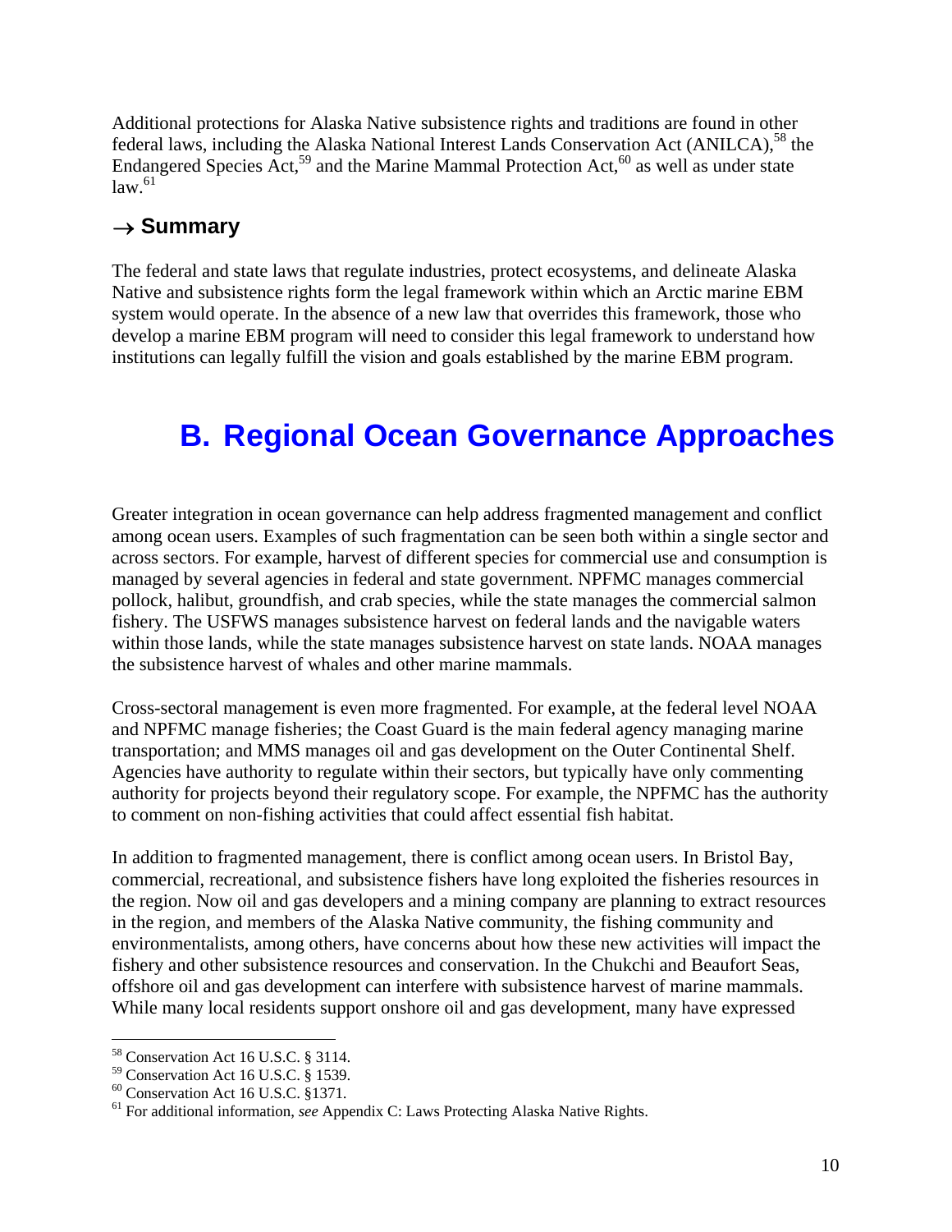Additional protections for Alaska Native subsistence rights and traditions are found in other federal laws, including the Alaska National Interest Lands Conservation Act (ANILCA),[58] the Endangered Species Act,[59] and the Marine Mammal Protection Act,[60] as well as under state law.[61]

### → Summary

The federal and state laws that regulate industries, protect ecosystems, and delineate Alaska Native and subsistence rights form the legal framework within which an Arctic marine EBM system would operate. In the absence of a new law that overrides this framework, those who develop a marine EBM program will need to consider this legal framework to understand how institutions can legally fulfill the vision and goals established by the marine EBM program.

## B. Regional Ocean Governance Approaches

Greater integration in ocean governance can help address fragmented management and conflict among ocean users. Examples of such fragmentation can be seen both within a single sector and across sectors. For example, harvest of different species for commercial use and consumption is managed by several agencies in federal and state government. NPFMC manages commercial pollock, halibut, groundfish, and crab species, while the state manages the commercial salmon fishery. The USFWS manages subsistence harvest on federal lands and the navigable waters within those lands, while the state manages subsistence harvest on state lands. NOAA manages the subsistence harvest of whales and other marine mammals.

Cross-sectoral management is even more fragmented. For example, at the federal level NOAA and NPFMC manage fisheries; the Coast Guard is the main federal agency managing marine transportation; and MMS manages oil and gas development on the Outer Continental Shelf. Agencies have authority to regulate within their sectors, but typically have only commenting authority for projects beyond their regulatory scope. For example, the NPFMC has the authority to comment on non-fishing activities that could affect essential fish habitat.

In addition to fragmented management, there is conflict among ocean users. In Bristol Bay, commercial, recreational, and subsistence fishers have long exploited the fisheries resources in the region. Now oil and gas developers and a mining company are planning to extract resources in the region, and members of the Alaska Native community, the fishing community and environmentalists, among others, have concerns about how these new activities will impact the fishery and other subsistence resources and conservation. In the Chukchi and Beaufort Seas, offshore oil and gas development can interfere with subsistence harvest of marine mammals. While many local residents support onshore oil and gas development, many have expressed

---

[58] Conservation Act 16 U.S.C. § 3114.
[59] Conservation Act 16 U.S.C. § 1539.
[60] Conservation Act 16 U.S.C. §1371.
[61] For additional information, *see* Appendix C: Laws Protecting Alaska Native Rights.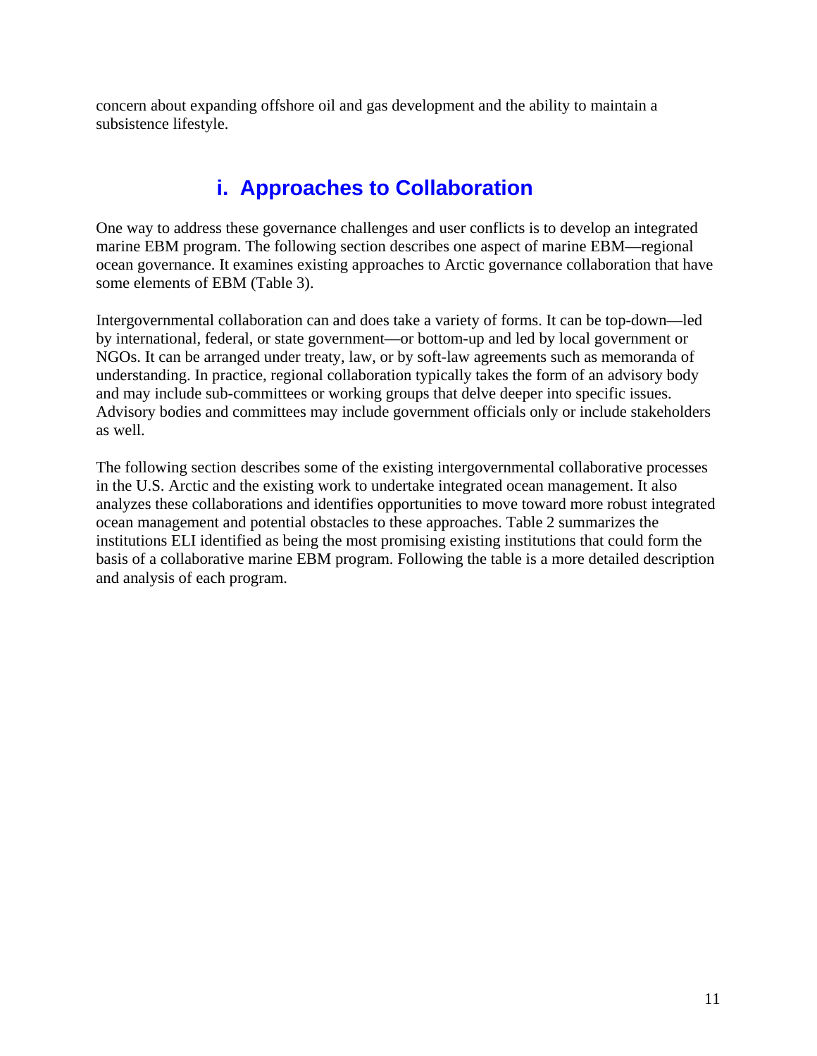concern about expanding offshore oil and gas development and the ability to maintain a subsistence lifestyle.

## i. Approaches to Collaboration

One way to address these governance challenges and user conflicts is to develop an integrated marine EBM program. The following section describes one aspect of marine EBM—regional ocean governance. It examines existing approaches to Arctic governance collaboration that have some elements of EBM (Table 3).

Intergovernmental collaboration can and does take a variety of forms. It can be top-down—led by international, federal, or state government—or bottom-up and led by local government or NGOs. It can be arranged under treaty, law, or by soft-law agreements such as memoranda of understanding. In practice, regional collaboration typically takes the form of an advisory body and may include sub-committees or working groups that delve deeper into specific issues. Advisory bodies and committees may include government officials only or include stakeholders as well.

The following section describes some of the existing intergovernmental collaborative processes in the U.S. Arctic and the existing work to undertake integrated ocean management. It also analyzes these collaborations and identifies opportunities to move toward more robust integrated ocean management and potential obstacles to these approaches. Table 2 summarizes the institutions ELI identified as being the most promising existing institutions that could form the basis of a collaborative marine EBM program. Following the table is a more detailed description and analysis of each program.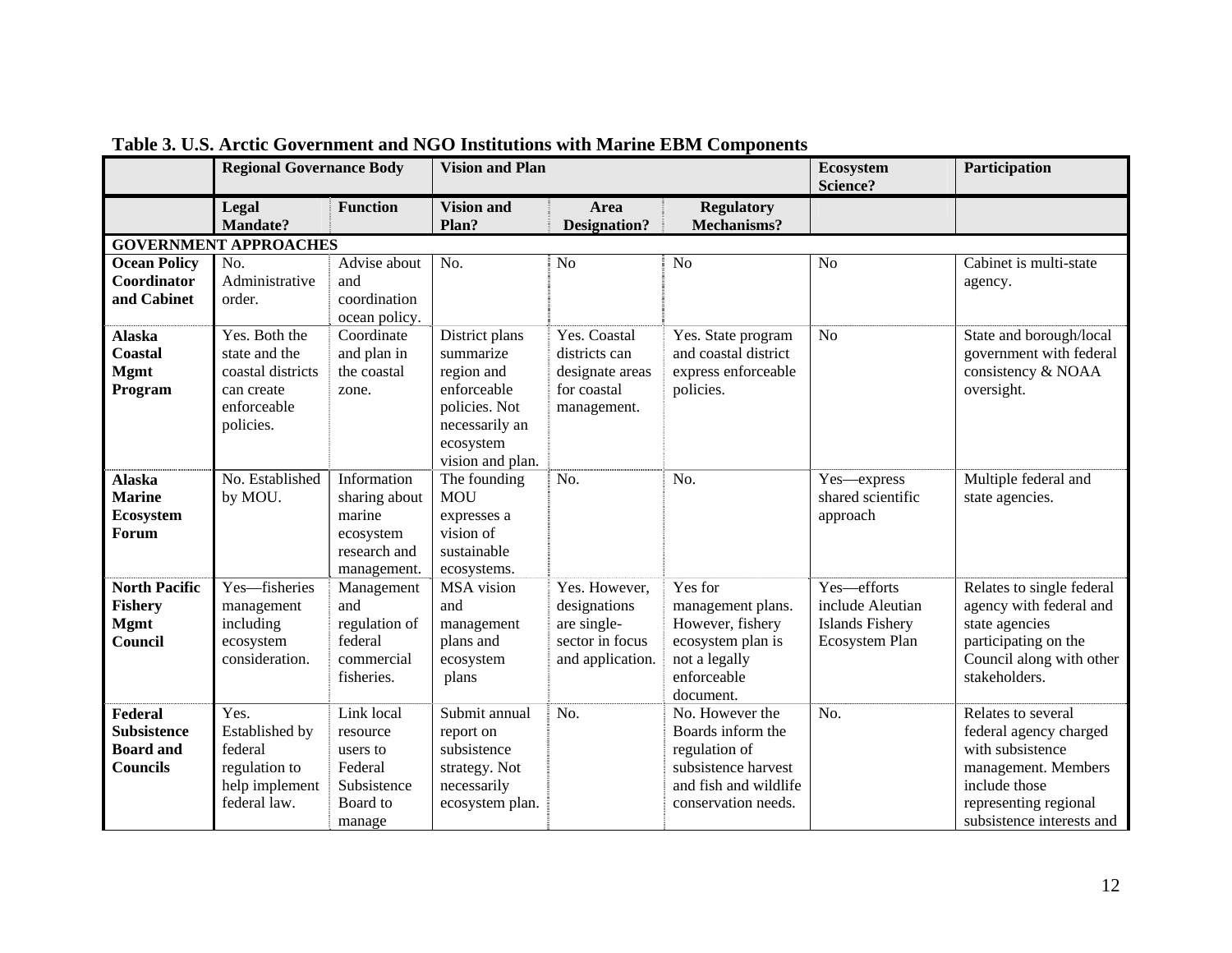**Table 3. U.S. Arctic Government and NGO Institutions with Marine EBM Components**

| | Regional Governance Body | | Vision and Plan | | | Ecosystem Science? | Participation |
|---|---|---|---|---|---|---|---|
| | Legal Mandate? | Function | Vision and Plan? | Area Designation? | Regulatory Mechanisms? | | |
| **GOVERNMENT APPROACHES** | | | | | | | |
| **Ocean Policy Coordinator and Cabinet** | No. Administrative order. | Advise about and coordination ocean policy. | No. | No | No | No | Cabinet is multi-state agency. |
| **Alaska Coastal Mgmt Program** | Yes. Both the state and the coastal districts can create enforceable policies. | Coordinate and plan in the coastal zone. | District plans summarize region and enforceable policies. Not necessarily an ecosystem vision and plan. | Yes. Coastal districts can designate areas for coastal management. | Yes. State program and coastal district express enforceable policies. | No | State and borough/local government with federal consistency & NOAA oversight. |
| **Alaska Marine Ecosystem Forum** | No. Established by MOU. | Information sharing about marine ecosystem research and management. | The founding MOU expresses a vision of sustainable ecosystems. | No. | No. | Yes—express shared scientific approach | Multiple federal and state agencies. |
| **North Pacific Fishery Mgmt Council** | Yes—fisheries management including ecosystem consideration. | Management and regulation of federal commercial fisheries. | MSA vision and management plans and ecosystem plans | Yes. However, designations are single-sector in focus and application. | Yes for management plans. However, fishery ecosystem plan is not a legally enforceable document. | Yes—efforts include Aleutian Islands Fishery Ecosystem Plan | Relates to single federal agency with federal and state agencies participating on the Council along with other stakeholders. |
| **Federal Subsistence Board and Councils** | Yes. Established by federal regulation to help implement federal law. | Link local resource users to Federal Subsistence Board to manage | Submit annual report on subsistence strategy. Not necessarily ecosystem plan. | No. | No. However the Boards inform the regulation of subsistence harvest and fish and wildlife conservation needs. | No. | Relates to several federal agency charged with subsistence management. Members include those representing regional subsistence interests and |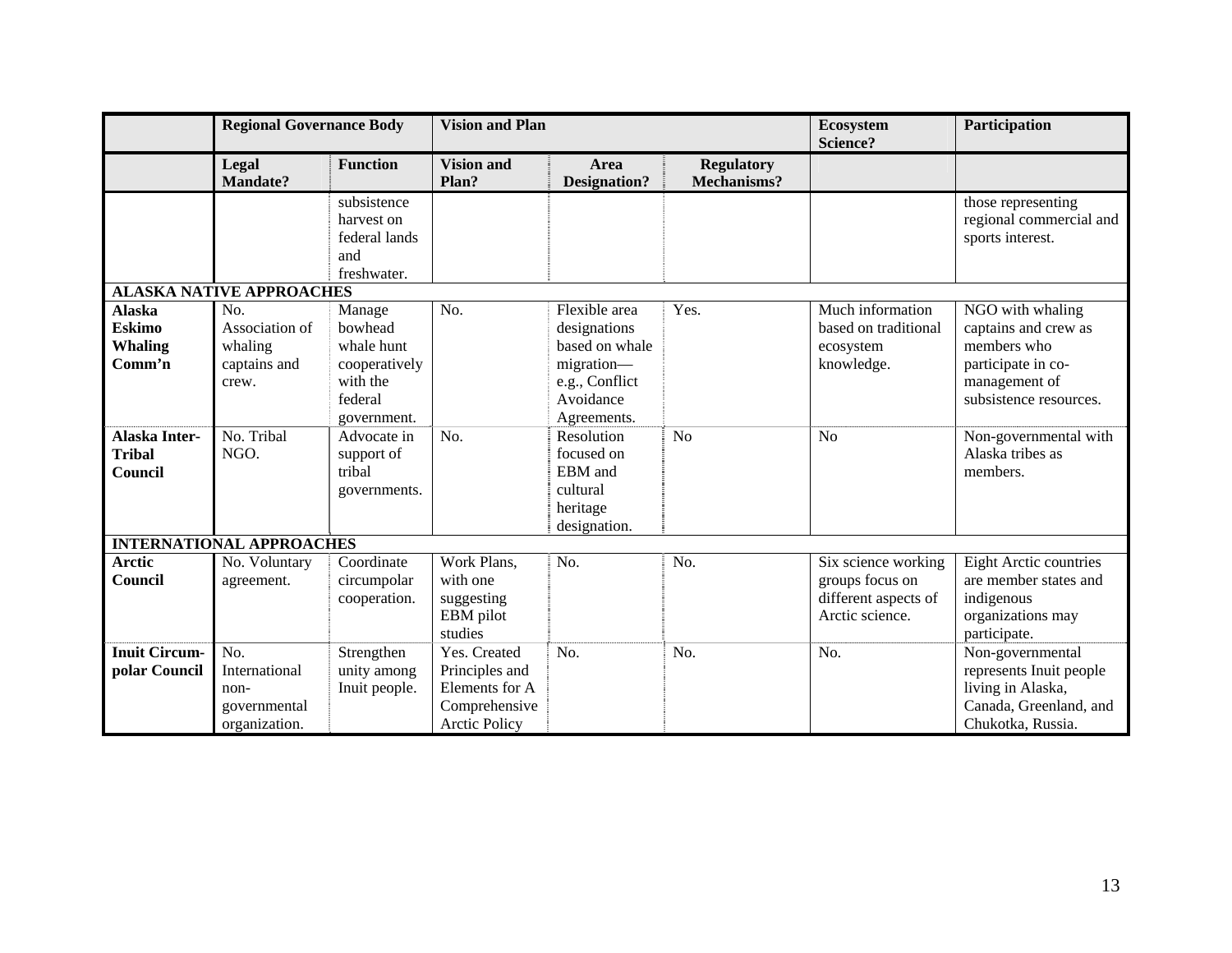| | Regional Governance Body | | Vision and Plan | | | Ecosystem Science? | Participation |
|---|---|---|---|---|---|---|---|
| | Legal Mandate? | Function | Vision and Plan? | Area Designation? | Regulatory Mechanisms? | | |
| | | subsistence harvest on federal lands and freshwater. | | | | | those representing regional commercial and sports interest. |
| **ALASKA NATIVE APPROACHES** | | | | | | | |
| **Alaska Eskimo Whaling Comm'n** | No. Association of whaling captains and crew. | Manage bowhead whale hunt cooperatively with the federal government. | No. | Flexible area designations based on whale migration—e.g., Conflict Avoidance Agreements. | Yes. | Much information based on traditional ecosystem knowledge. | NGO with whaling captains and crew as members who participate in co-management of subsistence resources. |
| **Alaska Inter-Tribal Council** | No. Tribal NGO. | Advocate in support of tribal governments. | No. | Resolution focused on EBM and cultural heritage designation. | No | No | Non-governmental with Alaska tribes as members. |
| **INTERNATIONAL APPROACHES** | | | | | | | |
| **Arctic Council** | No. Voluntary agreement. | Coordinate circumpolar cooperation. | Work Plans, with one suggesting EBM pilot studies | No. | No. | Six science working groups focus on different aspects of Arctic science. | Eight Arctic countries are member states and indigenous organizations may participate. |
| **Inuit Circum-polar Council** | No. International non-governmental organization. | Strengthen unity among Inuit people. | Yes. Created Principles and Elements for A Comprehensive Arctic Policy | No. | No. | No. | Non-governmental represents Inuit people living in Alaska, Canada, Greenland, and Chukotka, Russia. |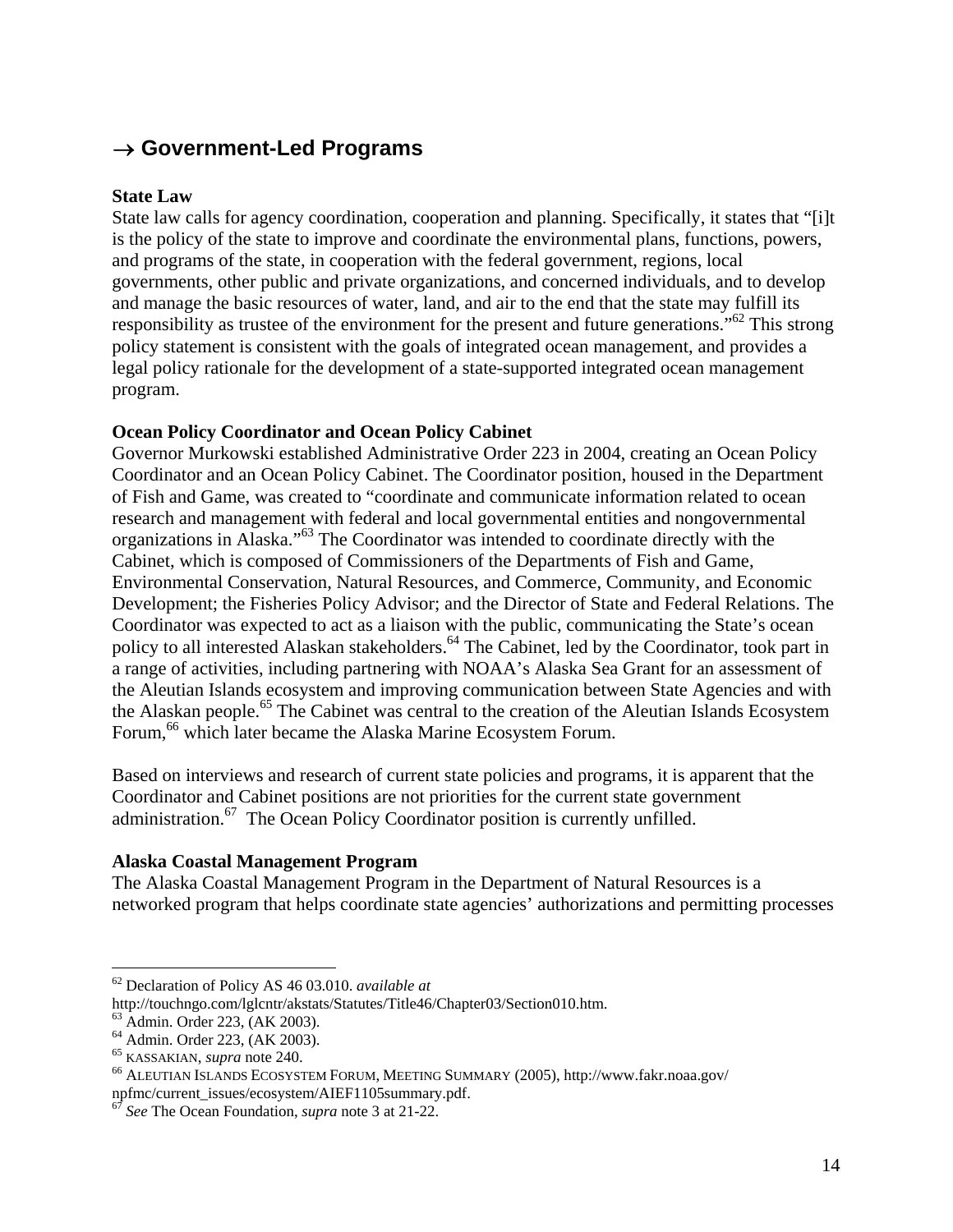## → Government-Led Programs

**State Law**

State law calls for agency coordination, cooperation and planning. Specifically, it states that "[i]t is the policy of the state to improve and coordinate the environmental plans, functions, powers, and programs of the state, in cooperation with the federal government, regions, local governments, other public and private organizations, and concerned individuals, and to develop and manage the basic resources of water, land, and air to the end that the state may fulfill its responsibility as trustee of the environment for the present and future generations."[62] This strong policy statement is consistent with the goals of integrated ocean management, and provides a legal policy rationale for the development of a state-supported integrated ocean management program.

**Ocean Policy Coordinator and Ocean Policy Cabinet**

Governor Murkowski established Administrative Order 223 in 2004, creating an Ocean Policy Coordinator and an Ocean Policy Cabinet. The Coordinator position, housed in the Department of Fish and Game, was created to "coordinate and communicate information related to ocean research and management with federal and local governmental entities and nongovernmental organizations in Alaska."[63] The Coordinator was intended to coordinate directly with the Cabinet, which is composed of Commissioners of the Departments of Fish and Game, Environmental Conservation, Natural Resources, and Commerce, Community, and Economic Development; the Fisheries Policy Advisor; and the Director of State and Federal Relations. The Coordinator was expected to act as a liaison with the public, communicating the State's ocean policy to all interested Alaskan stakeholders.[64] The Cabinet, led by the Coordinator, took part in a range of activities, including partnering with NOAA's Alaska Sea Grant for an assessment of the Aleutian Islands ecosystem and improving communication between State Agencies and with the Alaskan people.[65] The Cabinet was central to the creation of the Aleutian Islands Ecosystem Forum,[66] which later became the Alaska Marine Ecosystem Forum.

Based on interviews and research of current state policies and programs, it is apparent that the Coordinator and Cabinet positions are not priorities for the current state government administration.[67] The Ocean Policy Coordinator position is currently unfilled.

**Alaska Coastal Management Program**

The Alaska Coastal Management Program in the Department of Natural Resources is a networked program that helps coordinate state agencies' authorizations and permitting processes

---

[62] Declaration of Policy AS 46 03.010. *available at* http://touchngo.com/lglcntr/akstats/Statutes/Title46/Chapter03/Section010.htm.
[63] Admin. Order 223, (AK 2003).
[64] Admin. Order 223, (AK 2003).
[65] KASSAKIAN, *supra* note 240.
[66] ALEUTIAN ISLANDS ECOSYSTEM FORUM, MEETING SUMMARY (2005), http://www.fakr.noaa.gov/npfmc/current_issues/ecosystem/AIEF1105summary.pdf.
[67] *See* The Ocean Foundation, *supra* note 3 at 21-22.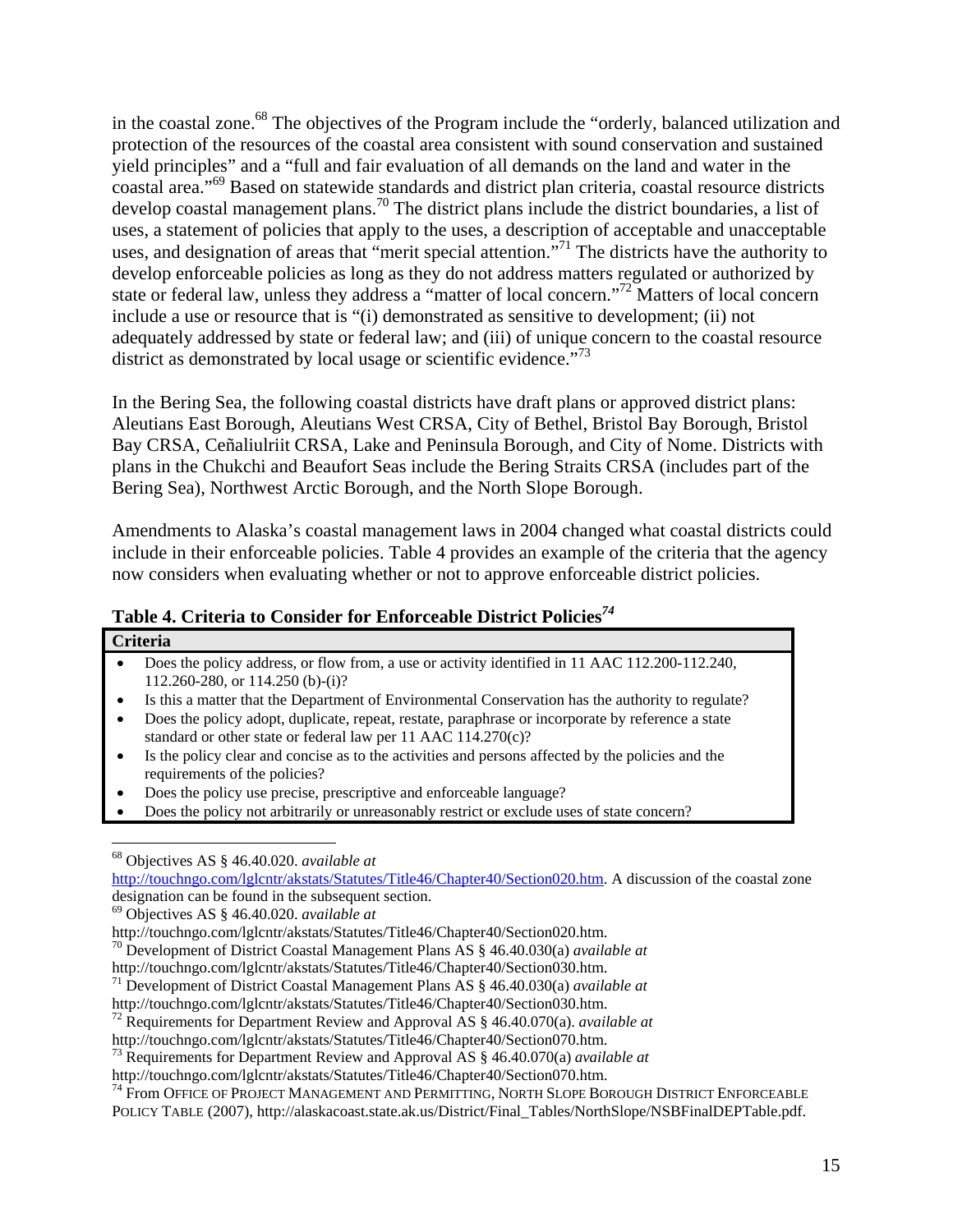in the coastal zone.[68] The objectives of the Program include the "orderly, balanced utilization and protection of the resources of the coastal area consistent with sound conservation and sustained yield principles" and a "full and fair evaluation of all demands on the land and water in the coastal area."[69] Based on statewide standards and district plan criteria, coastal resource districts develop coastal management plans.[70] The district plans include the district boundaries, a list of uses, a statement of policies that apply to the uses, a description of acceptable and unacceptable uses, and designation of areas that "merit special attention."[71] The districts have the authority to develop enforceable policies as long as they do not address matters regulated or authorized by state or federal law, unless they address a "matter of local concern."[72] Matters of local concern include a use or resource that is "(i) demonstrated as sensitive to development; (ii) not adequately addressed by state or federal law; and (iii) of unique concern to the coastal resource district as demonstrated by local usage or scientific evidence."[73]

In the Bering Sea, the following coastal districts have draft plans or approved district plans: Aleutians East Borough, Aleutians West CRSA, City of Bethel, Bristol Bay Borough, Bristol Bay CRSA, Ceñaliulriit CRSA, Lake and Peninsula Borough, and City of Nome. Districts with plans in the Chukchi and Beaufort Seas include the Bering Straits CRSA (includes part of the Bering Sea), Northwest Arctic Borough, and the North Slope Borough.

Amendments to Alaska's coastal management laws in 2004 changed what coastal districts could include in their enforceable policies. Table 4 provides an example of the criteria that the agency now considers when evaluating whether or not to approve enforceable district policies.

**Table 4. Criteria to Consider for Enforceable District Policies*[74]***

| Criteria |
|---|
| • Does the policy address, or flow from, a use or activity identified in 11 AAC 112.200-112.240, 112.260-280, or 114.250 (b)-(i)? |
| • Is this a matter that the Department of Environmental Conservation has the authority to regulate? |
| • Does the policy adopt, duplicate, repeat, restate, paraphrase or incorporate by reference a state standard or other state or federal law per 11 AAC 114.270(c)? |
| • Is the policy clear and concise as to the activities and persons affected by the policies and the requirements of the policies? |
| • Does the policy use precise, prescriptive and enforceable language? |
| • Does the policy not arbitrarily or unreasonably restrict or exclude uses of state concern? |

---

[68] Objectives AS § 46.40.020. *available at* http://touchngo.com/lglcntr/akstats/Statutes/Title46/Chapter40/Section020.htm. A discussion of the coastal zone designation can be found in the subsequent section.

[69] Objectives AS § 46.40.020. *available at* http://touchngo.com/lglcntr/akstats/Statutes/Title46/Chapter40/Section020.htm.

[70] Development of District Coastal Management Plans AS § 46.40.030(a) *available at* http://touchngo.com/lglcntr/akstats/Statutes/Title46/Chapter40/Section030.htm.

[71] Development of District Coastal Management Plans AS § 46.40.030(a) *available at* http://touchngo.com/lglcntr/akstats/Statutes/Title46/Chapter40/Section030.htm.

[72] Requirements for Department Review and Approval AS § 46.40.070(a). *available at* http://touchngo.com/lglcntr/akstats/Statutes/Title46/Chapter40/Section070.htm.

[73] Requirements for Department Review and Approval AS § 46.40.070(a) *available at* http://touchngo.com/lglcntr/akstats/Statutes/Title46/Chapter40/Section070.htm.

[74] From OFFICE OF PROJECT MANAGEMENT AND PERMITTING, NORTH SLOPE BOROUGH DISTRICT ENFORCEABLE POLICY TABLE (2007), http://alaskacoast.state.ak.us/District/Final_Tables/NorthSlope/NSBFinalDEPTable.pdf.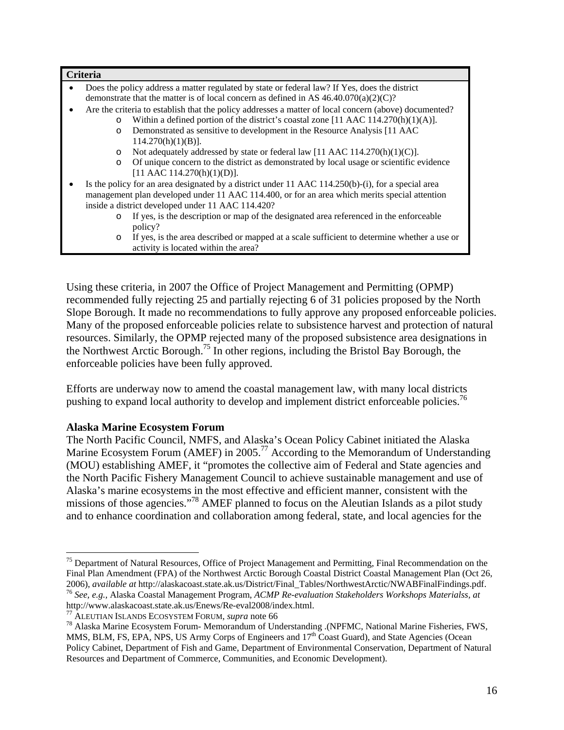| Criteria |
| --- |
| • Does the policy address a matter regulated by state or federal law? If Yes, does the district demonstrate that the matter is of local concern as defined in AS 46.40.070(a)(2)(C)?<br>• Are the criteria to establish that the policy addresses a matter of local concern (above) documented?<br>  o Within a defined portion of the district's coastal zone [11 AAC 114.270(h)(1)(A)].<br>  o Demonstrated as sensitive to development in the Resource Analysis [11 AAC 114.270(h)(1)(B)].<br>  o Not adequately addressed by state or federal law [11 AAC 114.270(h)(1)(C)].<br>  o Of unique concern to the district as demonstrated by local usage or scientific evidence [11 AAC 114.270(h)(1)(D)].<br>• Is the policy for an area designated by a district under 11 AAC 114.250(b)-(i), for a special area management plan developed under 11 AAC 114.400, or for an area which merits special attention inside a district developed under 11 AAC 114.420?<br>  o If yes, is the description or map of the designated area referenced in the enforceable policy?<br>  o If yes, is the area described or mapped at a scale sufficient to determine whether a use or activity is located within the area? |

Using these criteria, in 2007 the Office of Project Management and Permitting (OPMP) recommended fully rejecting 25 and partially rejecting 6 of 31 policies proposed by the North Slope Borough. It made no recommendations to fully approve any proposed enforceable policies. Many of the proposed enforceable policies relate to subsistence harvest and protection of natural resources. Similarly, the OPMP rejected many of the proposed subsistence area designations in the Northwest Arctic Borough.[75] In other regions, including the Bristol Bay Borough, the enforceable policies have been fully approved.

Efforts are underway now to amend the coastal management law, with many local districts pushing to expand local authority to develop and implement district enforceable policies.[76]

**Alaska Marine Ecosystem Forum**

The North Pacific Council, NMFS, and Alaska's Ocean Policy Cabinet initiated the Alaska Marine Ecosystem Forum (AMEF) in 2005.[77] According to the Memorandum of Understanding (MOU) establishing AMEF, it "promotes the collective aim of Federal and State agencies and the North Pacific Fishery Management Council to achieve sustainable management and use of Alaska's marine ecosystems in the most effective and efficient manner, consistent with the missions of those agencies."[78] AMEF planned to focus on the Aleutian Islands as a pilot study and to enhance coordination and collaboration among federal, state, and local agencies for the

---

[75] Department of Natural Resources, Office of Project Management and Permitting, Final Recommendation on the Final Plan Amendment (FPA) of the Northwest Arctic Borough Coastal District Coastal Management Plan (Oct 26, 2006), *available at* http://alaskacoast.state.ak.us/District/Final_Tables/NorthwestArctic/NWABFinalFindings.pdf.

[76] *See, e.g.,* Alaska Coastal Management Program, *ACMP Re-evaluation Stakeholders Workshops Materialss, at* http://www.alaskacoast.state.ak.us/Enews/Re-eval2008/index.html.

[77] ALEUTIAN ISLANDS ECOSYSTEM FORUM, *supra* note 66

[78] Alaska Marine Ecosystem Forum- Memorandum of Understanding .(NPFMC, National Marine Fisheries, FWS, MMS, BLM, FS, EPA, NPS, US Army Corps of Engineers and 17th Coast Guard), and State Agencies (Ocean Policy Cabinet, Department of Fish and Game, Department of Environmental Conservation, Department of Natural Resources and Department of Commerce, Communities, and Economic Development).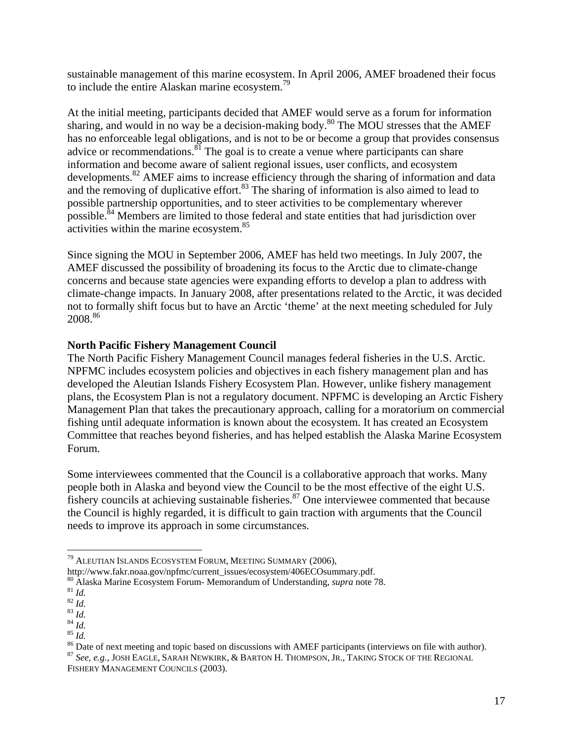sustainable management of this marine ecosystem. In April 2006, AMEF broadened their focus to include the entire Alaskan marine ecosystem.[79]

At the initial meeting, participants decided that AMEF would serve as a forum for information sharing, and would in no way be a decision-making body.[80] The MOU stresses that the AMEF has no enforceable legal obligations, and is not to be or become a group that provides consensus advice or recommendations.[81] The goal is to create a venue where participants can share information and become aware of salient regional issues, user conflicts, and ecosystem developments.[82] AMEF aims to increase efficiency through the sharing of information and data and the removing of duplicative effort.[83] The sharing of information is also aimed to lead to possible partnership opportunities, and to steer activities to be complementary wherever possible.[84] Members are limited to those federal and state entities that had jurisdiction over activities within the marine ecosystem.[85]

Since signing the MOU in September 2006, AMEF has held two meetings. In July 2007, the AMEF discussed the possibility of broadening its focus to the Arctic due to climate-change concerns and because state agencies were expanding efforts to develop a plan to address with climate-change impacts. In January 2008, after presentations related to the Arctic, it was decided not to formally shift focus but to have an Arctic 'theme' at the next meeting scheduled for July 2008.[86]

**North Pacific Fishery Management Council**

The North Pacific Fishery Management Council manages federal fisheries in the U.S. Arctic. NPFMC includes ecosystem policies and objectives in each fishery management plan and has developed the Aleutian Islands Fishery Ecosystem Plan. However, unlike fishery management plans, the Ecosystem Plan is not a regulatory document. NPFMC is developing an Arctic Fishery Management Plan that takes the precautionary approach, calling for a moratorium on commercial fishing until adequate information is known about the ecosystem. It has created an Ecosystem Committee that reaches beyond fisheries, and has helped establish the Alaska Marine Ecosystem Forum.

Some interviewees commented that the Council is a collaborative approach that works. Many people both in Alaska and beyond view the Council to be the most effective of the eight U.S. fishery councils at achieving sustainable fisheries.[87] One interviewee commented that because the Council is highly regarded, it is difficult to gain traction with arguments that the Council needs to improve its approach in some circumstances.

---

[79] ALEUTIAN ISLANDS ECOSYSTEM FORUM, MEETING SUMMARY (2006), http://www.fakr.noaa.gov/npfmc/current_issues/ecosystem/406ECOsummary.pdf.
[80] Alaska Marine Ecosystem Forum- Memorandum of Understanding, *supra* note 78.
[81] *Id.*
[82] *Id.*
[83] *Id.*
[84] *Id.*
[85] *Id.*
[86] Date of next meeting and topic based on discussions with AMEF participants (interviews on file with author).
[87] *See, e.g.,* JOSH EAGLE, SARAH NEWKIRK, & BARTON H. THOMPSON, JR., TAKING STOCK OF THE REGIONAL FISHERY MANAGEMENT COUNCILS (2003).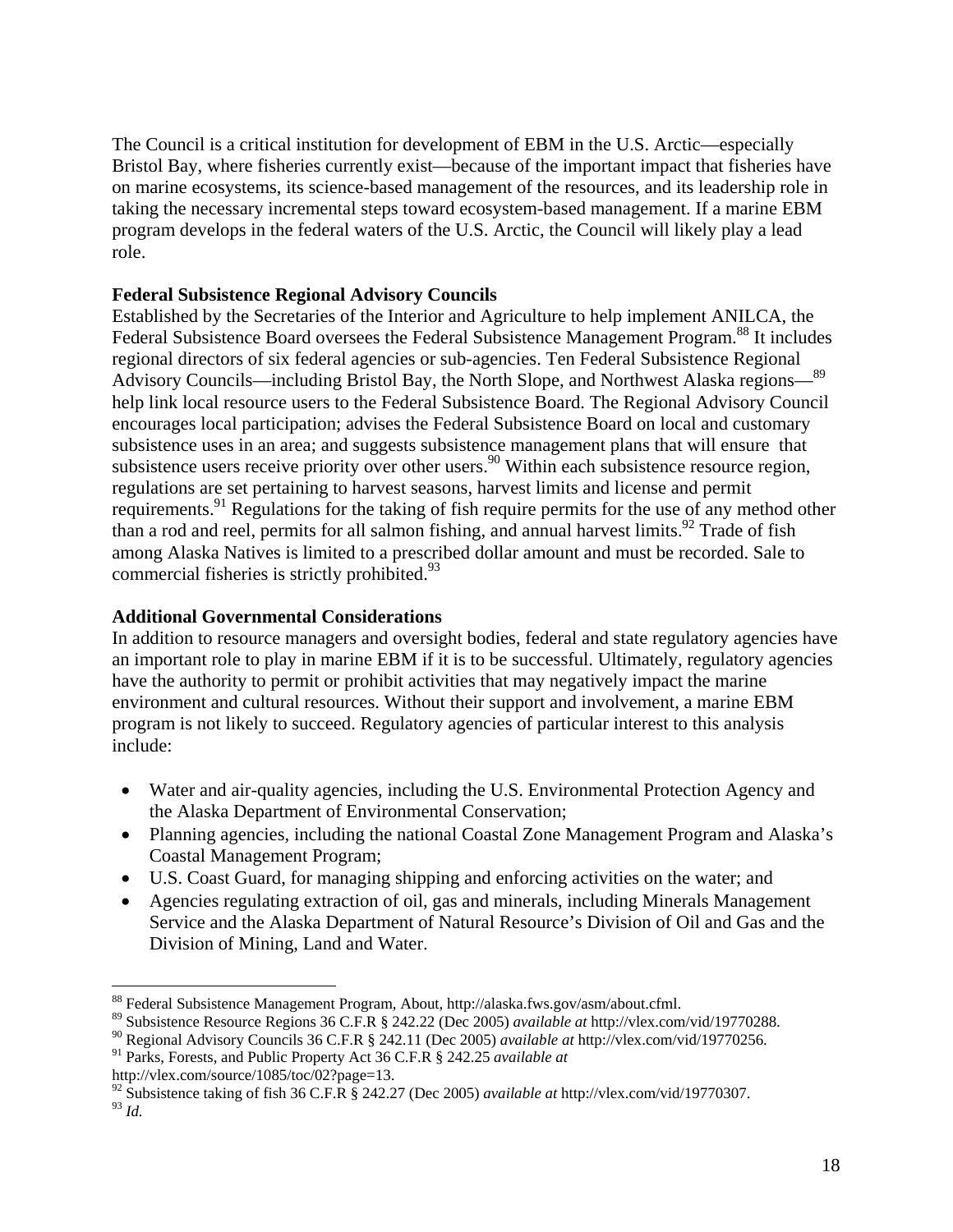The Council is a critical institution for development of EBM in the U.S. Arctic—especially Bristol Bay, where fisheries currently exist—because of the important impact that fisheries have on marine ecosystems, its science-based management of the resources, and its leadership role in taking the necessary incremental steps toward ecosystem-based management. If a marine EBM program develops in the federal waters of the U.S. Arctic, the Council will likely play a lead role.

**Federal Subsistence Regional Advisory Councils**

Established by the Secretaries of the Interior and Agriculture to help implement ANILCA, the Federal Subsistence Board oversees the Federal Subsistence Management Program.[88] It includes regional directors of six federal agencies or sub-agencies. Ten Federal Subsistence Regional Advisory Councils—including Bristol Bay, the North Slope, and Northwest Alaska regions—[89] help link local resource users to the Federal Subsistence Board. The Regional Advisory Council encourages local participation; advises the Federal Subsistence Board on local and customary subsistence uses in an area; and suggests subsistence management plans that will ensure that subsistence users receive priority over other users.[90] Within each subsistence resource region, regulations are set pertaining to harvest seasons, harvest limits and license and permit requirements.[91] Regulations for the taking of fish require permits for the use of any method other than a rod and reel, permits for all salmon fishing, and annual harvest limits.[92] Trade of fish among Alaska Natives is limited to a prescribed dollar amount and must be recorded. Sale to commercial fisheries is strictly prohibited.[93]

**Additional Governmental Considerations**

In addition to resource managers and oversight bodies, federal and state regulatory agencies have an important role to play in marine EBM if it is to be successful. Ultimately, regulatory agencies have the authority to permit or prohibit activities that may negatively impact the marine environment and cultural resources. Without their support and involvement, a marine EBM program is not likely to succeed. Regulatory agencies of particular interest to this analysis include:

- Water and air-quality agencies, including the U.S. Environmental Protection Agency and the Alaska Department of Environmental Conservation;
- Planning agencies, including the national Coastal Zone Management Program and Alaska's Coastal Management Program;
- U.S. Coast Guard, for managing shipping and enforcing activities on the water; and
- Agencies regulating extraction of oil, gas and minerals, including Minerals Management Service and the Alaska Department of Natural Resource's Division of Oil and Gas and the Division of Mining, Land and Water.

---

[88] Federal Subsistence Management Program, About, http://alaska.fws.gov/asm/about.cfml.
[89] Subsistence Resource Regions 36 C.F.R § 242.22 (Dec 2005) *available at* http://vlex.com/vid/19770288.
[90] Regional Advisory Councils 36 C.F.R § 242.11 (Dec 2005) *available at* http://vlex.com/vid/19770256.
[91] Parks, Forests, and Public Property Act 36 C.F.R § 242.25 *available at* http://vlex.com/source/1085/toc/02?page=13.
[92] Subsistence taking of fish 36 C.F.R § 242.27 (Dec 2005) *available at* http://vlex.com/vid/19770307.
[93] *Id.*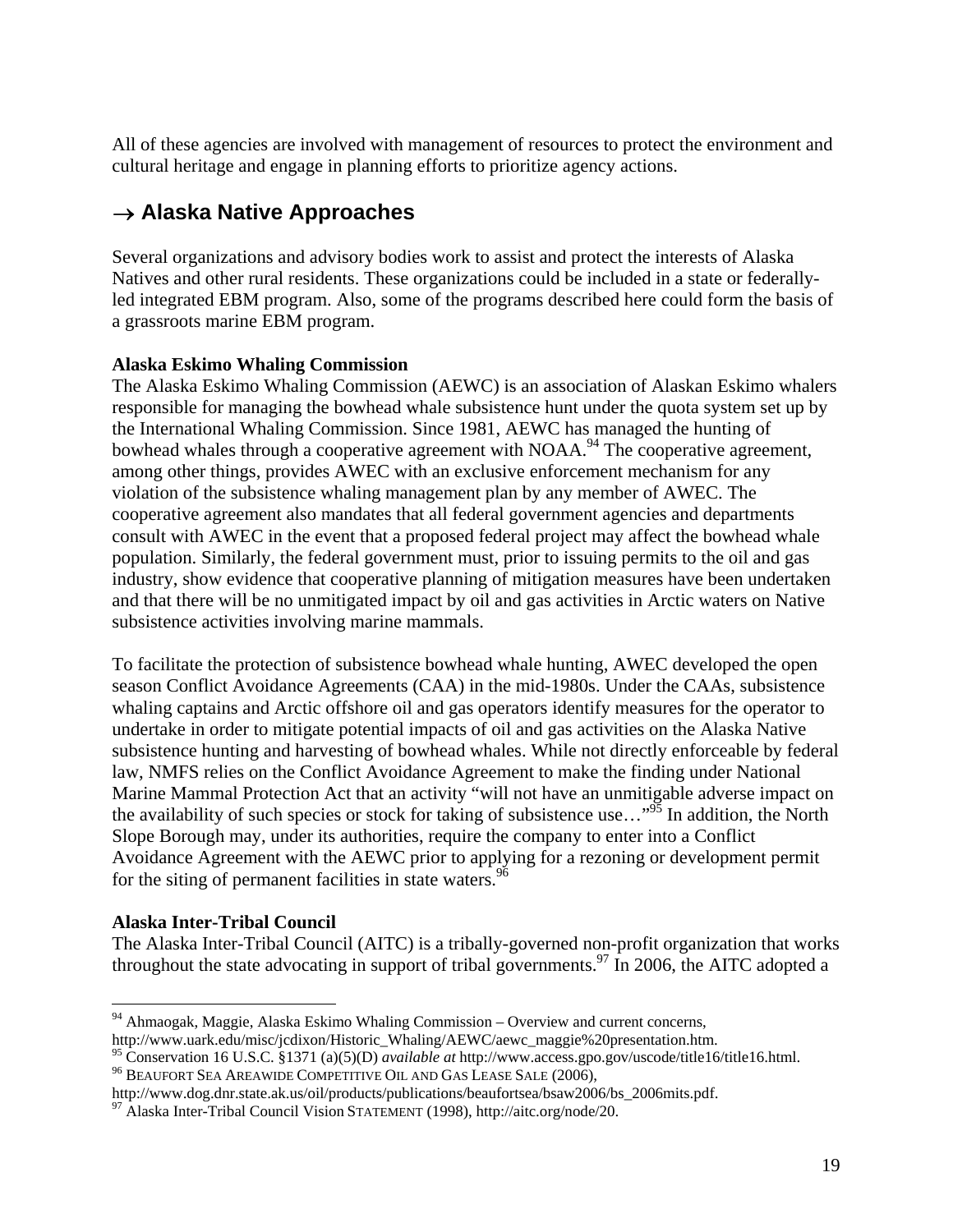All of these agencies are involved with management of resources to protect the environment and cultural heritage and engage in planning efforts to prioritize agency actions.

## → Alaska Native Approaches

Several organizations and advisory bodies work to assist and protect the interests of Alaska Natives and other rural residents. These organizations could be included in a state or federally-led integrated EBM program. Also, some of the programs described here could form the basis of a grassroots marine EBM program.

**Alaska Eskimo Whaling Commission**

The Alaska Eskimo Whaling Commission (AEWC) is an association of Alaskan Eskimo whalers responsible for managing the bowhead whale subsistence hunt under the quota system set up by the International Whaling Commission. Since 1981, AEWC has managed the hunting of bowhead whales through a cooperative agreement with NOAA.[94] The cooperative agreement, among other things, provides AWEC with an exclusive enforcement mechanism for any violation of the subsistence whaling management plan by any member of AWEC. The cooperative agreement also mandates that all federal government agencies and departments consult with AWEC in the event that a proposed federal project may affect the bowhead whale population. Similarly, the federal government must, prior to issuing permits to the oil and gas industry, show evidence that cooperative planning of mitigation measures have been undertaken and that there will be no unmitigated impact by oil and gas activities in Arctic waters on Native subsistence activities involving marine mammals.

To facilitate the protection of subsistence bowhead whale hunting, AWEC developed the open season Conflict Avoidance Agreements (CAA) in the mid-1980s. Under the CAAs, subsistence whaling captains and Arctic offshore oil and gas operators identify measures for the operator to undertake in order to mitigate potential impacts of oil and gas activities on the Alaska Native subsistence hunting and harvesting of bowhead whales. While not directly enforceable by federal law, NMFS relies on the Conflict Avoidance Agreement to make the finding under National Marine Mammal Protection Act that an activity "will not have an unmitigable adverse impact on the availability of such species or stock for taking of subsistence use…"[95] In addition, the North Slope Borough may, under its authorities, require the company to enter into a Conflict Avoidance Agreement with the AEWC prior to applying for a rezoning or development permit for the siting of permanent facilities in state waters.[96]

**Alaska Inter-Tribal Council**

The Alaska Inter-Tribal Council (AITC) is a tribally-governed non-profit organization that works throughout the state advocating in support of tribal governments.[97] In 2006, the AITC adopted a

---

[94] Ahmaogak, Maggie, Alaska Eskimo Whaling Commission – Overview and current concerns, http://www.uark.edu/misc/jcdixon/Historic_Whaling/AEWC/aewc_maggie%20presentation.htm.

[95] Conservation 16 U.S.C. §1371 (a)(5)(D) *available at* http://www.access.gpo.gov/uscode/title16/title16.html.

[96] BEAUFORT SEA AREAWIDE COMPETITIVE OIL AND GAS LEASE SALE (2006), http://www.dog.dnr.state.ak.us/oil/products/publications/beaufortsea/bsaw2006/bs_2006mits.pdf.

[97] Alaska Inter-Tribal Council Vision STATEMENT (1998), http://aitc.org/node/20.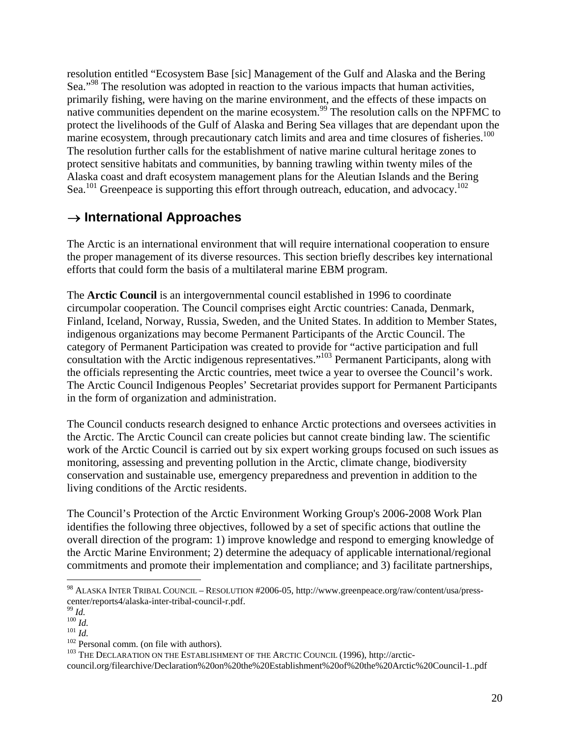resolution entitled "Ecosystem Base [sic] Management of the Gulf and Alaska and the Bering Sea."[98] The resolution was adopted in reaction to the various impacts that human activities, primarily fishing, were having on the marine environment, and the effects of these impacts on native communities dependent on the marine ecosystem.[99] The resolution calls on the NPFMC to protect the livelihoods of the Gulf of Alaska and Bering Sea villages that are dependant upon the marine ecosystem, through precautionary catch limits and area and time closures of fisheries.[100] The resolution further calls for the establishment of native marine cultural heritage zones to protect sensitive habitats and communities, by banning trawling within twenty miles of the Alaska coast and draft ecosystem management plans for the Aleutian Islands and the Bering Sea.[101] Greenpeace is supporting this effort through outreach, education, and advocacy.[102]

## → International Approaches

The Arctic is an international environment that will require international cooperation to ensure the proper management of its diverse resources. This section briefly describes key international efforts that could form the basis of a multilateral marine EBM program.

The **Arctic Council** is an intergovernmental council established in 1996 to coordinate circumpolar cooperation. The Council comprises eight Arctic countries: Canada, Denmark, Finland, Iceland, Norway, Russia, Sweden, and the United States. In addition to Member States, indigenous organizations may become Permanent Participants of the Arctic Council. The category of Permanent Participation was created to provide for "active participation and full consultation with the Arctic indigenous representatives."[103] Permanent Participants, along with the officials representing the Arctic countries, meet twice a year to oversee the Council's work. The Arctic Council Indigenous Peoples' Secretariat provides support for Permanent Participants in the form of organization and administration.

The Council conducts research designed to enhance Arctic protections and oversees activities in the Arctic. The Arctic Council can create policies but cannot create binding law. The scientific work of the Arctic Council is carried out by six expert working groups focused on such issues as monitoring, assessing and preventing pollution in the Arctic, climate change, biodiversity conservation and sustainable use, emergency preparedness and prevention in addition to the living conditions of the Arctic residents.

The Council's Protection of the Arctic Environment Working Group's 2006-2008 Work Plan identifies the following three objectives, followed by a set of specific actions that outline the overall direction of the program: 1) improve knowledge and respond to emerging knowledge of the Arctic Marine Environment; 2) determine the adequacy of applicable international/regional commitments and promote their implementation and compliance; and 3) facilitate partnerships,

---

[98] ALASKA INTER TRIBAL COUNCIL – RESOLUTION #2006-05, http://www.greenpeace.org/raw/content/usa/press-center/reports4/alaska-inter-tribal-council-r.pdf.

[99] *Id.*

[100] *Id.*

[101] *Id.*

[102] Personal comm. (on file with authors).

[103] THE DECLARATION ON THE ESTABLISHMENT OF THE ARCTIC COUNCIL (1996), http://arctic-council.org/filearchive/Declaration%20on%20the%20Establishment%20of%20the%20Arctic%20Council-1..pdf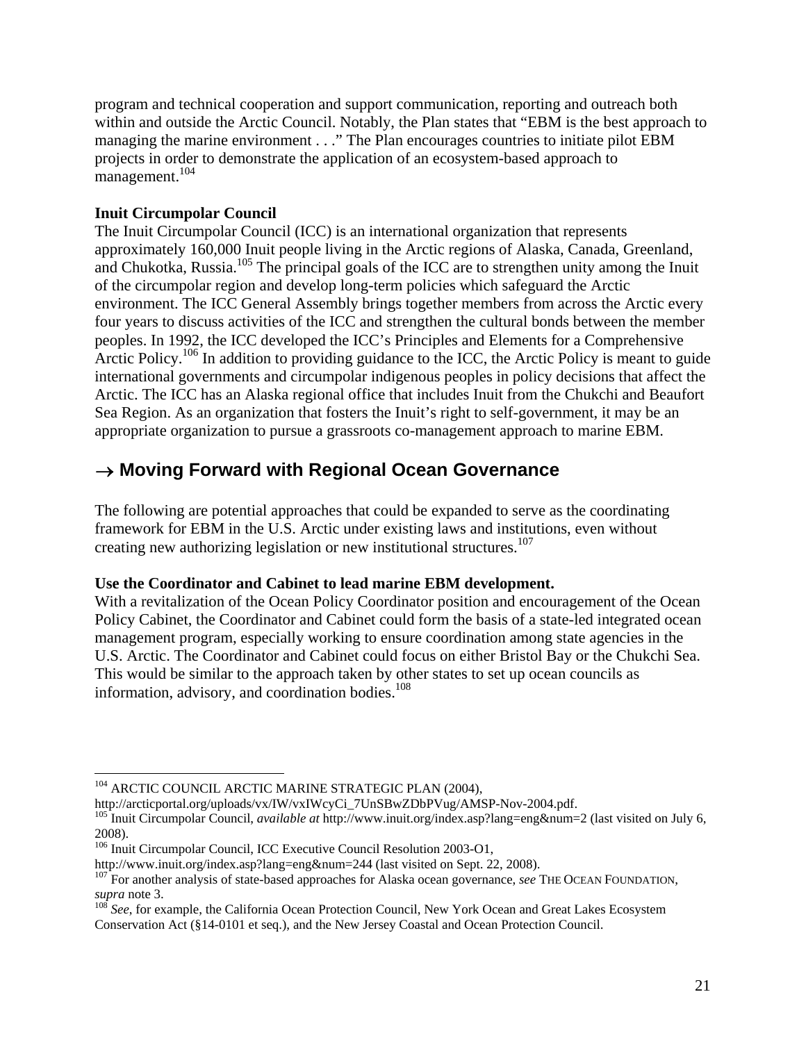program and technical cooperation and support communication, reporting and outreach both within and outside the Arctic Council. Notably, the Plan states that "EBM is the best approach to managing the marine environment . . ." The Plan encourages countries to initiate pilot EBM projects in order to demonstrate the application of an ecosystem-based approach to management.[104]

**Inuit Circumpolar Council**

The Inuit Circumpolar Council (ICC) is an international organization that represents approximately 160,000 Inuit people living in the Arctic regions of Alaska, Canada, Greenland, and Chukotka, Russia.[105] The principal goals of the ICC are to strengthen unity among the Inuit of the circumpolar region and develop long-term policies which safeguard the Arctic environment. The ICC General Assembly brings together members from across the Arctic every four years to discuss activities of the ICC and strengthen the cultural bonds between the member peoples. In 1992, the ICC developed the ICC's Principles and Elements for a Comprehensive Arctic Policy.[106] In addition to providing guidance to the ICC, the Arctic Policy is meant to guide international governments and circumpolar indigenous peoples in policy decisions that affect the Arctic. The ICC has an Alaska regional office that includes Inuit from the Chukchi and Beaufort Sea Region. As an organization that fosters the Inuit's right to self-government, it may be an appropriate organization to pursue a grassroots co-management approach to marine EBM.

## → Moving Forward with Regional Ocean Governance

The following are potential approaches that could be expanded to serve as the coordinating framework for EBM in the U.S. Arctic under existing laws and institutions, even without creating new authorizing legislation or new institutional structures.[107]

**Use the Coordinator and Cabinet to lead marine EBM development.**

With a revitalization of the Ocean Policy Coordinator position and encouragement of the Ocean Policy Cabinet, the Coordinator and Cabinet could form the basis of a state-led integrated ocean management program, especially working to ensure coordination among state agencies in the U.S. Arctic. The Coordinator and Cabinet could focus on either Bristol Bay or the Chukchi Sea. This would be similar to the approach taken by other states to set up ocean councils as information, advisory, and coordination bodies.[108]

---

[104] ARCTIC COUNCIL ARCTIC MARINE STRATEGIC PLAN (2004), http://arcticportal.org/uploads/vx/IW/vxIWcyCi_7UnSBwZDbPVug/AMSP-Nov-2004.pdf.

[105] Inuit Circumpolar Council, *available at* http://www.inuit.org/index.asp?lang=eng&num=2 (last visited on July 6, 2008).

[106] Inuit Circumpolar Council, ICC Executive Council Resolution 2003-O1, http://www.inuit.org/index.asp?lang=eng&num=244 (last visited on Sept. 22, 2008).

[107] For another analysis of state-based approaches for Alaska ocean governance, *see* THE OCEAN FOUNDATION, *supra* note 3.

[108] *See*, for example, the California Ocean Protection Council, New York Ocean and Great Lakes Ecosystem Conservation Act (§14-0101 et seq.), and the New Jersey Coastal and Ocean Protection Council.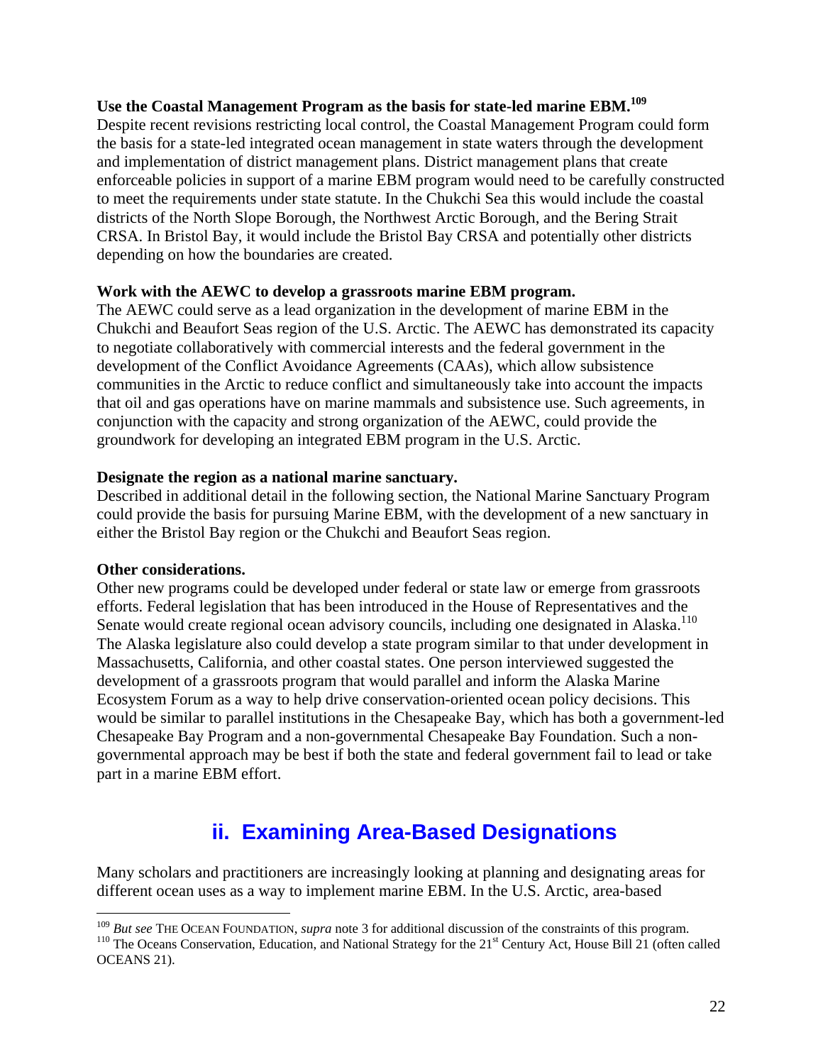**Use the Coastal Management Program as the basis for state-led marine EBM.**[109]

Despite recent revisions restricting local control, the Coastal Management Program could form the basis for a state-led integrated ocean management in state waters through the development and implementation of district management plans. District management plans that create enforceable policies in support of a marine EBM program would need to be carefully constructed to meet the requirements under state statute. In the Chukchi Sea this would include the coastal districts of the North Slope Borough, the Northwest Arctic Borough, and the Bering Strait CRSA. In Bristol Bay, it would include the Bristol Bay CRSA and potentially other districts depending on how the boundaries are created.

**Work with the AEWC to develop a grassroots marine EBM program.**

The AEWC could serve as a lead organization in the development of marine EBM in the Chukchi and Beaufort Seas region of the U.S. Arctic. The AEWC has demonstrated its capacity to negotiate collaboratively with commercial interests and the federal government in the development of the Conflict Avoidance Agreements (CAAs), which allow subsistence communities in the Arctic to reduce conflict and simultaneously take into account the impacts that oil and gas operations have on marine mammals and subsistence use. Such agreements, in conjunction with the capacity and strong organization of the AEWC, could provide the groundwork for developing an integrated EBM program in the U.S. Arctic.

**Designate the region as a national marine sanctuary.**

Described in additional detail in the following section, the National Marine Sanctuary Program could provide the basis for pursuing Marine EBM, with the development of a new sanctuary in either the Bristol Bay region or the Chukchi and Beaufort Seas region.

**Other considerations.**

Other new programs could be developed under federal or state law or emerge from grassroots efforts. Federal legislation that has been introduced in the House of Representatives and the Senate would create regional ocean advisory councils, including one designated in Alaska.[110] The Alaska legislature also could develop a state program similar to that under development in Massachusetts, California, and other coastal states. One person interviewed suggested the development of a grassroots program that would parallel and inform the Alaska Marine Ecosystem Forum as a way to help drive conservation-oriented ocean policy decisions. This would be similar to parallel institutions in the Chesapeake Bay, which has both a government-led Chesapeake Bay Program and a non-governmental Chesapeake Bay Foundation. Such a non-governmental approach may be best if both the state and federal government fail to lead or take part in a marine EBM effort.

## ii. Examining Area-Based Designations

Many scholars and practitioners are increasingly looking at planning and designating areas for different ocean uses as a way to implement marine EBM. In the U.S. Arctic, area-based

---

[109] *But see* THE OCEAN FOUNDATION, *supra* note 3 for additional discussion of the constraints of this program.

[110] The Oceans Conservation, Education, and National Strategy for the 21st Century Act, House Bill 21 (often called OCEANS 21).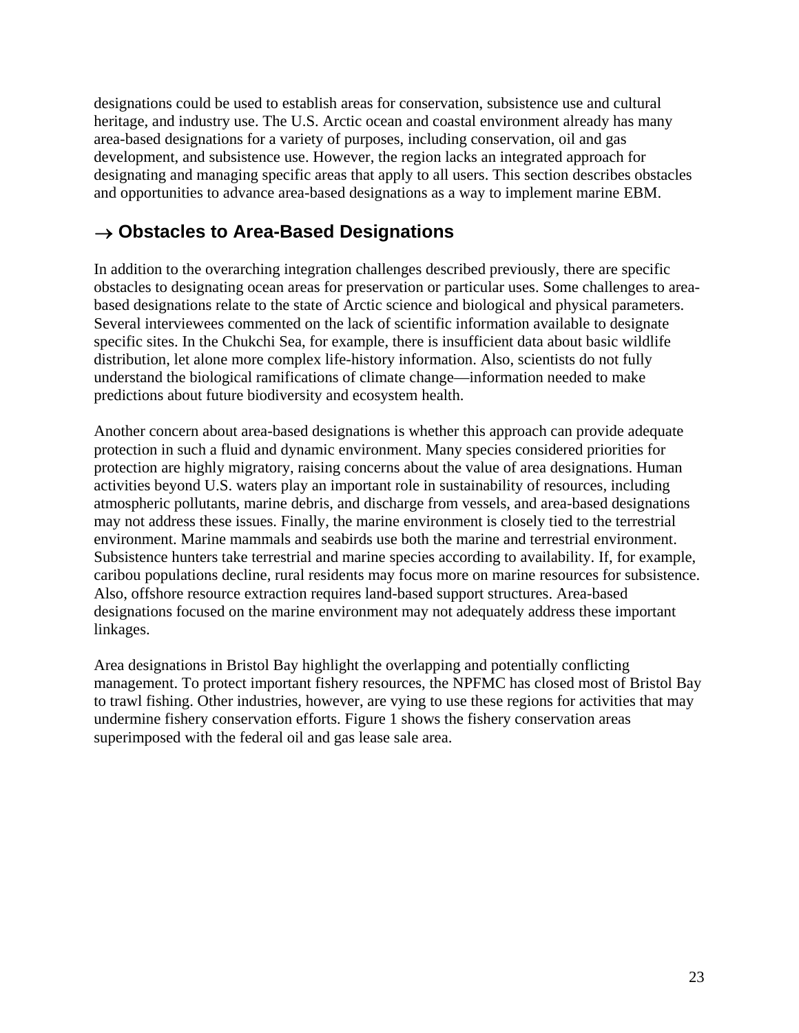designations could be used to establish areas for conservation, subsistence use and cultural heritage, and industry use. The U.S. Arctic ocean and coastal environment already has many area-based designations for a variety of purposes, including conservation, oil and gas development, and subsistence use. However, the region lacks an integrated approach for designating and managing specific areas that apply to all users. This section describes obstacles and opportunities to advance area-based designations as a way to implement marine EBM.

## → Obstacles to Area-Based Designations

In addition to the overarching integration challenges described previously, there are specific obstacles to designating ocean areas for preservation or particular uses. Some challenges to area-based designations relate to the state of Arctic science and biological and physical parameters. Several interviewees commented on the lack of scientific information available to designate specific sites. In the Chukchi Sea, for example, there is insufficient data about basic wildlife distribution, let alone more complex life-history information. Also, scientists do not fully understand the biological ramifications of climate change—information needed to make predictions about future biodiversity and ecosystem health.

Another concern about area-based designations is whether this approach can provide adequate protection in such a fluid and dynamic environment. Many species considered priorities for protection are highly migratory, raising concerns about the value of area designations. Human activities beyond U.S. waters play an important role in sustainability of resources, including atmospheric pollutants, marine debris, and discharge from vessels, and area-based designations may not address these issues. Finally, the marine environment is closely tied to the terrestrial environment. Marine mammals and seabirds use both the marine and terrestrial environment. Subsistence hunters take terrestrial and marine species according to availability. If, for example, caribou populations decline, rural residents may focus more on marine resources for subsistence. Also, offshore resource extraction requires land-based support structures. Area-based designations focused on the marine environment may not adequately address these important linkages.

Area designations in Bristol Bay highlight the overlapping and potentially conflicting management. To protect important fishery resources, the NPFMC has closed most of Bristol Bay to trawl fishing. Other industries, however, are vying to use these regions for activities that may undermine fishery conservation efforts. Figure 1 shows the fishery conservation areas superimposed with the federal oil and gas lease sale area.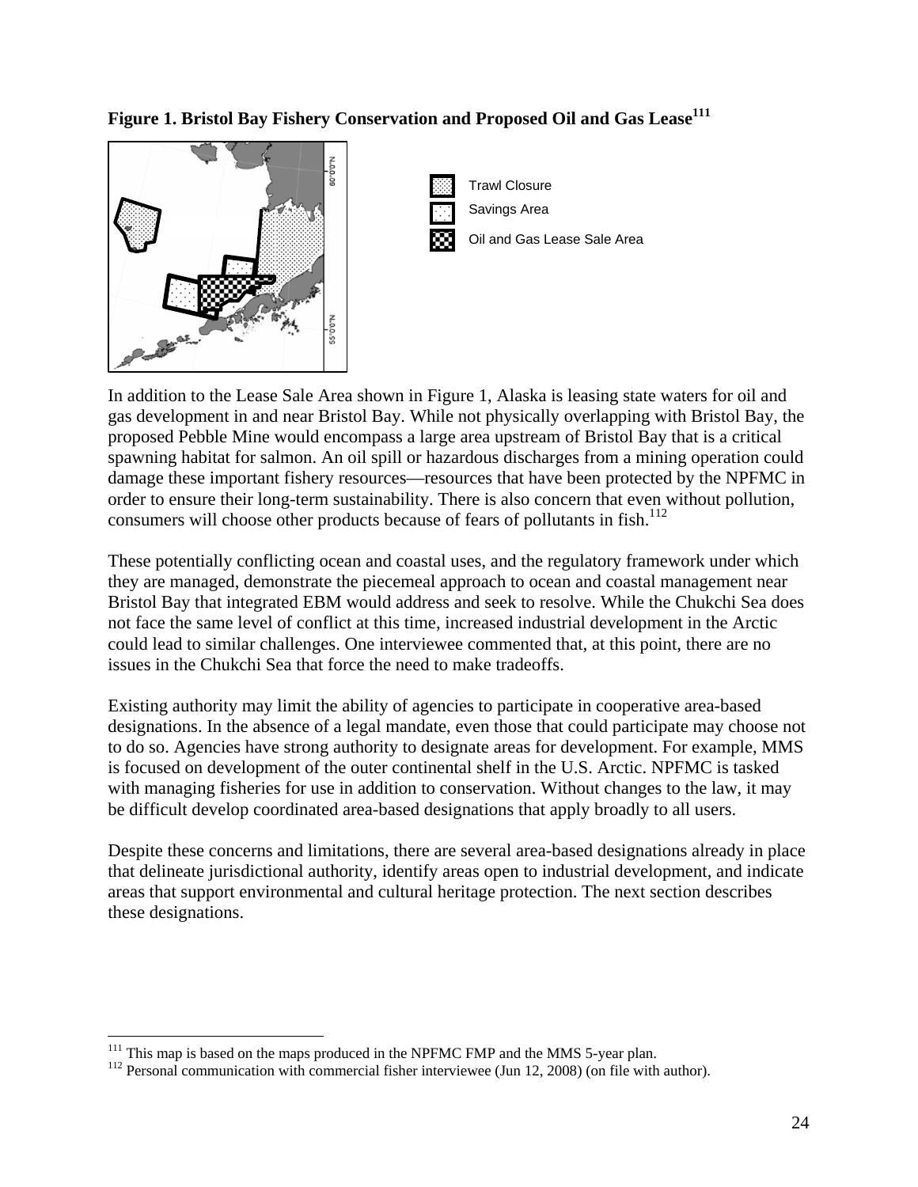**Figure 1. Bristol Bay Fishery Conservation and Proposed Oil and Gas Lease[111]**

Trawl Closure

Savings Area

Oil and Gas Lease Sale Area

In addition to the Lease Sale Area shown in Figure 1, Alaska is leasing state waters for oil and gas development in and near Bristol Bay. While not physically overlapping with Bristol Bay, the proposed Pebble Mine would encompass a large area upstream of Bristol Bay that is a critical spawning habitat for salmon. An oil spill or hazardous discharges from a mining operation could damage these important fishery resources—resources that have been protected by the NPFMC in order to ensure their long-term sustainability. There is also concern that even without pollution, consumers will choose other products because of fears of pollutants in fish.[112]

These potentially conflicting ocean and coastal uses, and the regulatory framework under which they are managed, demonstrate the piecemeal approach to ocean and coastal management near Bristol Bay that integrated EBM would address and seek to resolve. While the Chukchi Sea does not face the same level of conflict at this time, increased industrial development in the Arctic could lead to similar challenges. One interviewee commented that, at this point, there are no issues in the Chukchi Sea that force the need to make tradeoffs.

Existing authority may limit the ability of agencies to participate in cooperative area-based designations. In the absence of a legal mandate, even those that could participate may choose not to do so. Agencies have strong authority to designate areas for development. For example, MMS is focused on development of the outer continental shelf in the U.S. Arctic. NPFMC is tasked with managing fisheries for use in addition to conservation. Without changes to the law, it may be difficult develop coordinated area-based designations that apply broadly to all users.

Despite these concerns and limitations, there are several area-based designations already in place that delineate jurisdictional authority, identify areas open to industrial development, and indicate areas that support environmental and cultural heritage protection. The next section describes these designations.

---

[111] This map is based on the maps produced in the NPFMC FMP and the MMS 5-year plan.

[112] Personal communication with commercial fisher interviewee (Jun 12, 2008) (on file with author).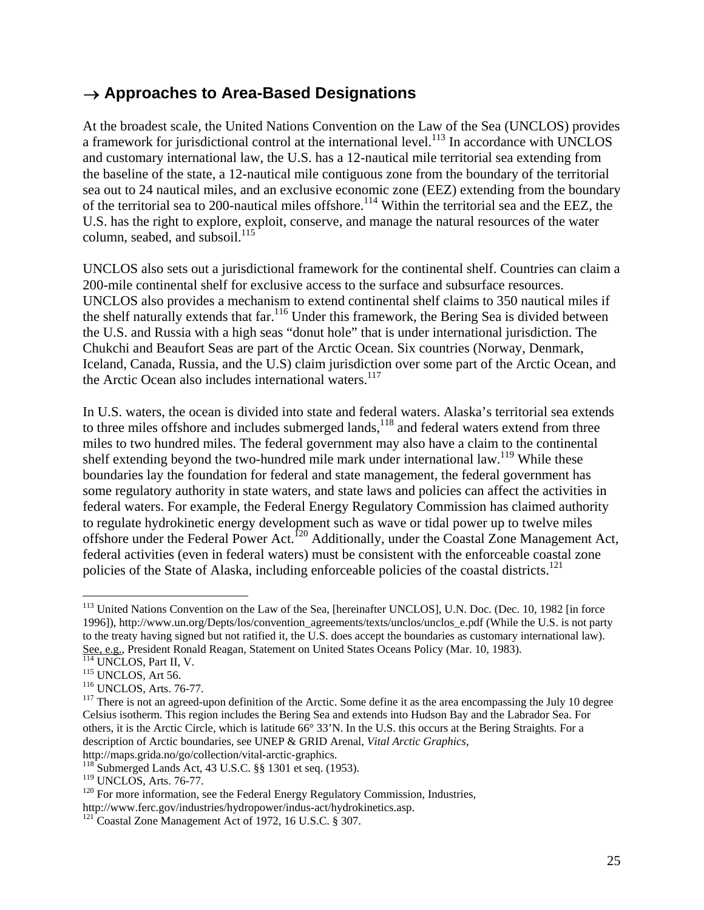## → Approaches to Area-Based Designations

At the broadest scale, the United Nations Convention on the Law of the Sea (UNCLOS) provides a framework for jurisdictional control at the international level.[113] In accordance with UNCLOS and customary international law, the U.S. has a 12-nautical mile territorial sea extending from the baseline of the state, a 12-nautical mile contiguous zone from the boundary of the territorial sea out to 24 nautical miles, and an exclusive economic zone (EEZ) extending from the boundary of the territorial sea to 200-nautical miles offshore.[114] Within the territorial sea and the EEZ, the U.S. has the right to explore, exploit, conserve, and manage the natural resources of the water column, seabed, and subsoil.[115]

UNCLOS also sets out a jurisdictional framework for the continental shelf. Countries can claim a 200-mile continental shelf for exclusive access to the surface and subsurface resources. UNCLOS also provides a mechanism to extend continental shelf claims to 350 nautical miles if the shelf naturally extends that far.[116] Under this framework, the Bering Sea is divided between the U.S. and Russia with a high seas "donut hole" that is under international jurisdiction. The Chukchi and Beaufort Seas are part of the Arctic Ocean. Six countries (Norway, Denmark, Iceland, Canada, Russia, and the U.S) claim jurisdiction over some part of the Arctic Ocean, and the Arctic Ocean also includes international waters.[117]

In U.S. waters, the ocean is divided into state and federal waters. Alaska's territorial sea extends to three miles offshore and includes submerged lands,[118] and federal waters extend from three miles to two hundred miles. The federal government may also have a claim to the continental shelf extending beyond the two-hundred mile mark under international law.[119] While these boundaries lay the foundation for federal and state management, the federal government has some regulatory authority in state waters, and state laws and policies can affect the activities in federal waters. For example, the Federal Energy Regulatory Commission has claimed authority to regulate hydrokinetic energy development such as wave or tidal power up to twelve miles offshore under the Federal Power Act.[120] Additionally, under the Coastal Zone Management Act, federal activities (even in federal waters) must be consistent with the enforceable coastal zone policies of the State of Alaska, including enforceable policies of the coastal districts.[121]

---

[113] United Nations Convention on the Law of the Sea, [hereinafter UNCLOS], U.N. Doc. (Dec. 10, 1982 [in force 1996]), http://www.un.org/Depts/los/convention_agreements/texts/unclos/unclos_e.pdf (While the U.S. is not party to the treaty having signed but not ratified it, the U.S. does accept the boundaries as customary international law). See, e.g., President Ronald Reagan, Statement on United States Oceans Policy (Mar. 10, 1983).

[114] UNCLOS, Part II, V.

[115] UNCLOS, Art 56.

[116] UNCLOS, Arts. 76-77.

[117] There is not an agreed-upon definition of the Arctic. Some define it as the area encompassing the July 10 degree Celsius isotherm. This region includes the Bering Sea and extends into Hudson Bay and the Labrador Sea. For others, it is the Arctic Circle, which is latitude 66° 33'N. In the U.S. this occurs at the Bering Straights. For a description of Arctic boundaries, see UNEP & GRID Arenal, *Vital Arctic Graphics*, http://maps.grida.no/go/collection/vital-arctic-graphics.

[118] Submerged Lands Act, 43 U.S.C. §§ 1301 et seq. (1953).

[119] UNCLOS, Arts. 76-77.

[120] For more information, see the Federal Energy Regulatory Commission, Industries, http://www.ferc.gov/industries/hydropower/indus-act/hydrokinetics.asp.

[121] Coastal Zone Management Act of 1972, 16 U.S.C. § 307.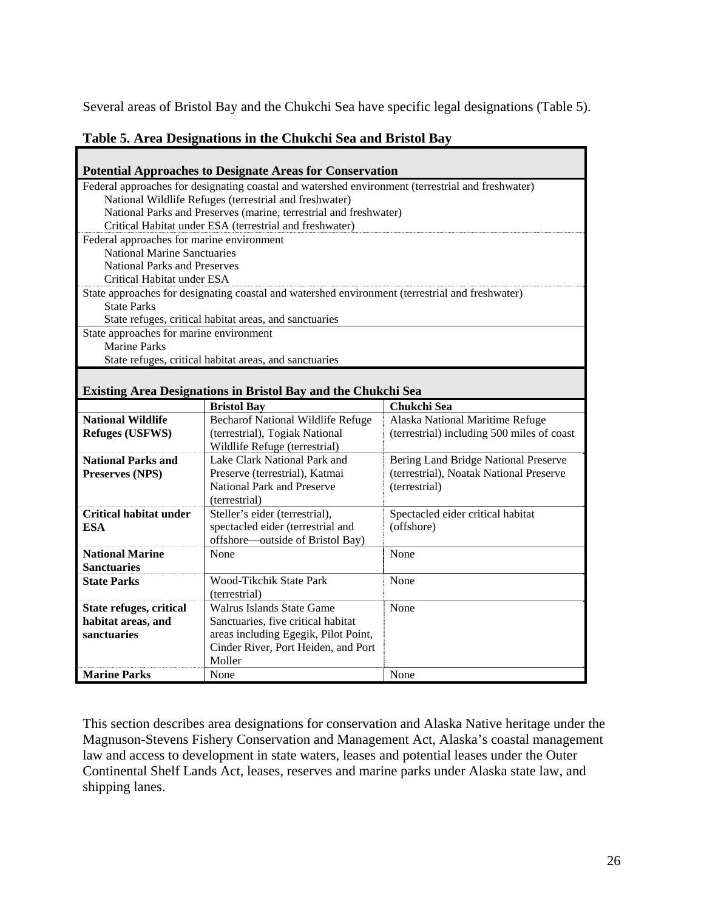Several areas of Bristol Bay and the Chukchi Sea have specific legal designations (Table 5).

**Table 5. Area Designations in the Chukchi Sea and Bristol Bay**

| **Potential Approaches to Designate Areas for Conservation** |
|---|
| Federal approaches for designating coastal and watershed environment (terrestrial and freshwater)<br>National Wildlife Refuges (terrestrial and freshwater)<br>National Parks and Preserves (marine, terrestrial and freshwater)<br>Critical Habitat under ESA (terrestrial and freshwater) |
| Federal approaches for marine environment<br>National Marine Sanctuaries<br>National Parks and Preserves<br>Critical Habitat under ESA |
| State approaches for designating coastal and watershed environment (terrestrial and freshwater)<br>State Parks<br>State refuges, critical habitat areas, and sanctuaries |
| State approaches for marine environment<br>Marine Parks<br>State refuges, critical habitat areas, and sanctuaries |

**Existing Area Designations in Bristol Bay and the Chukchi Sea**

| | **Bristol Bay** | **Chukchi Sea** |
|---|---|---|
| **National Wildlife Refuges (USFWS)** | Becharof National Wildlife Refuge (terrestrial), Togiak National Wildlife Refuge (terrestrial) | Alaska National Maritime Refuge (terrestrial) including 500 miles of coast |
| **National Parks and Preserves (NPS)** | Lake Clark National Park and Preserve (terrestrial), Katmai National Park and Preserve (terrestrial) | Bering Land Bridge National Preserve (terrestrial), Noatak National Preserve (terrestrial) |
| **Critical habitat under ESA** | Steller's eider (terrestrial), spectacled eider (terrestrial and offshore—outside of Bristol Bay) | Spectacled eider critical habitat (offshore) |
| **National Marine Sanctuaries** | None | None |
| **State Parks** | Wood-Tikchik State Park (terrestrial) | None |
| **State refuges, critical habitat areas, and sanctuaries** | Walrus Islands State Game Sanctuaries, five critical habitat areas including Egegik, Pilot Point, Cinder River, Port Heiden, and Port Moller | None |
| **Marine Parks** | None | None |

This section describes area designations for conservation and Alaska Native heritage under the Magnuson-Stevens Fishery Conservation and Management Act, Alaska's coastal management law and access to development in state waters, leases and potential leases under the Outer Continental Shelf Lands Act, leases, reserves and marine parks under Alaska state law, and shipping lanes.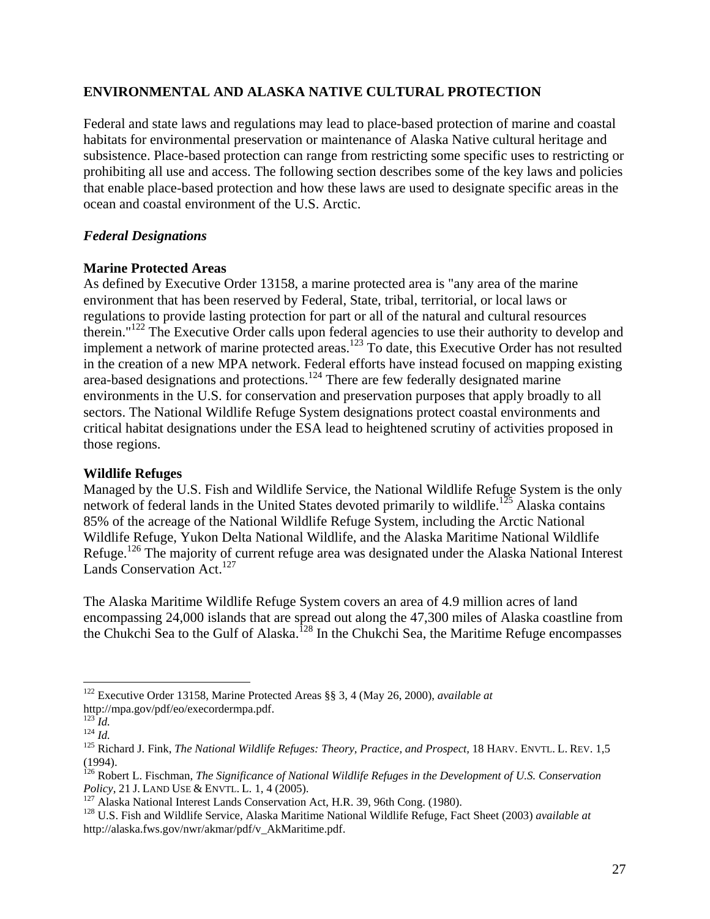## ENVIRONMENTAL AND ALASKA NATIVE CULTURAL PROTECTION

Federal and state laws and regulations may lead to place-based protection of marine and coastal habitats for environmental preservation or maintenance of Alaska Native cultural heritage and subsistence. Place-based protection can range from restricting some specific uses to restricting or prohibiting all use and access. The following section describes some of the key laws and policies that enable place-based protection and how these laws are used to designate specific areas in the ocean and coastal environment of the U.S. Arctic.

### *Federal Designations*

#### Marine Protected Areas

As defined by Executive Order 13158, a marine protected area is "any area of the marine environment that has been reserved by Federal, State, tribal, territorial, or local laws or regulations to provide lasting protection for part or all of the natural and cultural resources therein."[122] The Executive Order calls upon federal agencies to use their authority to develop and implement a network of marine protected areas.[123] To date, this Executive Order has not resulted in the creation of a new MPA network. Federal efforts have instead focused on mapping existing area-based designations and protections.[124] There are few federally designated marine environments in the U.S. for conservation and preservation purposes that apply broadly to all sectors. The National Wildlife Refuge System designations protect coastal environments and critical habitat designations under the ESA lead to heightened scrutiny of activities proposed in those regions.

#### Wildlife Refuges

Managed by the U.S. Fish and Wildlife Service, the National Wildlife Refuge System is the only network of federal lands in the United States devoted primarily to wildlife.[125] Alaska contains 85% of the acreage of the National Wildlife Refuge System, including the Arctic National Wildlife Refuge, Yukon Delta National Wildlife, and the Alaska Maritime National Wildlife Refuge.[126] The majority of current refuge area was designated under the Alaska National Interest Lands Conservation Act.[127]

The Alaska Maritime Wildlife Refuge System covers an area of 4.9 million acres of land encompassing 24,000 islands that are spread out along the 47,300 miles of Alaska coastline from the Chukchi Sea to the Gulf of Alaska.[128] In the Chukchi Sea, the Maritime Refuge encompasses

---

[122] Executive Order 13158, Marine Protected Areas §§ 3, 4 (May 26, 2000), *available at* http://mpa.gov/pdf/eo/execordermpa.pdf.

[123] *Id.*

[124] *Id.*

[125] Richard J. Fink, *The National Wildlife Refuges: Theory, Practice, and Prospect*, 18 HARV. ENVTL. L. REV. 1,5 (1994).

[126] Robert L. Fischman, *The Significance of National Wildlife Refuges in the Development of U.S. Conservation Policy*, 21 J. LAND USE & ENVTL. L. 1, 4 (2005).

[127] Alaska National Interest Lands Conservation Act, H.R. 39, 96th Cong. (1980).

[128] U.S. Fish and Wildlife Service, Alaska Maritime National Wildlife Refuge, Fact Sheet (2003) *available at* http://alaska.fws.gov/nwr/akmar/pdf/v_AkMaritime.pdf.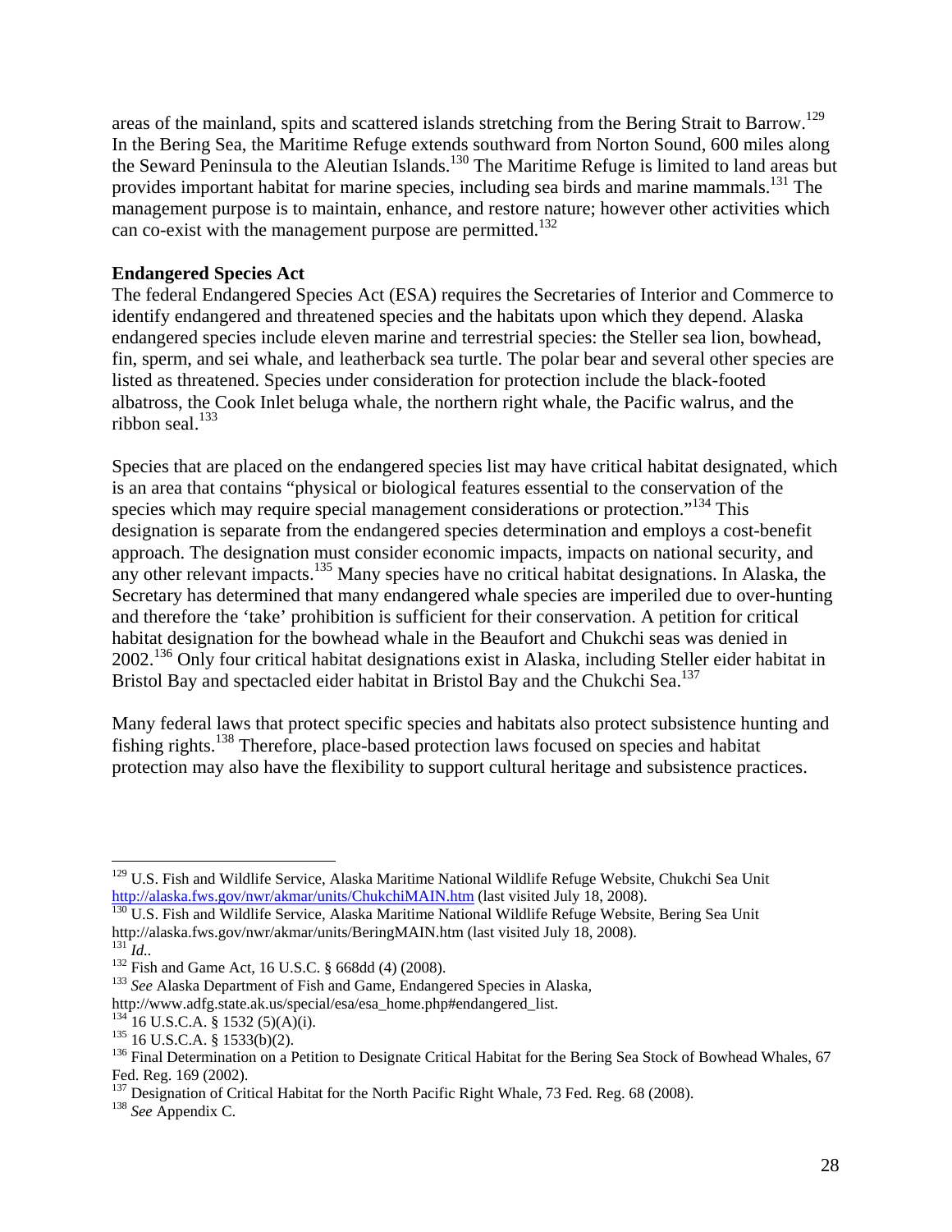areas of the mainland, spits and scattered islands stretching from the Bering Strait to Barrow.[129] In the Bering Sea, the Maritime Refuge extends southward from Norton Sound, 600 miles along the Seward Peninsula to the Aleutian Islands.[130] The Maritime Refuge is limited to land areas but provides important habitat for marine species, including sea birds and marine mammals.[131] The management purpose is to maintain, enhance, and restore nature; however other activities which can co-exist with the management purpose are permitted.[132]

**Endangered Species Act**

The federal Endangered Species Act (ESA) requires the Secretaries of Interior and Commerce to identify endangered and threatened species and the habitats upon which they depend. Alaska endangered species include eleven marine and terrestrial species: the Steller sea lion, bowhead, fin, sperm, and sei whale, and leatherback sea turtle. The polar bear and several other species are listed as threatened. Species under consideration for protection include the black-footed albatross, the Cook Inlet beluga whale, the northern right whale, the Pacific walrus, and the ribbon seal.[133]

Species that are placed on the endangered species list may have critical habitat designated, which is an area that contains "physical or biological features essential to the conservation of the species which may require special management considerations or protection."[134] This designation is separate from the endangered species determination and employs a cost-benefit approach. The designation must consider economic impacts, impacts on national security, and any other relevant impacts.[135] Many species have no critical habitat designations. In Alaska, the Secretary has determined that many endangered whale species are imperiled due to over-hunting and therefore the 'take' prohibition is sufficient for their conservation. A petition for critical habitat designation for the bowhead whale in the Beaufort and Chukchi seas was denied in 2002.[136] Only four critical habitat designations exist in Alaska, including Steller eider habitat in Bristol Bay and spectacled eider habitat in Bristol Bay and the Chukchi Sea.[137]

Many federal laws that protect specific species and habitats also protect subsistence hunting and fishing rights.[138] Therefore, place-based protection laws focused on species and habitat protection may also have the flexibility to support cultural heritage and subsistence practices.

---

[129] U.S. Fish and Wildlife Service, Alaska Maritime National Wildlife Refuge Website, Chukchi Sea Unit http://alaska.fws.gov/nwr/akmar/units/ChukchiMAIN.htm (last visited July 18, 2008).

[130] U.S. Fish and Wildlife Service, Alaska Maritime National Wildlife Refuge Website, Bering Sea Unit http://alaska.fws.gov/nwr/akmar/units/BeringMAIN.htm (last visited July 18, 2008).

[131] *Id.*.

[132] Fish and Game Act, 16 U.S.C. § 668dd (4) (2008).

[133] *See* Alaska Department of Fish and Game, Endangered Species in Alaska, http://www.adfg.state.ak.us/special/esa/esa_home.php#endangered_list.

[134] 16 U.S.C.A. § 1532 (5)(A)(i).

[135] 16 U.S.C.A. § 1533(b)(2).

[136] Final Determination on a Petition to Designate Critical Habitat for the Bering Sea Stock of Bowhead Whales, 67 Fed. Reg. 169 (2002).

[137] Designation of Critical Habitat for the North Pacific Right Whale, 73 Fed. Reg. 68 (2008).

[138] *See* Appendix C.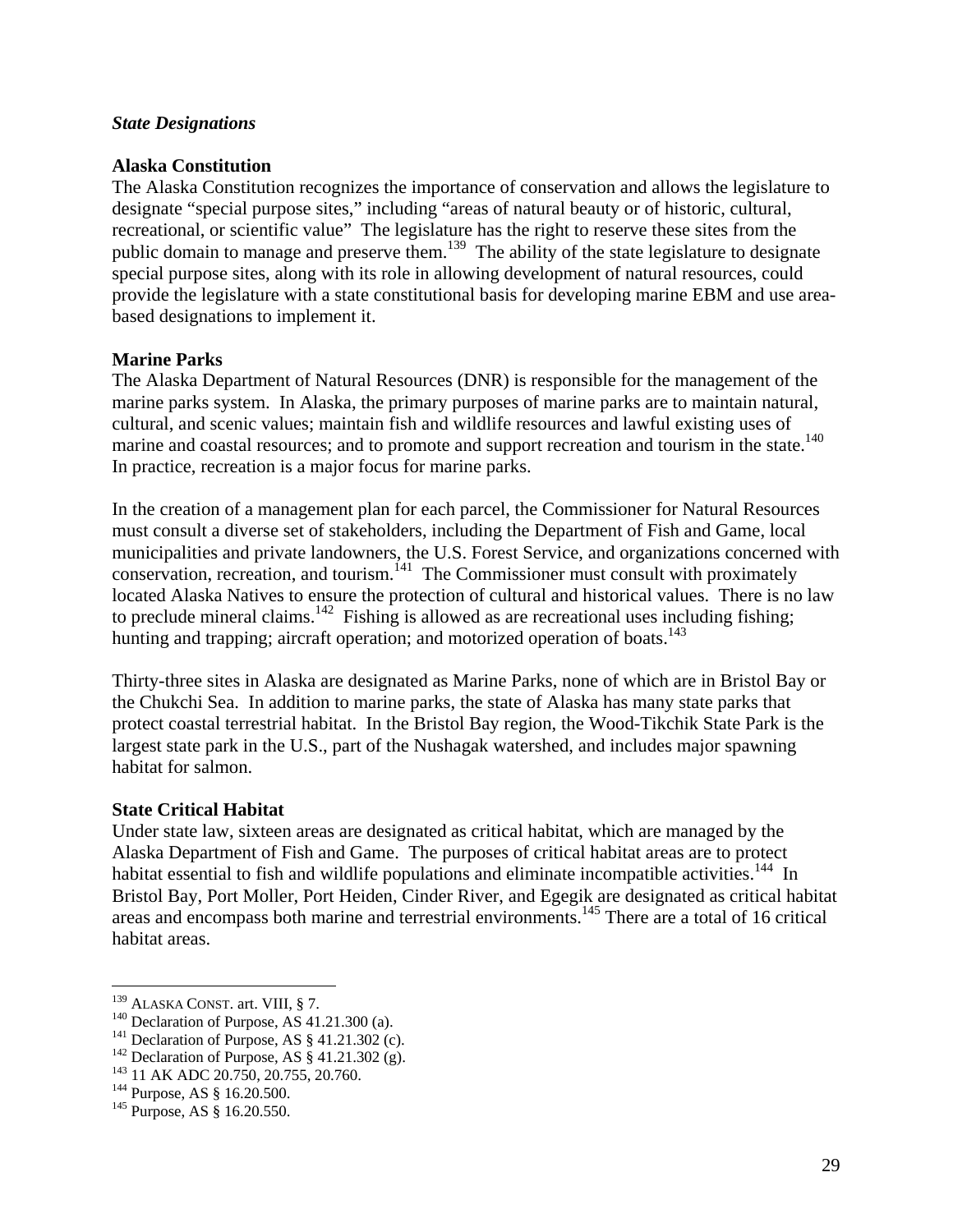***State Designations***

**Alaska Constitution**

The Alaska Constitution recognizes the importance of conservation and allows the legislature to designate "special purpose sites," including "areas of natural beauty or of historic, cultural, recreational, or scientific value" The legislature has the right to reserve these sites from the public domain to manage and preserve them.[139] The ability of the state legislature to designate special purpose sites, along with its role in allowing development of natural resources, could provide the legislature with a state constitutional basis for developing marine EBM and use area-based designations to implement it.

**Marine Parks**

The Alaska Department of Natural Resources (DNR) is responsible for the management of the marine parks system. In Alaska, the primary purposes of marine parks are to maintain natural, cultural, and scenic values; maintain fish and wildlife resources and lawful existing uses of marine and coastal resources; and to promote and support recreation and tourism in the state.[140] In practice, recreation is a major focus for marine parks.

In the creation of a management plan for each parcel, the Commissioner for Natural Resources must consult a diverse set of stakeholders, including the Department of Fish and Game, local municipalities and private landowners, the U.S. Forest Service, and organizations concerned with conservation, recreation, and tourism.[141] The Commissioner must consult with proximately located Alaska Natives to ensure the protection of cultural and historical values. There is no law to preclude mineral claims.[142] Fishing is allowed as are recreational uses including fishing; hunting and trapping; aircraft operation; and motorized operation of boats.[143]

Thirty-three sites in Alaska are designated as Marine Parks, none of which are in Bristol Bay or the Chukchi Sea. In addition to marine parks, the state of Alaska has many state parks that protect coastal terrestrial habitat. In the Bristol Bay region, the Wood-Tikchik State Park is the largest state park in the U.S., part of the Nushagak watershed, and includes major spawning habitat for salmon.

**State Critical Habitat**

Under state law, sixteen areas are designated as critical habitat, which are managed by the Alaska Department of Fish and Game. The purposes of critical habitat areas are to protect habitat essential to fish and wildlife populations and eliminate incompatible activities.[144] In Bristol Bay, Port Moller, Port Heiden, Cinder River, and Egegik are designated as critical habitat areas and encompass both marine and terrestrial environments.[145] There are a total of 16 critical habitat areas.

---

[139] ALASKA CONST. art. VIII, § 7.
[140] Declaration of Purpose, AS 41.21.300 (a).
[141] Declaration of Purpose, AS § 41.21.302 (c).
[142] Declaration of Purpose, AS § 41.21.302 (g).
[143] 11 AK ADC 20.750, 20.755, 20.760.
[144] Purpose, AS § 16.20.500.
[145] Purpose, AS § 16.20.550.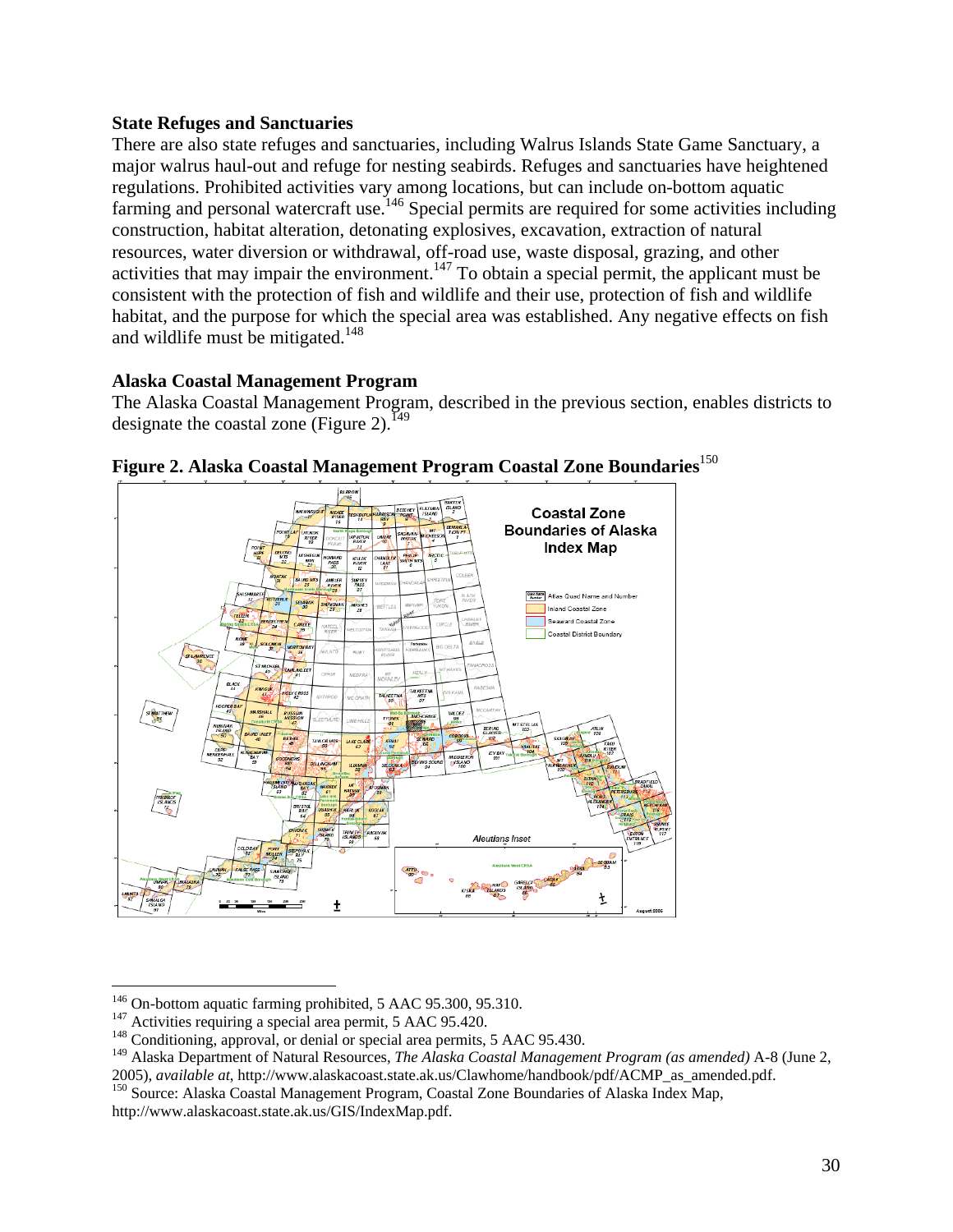### State Refuges and Sanctuaries

There are also state refuges and sanctuaries, including Walrus Islands State Game Sanctuary, a major walrus haul-out and refuge for nesting seabirds. Refuges and sanctuaries have heightened regulations. Prohibited activities vary among locations, but can include on-bottom aquatic farming and personal watercraft use.[146] Special permits are required for some activities including construction, habitat alteration, detonating explosives, excavation, extraction of natural resources, water diversion or withdrawal, off-road use, waste disposal, grazing, and other activities that may impair the environment.[147] To obtain a special permit, the applicant must be consistent with the protection of fish and wildlife and their use, protection of fish and wildlife habitat, and the purpose for which the special area was established. Any negative effects on fish and wildlife must be mitigated.[148]

### Alaska Coastal Management Program

The Alaska Coastal Management Program, described in the previous section, enables districts to designate the coastal zone (Figure 2).[149]

**Figure 2. Alaska Coastal Management Program Coastal Zone Boundaries**[150]

---

[146] On-bottom aquatic farming prohibited, 5 AAC 95.300, 95.310.

[147] Activities requiring a special area permit, 5 AAC 95.420.

[148] Conditioning, approval, or denial or special area permits, 5 AAC 95.430.

[149] Alaska Department of Natural Resources, *The Alaska Coastal Management Program (as amended)* A-8 (June 2, 2005), *available at*, http://www.alaskacoast.state.ak.us/Clawhome/handbook/pdf/ACMP_as_amended.pdf.

[150] Source: Alaska Coastal Management Program, Coastal Zone Boundaries of Alaska Index Map, http://www.alaskacoast.state.ak.us/GIS/IndexMap.pdf.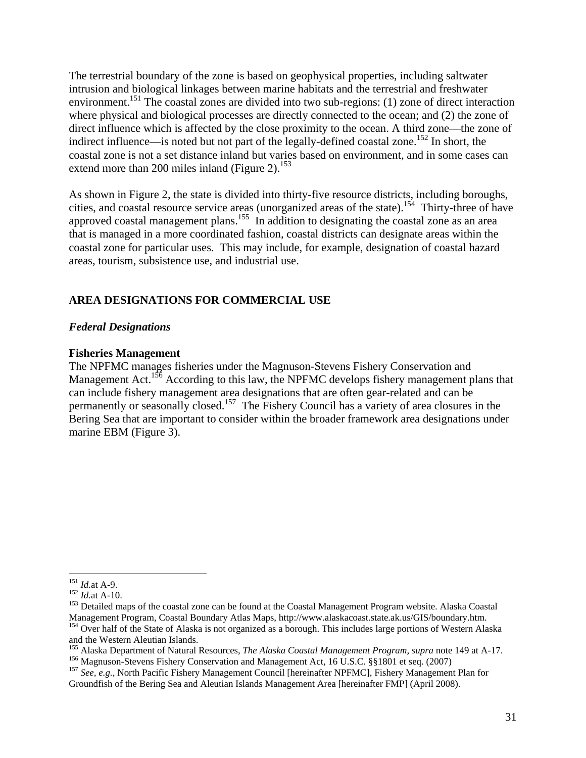The terrestrial boundary of the zone is based on geophysical properties, including saltwater intrusion and biological linkages between marine habitats and the terrestrial and freshwater environment.[151] The coastal zones are divided into two sub-regions: (1) zone of direct interaction where physical and biological processes are directly connected to the ocean; and (2) the zone of direct influence which is affected by the close proximity to the ocean. A third zone—the zone of indirect influence—is noted but not part of the legally-defined coastal zone.[152] In short, the coastal zone is not a set distance inland but varies based on environment, and in some cases can extend more than 200 miles inland (Figure 2).[153]

As shown in Figure 2, the state is divided into thirty-five resource districts, including boroughs, cities, and coastal resource service areas (unorganized areas of the state).[154] Thirty-three of have approved coastal management plans.[155] In addition to designating the coastal zone as an area that is managed in a more coordinated fashion, coastal districts can designate areas within the coastal zone for particular uses. This may include, for example, designation of coastal hazard areas, tourism, subsistence use, and industrial use.

## AREA DESIGNATIONS FOR COMMERCIAL USE

### *Federal Designations*

#### Fisheries Management

The NPFMC manages fisheries under the Magnuson-Stevens Fishery Conservation and Management Act.[156] According to this law, the NPFMC develops fishery management plans that can include fishery management area designations that are often gear-related and can be permanently or seasonally closed.[157] The Fishery Council has a variety of area closures in the Bering Sea that are important to consider within the broader framework area designations under marine EBM (Figure 3).

---

[151] *Id.*at A-9.

[152] *Id.*at A-10.

[153] Detailed maps of the coastal zone can be found at the Coastal Management Program website. Alaska Coastal Management Program, Coastal Boundary Atlas Maps, http://www.alaskacoast.state.ak.us/GIS/boundary.htm.

[154] Over half of the State of Alaska is not organized as a borough. This includes large portions of Western Alaska and the Western Aleutian Islands.

[155] Alaska Department of Natural Resources, *The Alaska Coastal Management Program, supra* note 149 at A-17.

[156] Magnuson-Stevens Fishery Conservation and Management Act, 16 U.S.C. §§1801 et seq. (2007)

[157] *See, e.g.*, North Pacific Fishery Management Council [hereinafter NPFMC], Fishery Management Plan for Groundfish of the Bering Sea and Aleutian Islands Management Area [hereinafter FMP] (April 2008).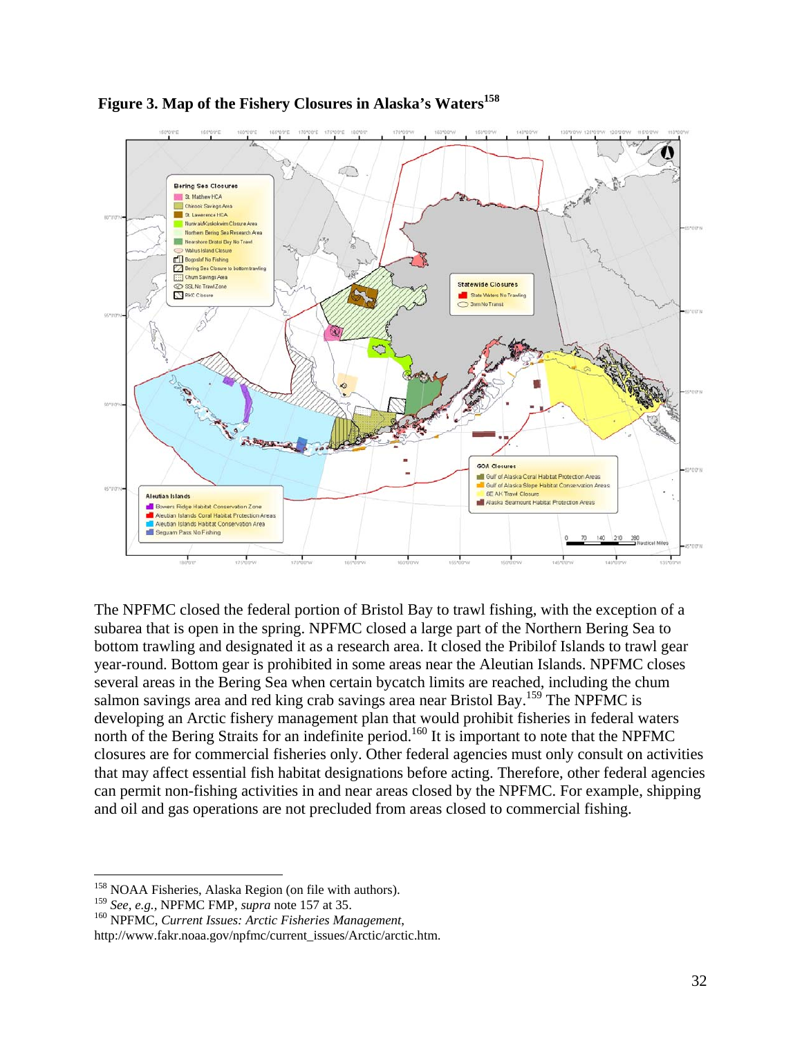**Figure 3. Map of the Fishery Closures in Alaska's Waters**[158]

The NPFMC closed the federal portion of Bristol Bay to trawl fishing, with the exception of a subarea that is open in the spring. NPFMC closed a large part of the Northern Bering Sea to bottom trawling and designated it as a research area. It closed the Pribilof Islands to trawl gear year-round. Bottom gear is prohibited in some areas near the Aleutian Islands. NPFMC closes several areas in the Bering Sea when certain bycatch limits are reached, including the chum salmon savings area and red king crab savings area near Bristol Bay.[159] The NPFMC is developing an Arctic fishery management plan that would prohibit fisheries in federal waters north of the Bering Straits for an indefinite period.[160] It is important to note that the NPFMC closures are for commercial fisheries only. Other federal agencies must only consult on activities that may affect essential fish habitat designations before acting. Therefore, other federal agencies can permit non-fishing activities in and near areas closed by the NPFMC. For example, shipping and oil and gas operations are not precluded from areas closed to commercial fishing.

---

[158] NOAA Fisheries, Alaska Region (on file with authors).

[159] *See, e.g.*, NPFMC FMP, *supra* note 157 at 35.

[160] NPFMC, *Current Issues: Arctic Fisheries Management*, http://www.fakr.noaa.gov/npfmc/current_issues/Arctic/arctic.htm.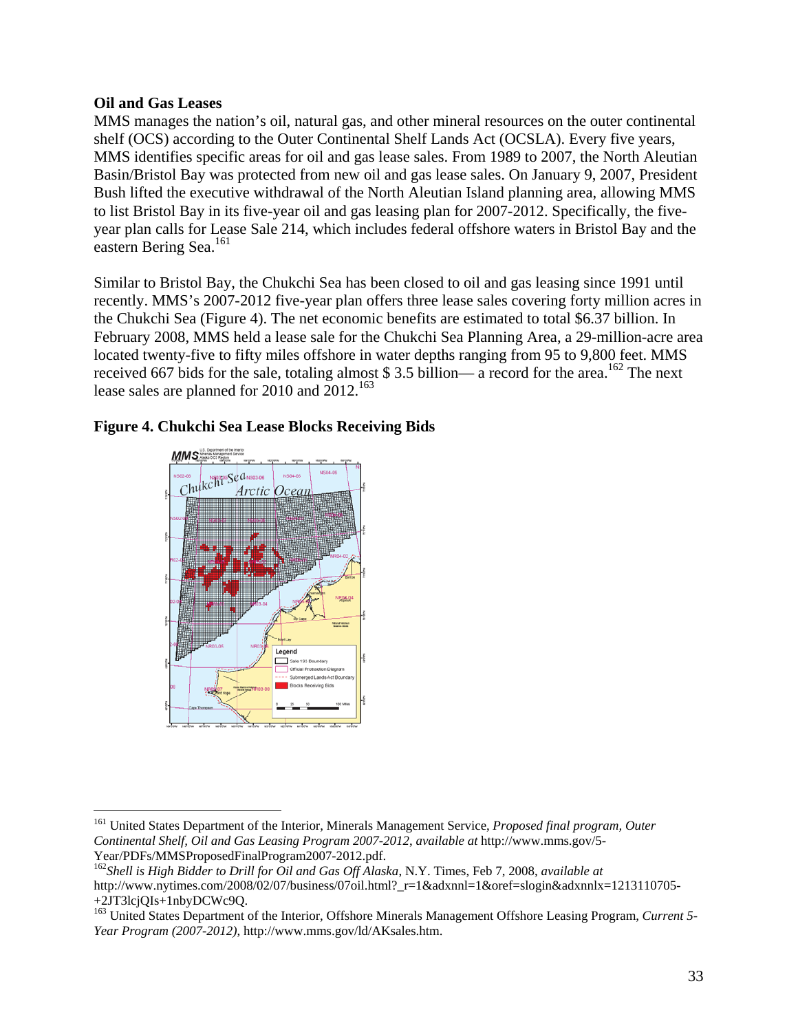**Oil and Gas Leases**

MMS manages the nation's oil, natural gas, and other mineral resources on the outer continental shelf (OCS) according to the Outer Continental Shelf Lands Act (OCSLA). Every five years, MMS identifies specific areas for oil and gas lease sales. From 1989 to 2007, the North Aleutian Basin/Bristol Bay was protected from new oil and gas lease sales. On January 9, 2007, President Bush lifted the executive withdrawal of the North Aleutian Island planning area, allowing MMS to list Bristol Bay in its five-year oil and gas leasing plan for 2007-2012. Specifically, the five-year plan calls for Lease Sale 214, which includes federal offshore waters in Bristol Bay and the eastern Bering Sea.[161]

Similar to Bristol Bay, the Chukchi Sea has been closed to oil and gas leasing since 1991 until recently. MMS's 2007-2012 five-year plan offers three lease sales covering forty million acres in the Chukchi Sea (Figure 4). The net economic benefits are estimated to total $6.37 billion. In February 2008, MMS held a lease sale for the Chukchi Sea Planning Area, a 29-million-acre area located twenty-five to fifty miles offshore in water depths ranging from 95 to 9,800 feet. MMS received 667 bids for the sale, totaling almost $ 3.5 billion— a record for the area.[162] The next lease sales are planned for 2010 and 2012.[163]

**Figure 4. Chukchi Sea Lease Blocks Receiving Bids**

---

[161] United States Department of the Interior, Minerals Management Service, *Proposed final program, Outer Continental Shelf, Oil and Gas Leasing Program 2007-2012*, *available at* http://www.mms.gov/5-Year/PDFs/MMSProposedFinalProgram2007-2012.pdf.

[162] *Shell is High Bidder to Drill for Oil and Gas Off Alaska*, N.Y. Times, Feb 7, 2008, *available at* http://www.nytimes.com/2008/02/07/business/07oil.html?_r=1&adxnnl=1&oref=slogin&adxnnlx=1213110705-+2JT3lcjQIs+1nbyDCWc9Q.

[163] United States Department of the Interior, Offshore Minerals Management Offshore Leasing Program, *Current 5-Year Program (2007-2012)*, http://www.mms.gov/ld/AKsales.htm.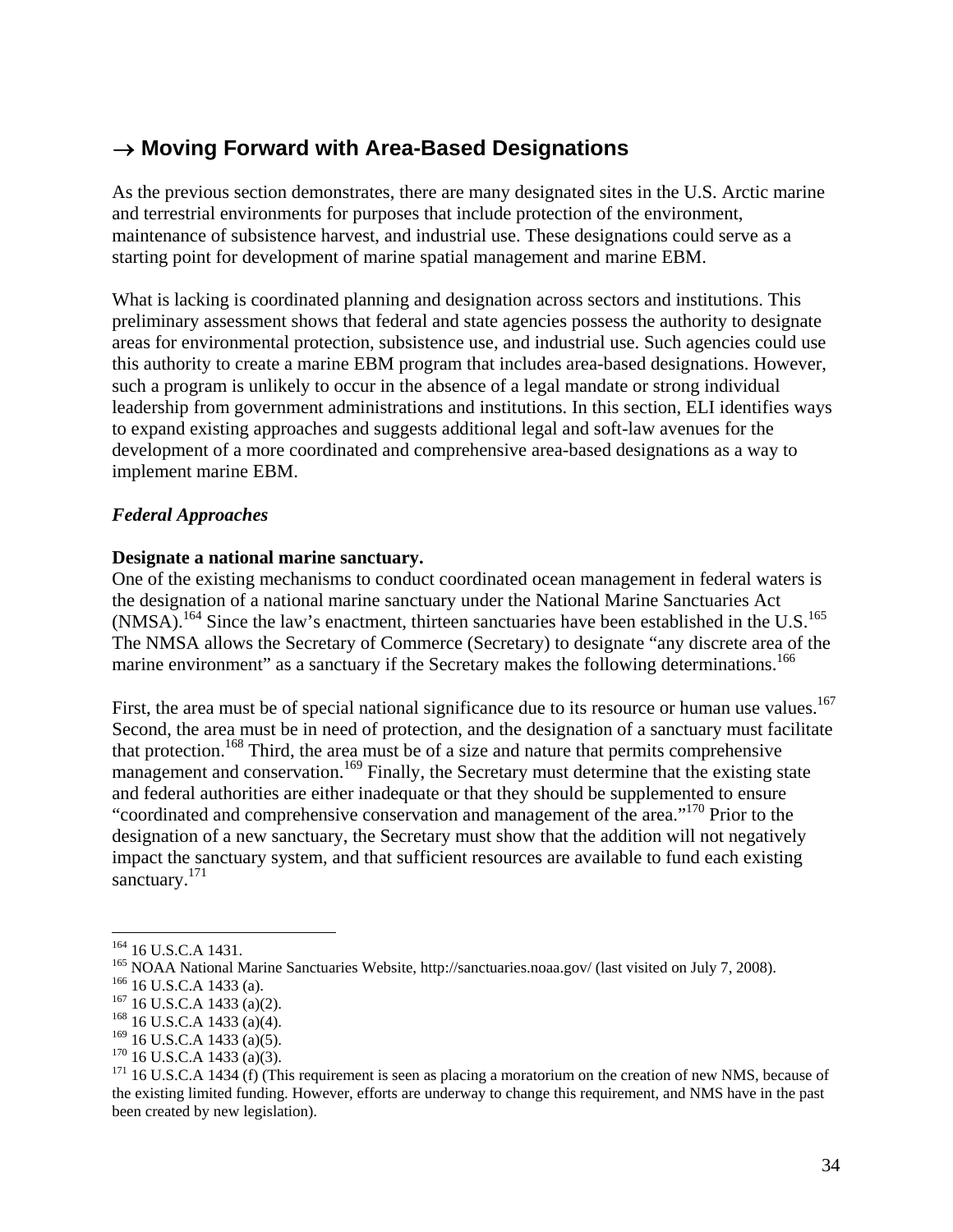## → Moving Forward with Area-Based Designations

As the previous section demonstrates, there are many designated sites in the U.S. Arctic marine and terrestrial environments for purposes that include protection of the environment, maintenance of subsistence harvest, and industrial use. These designations could serve as a starting point for development of marine spatial management and marine EBM.

What is lacking is coordinated planning and designation across sectors and institutions. This preliminary assessment shows that federal and state agencies possess the authority to designate areas for environmental protection, subsistence use, and industrial use. Such agencies could use this authority to create a marine EBM program that includes area-based designations. However, such a program is unlikely to occur in the absence of a legal mandate or strong individual leadership from government administrations and institutions. In this section, ELI identifies ways to expand existing approaches and suggests additional legal and soft-law avenues for the development of a more coordinated and comprehensive area-based designations as a way to implement marine EBM.

### *Federal Approaches*

**Designate a national marine sanctuary.**

One of the existing mechanisms to conduct coordinated ocean management in federal waters is the designation of a national marine sanctuary under the National Marine Sanctuaries Act (NMSA).[164] Since the law's enactment, thirteen sanctuaries have been established in the U.S.[165] The NMSA allows the Secretary of Commerce (Secretary) to designate "any discrete area of the marine environment" as a sanctuary if the Secretary makes the following determinations.[166]

First, the area must be of special national significance due to its resource or human use values.[167] Second, the area must be in need of protection, and the designation of a sanctuary must facilitate that protection.[168] Third, the area must be of a size and nature that permits comprehensive management and conservation.[169] Finally, the Secretary must determine that the existing state and federal authorities are either inadequate or that they should be supplemented to ensure "coordinated and comprehensive conservation and management of the area."[170] Prior to the designation of a new sanctuary, the Secretary must show that the addition will not negatively impact the sanctuary system, and that sufficient resources are available to fund each existing sanctuary.[171]

---

[164] 16 U.S.C.A 1431.
[165] NOAA National Marine Sanctuaries Website, http://sanctuaries.noaa.gov/ (last visited on July 7, 2008).
[166] 16 U.S.C.A 1433 (a).
[167] 16 U.S.C.A 1433 (a)(2).
[168] 16 U.S.C.A 1433 (a)(4).
[169] 16 U.S.C.A 1433 (a)(5).
[170] 16 U.S.C.A 1433 (a)(3).
[171] 16 U.S.C.A 1434 (f) (This requirement is seen as placing a moratorium on the creation of new NMS, because of the existing limited funding. However, efforts are underway to change this requirement, and NMS have in the past been created by new legislation).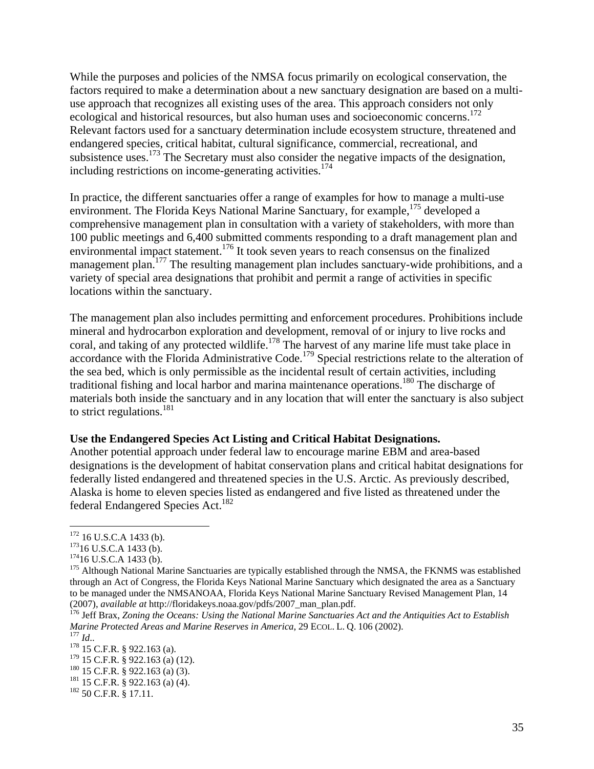While the purposes and policies of the NMSA focus primarily on ecological conservation, the factors required to make a determination about a new sanctuary designation are based on a multi-use approach that recognizes all existing uses of the area. This approach considers not only ecological and historical resources, but also human uses and socioeconomic concerns.[172] Relevant factors used for a sanctuary determination include ecosystem structure, threatened and endangered species, critical habitat, cultural significance, commercial, recreational, and subsistence uses.[173] The Secretary must also consider the negative impacts of the designation, including restrictions on income-generating activities.[174]

In practice, the different sanctuaries offer a range of examples for how to manage a multi-use environment. The Florida Keys National Marine Sanctuary, for example,[175] developed a comprehensive management plan in consultation with a variety of stakeholders, with more than 100 public meetings and 6,400 submitted comments responding to a draft management plan and environmental impact statement.[176] It took seven years to reach consensus on the finalized management plan.[177] The resulting management plan includes sanctuary-wide prohibitions, and a variety of special area designations that prohibit and permit a range of activities in specific locations within the sanctuary.

The management plan also includes permitting and enforcement procedures. Prohibitions include mineral and hydrocarbon exploration and development, removal of or injury to live rocks and coral, and taking of any protected wildlife.[178] The harvest of any marine life must take place in accordance with the Florida Administrative Code.[179] Special restrictions relate to the alteration of the sea bed, which is only permissible as the incidental result of certain activities, including traditional fishing and local harbor and marina maintenance operations.[180] The discharge of materials both inside the sanctuary and in any location that will enter the sanctuary is also subject to strict regulations.[181]

**Use the Endangered Species Act Listing and Critical Habitat Designations.**
Another potential approach under federal law to encourage marine EBM and area-based designations is the development of habitat conservation plans and critical habitat designations for federally listed endangered and threatened species in the U.S. Arctic. As previously described, Alaska is home to eleven species listed as endangered and five listed as threatened under the federal Endangered Species Act.[182]

---

[172] 16 U.S.C.A 1433 (b).
[173] 16 U.S.C.A 1433 (b).
[174] 16 U.S.C.A 1433 (b).
[175] Although National Marine Sanctuaries are typically established through the NMSA, the FKNMS was established through an Act of Congress, the Florida Keys National Marine Sanctuary which designated the area as a Sanctuary to be managed under the NMSANOAA, Florida Keys National Marine Sanctuary Revised Management Plan, 14 (2007), *available at* http://floridakeys.noaa.gov/pdfs/2007_man_plan.pdf.
[176] Jeff Brax, *Zoning the Oceans: Using the National Marine Sanctuaries Act and the Antiquities Act to Establish Marine Protected Areas and Marine Reserves in America*, 29 ECOL. L. Q. 106 (2002).
[177] *Id*..
[178] 15 C.F.R. § 922.163 (a).
[179] 15 C.F.R. § 922.163 (a) (12).
[180] 15 C.F.R. § 922.163 (a) (3).
[181] 15 C.F.R. § 922.163 (a) (4).
[182] 50 C.F.R. § 17.11.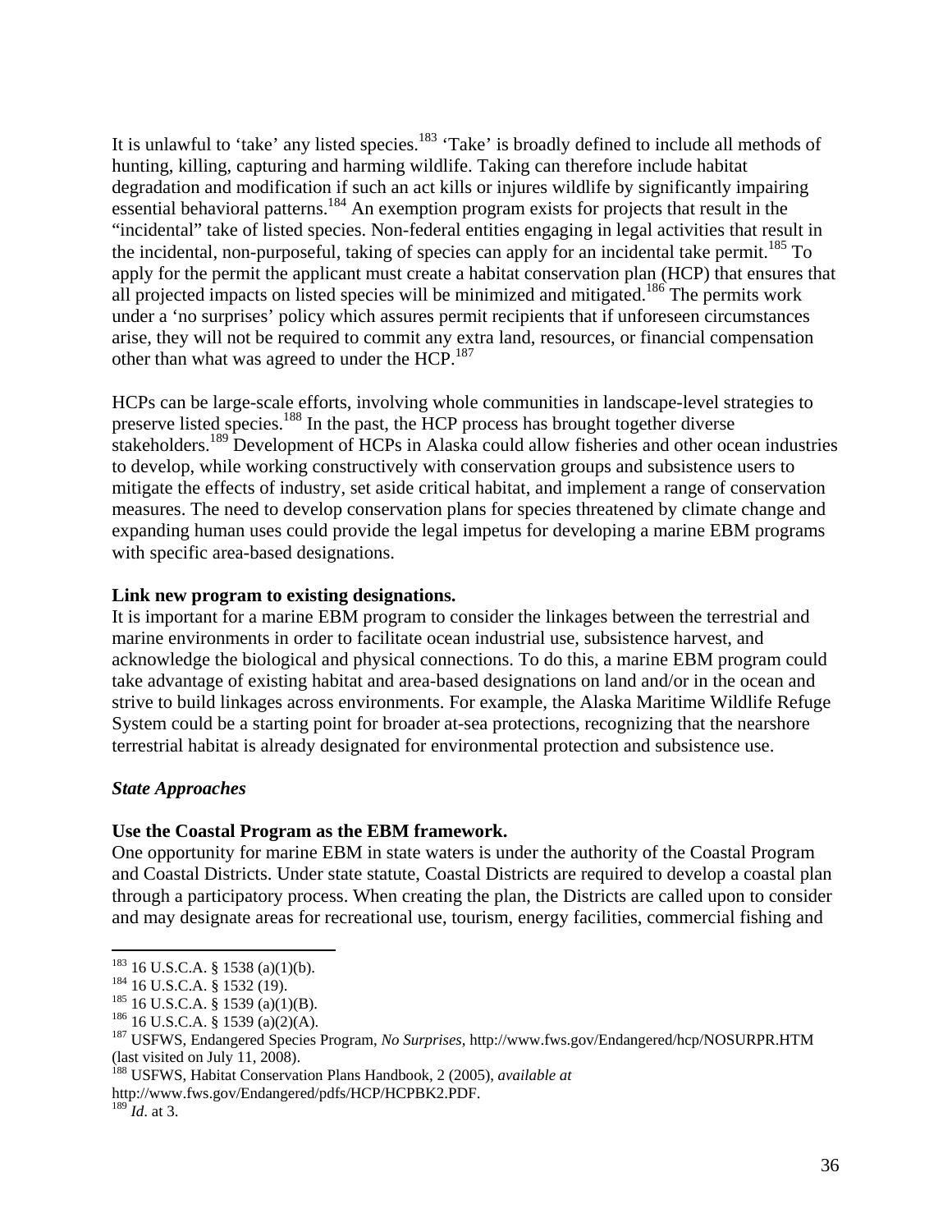It is unlawful to 'take' any listed species.[183] 'Take' is broadly defined to include all methods of hunting, killing, capturing and harming wildlife. Taking can therefore include habitat degradation and modification if such an act kills or injures wildlife by significantly impairing essential behavioral patterns.[184] An exemption program exists for projects that result in the "incidental" take of listed species. Non-federal entities engaging in legal activities that result in the incidental, non-purposeful, taking of species can apply for an incidental take permit.[185] To apply for the permit the applicant must create a habitat conservation plan (HCP) that ensures that all projected impacts on listed species will be minimized and mitigated.[186] The permits work under a 'no surprises' policy which assures permit recipients that if unforeseen circumstances arise, they will not be required to commit any extra land, resources, or financial compensation other than what was agreed to under the HCP.[187]

HCPs can be large-scale efforts, involving whole communities in landscape-level strategies to preserve listed species.[188] In the past, the HCP process has brought together diverse stakeholders.[189] Development of HCPs in Alaska could allow fisheries and other ocean industries to develop, while working constructively with conservation groups and subsistence users to mitigate the effects of industry, set aside critical habitat, and implement a range of conservation measures. The need to develop conservation plans for species threatened by climate change and expanding human uses could provide the legal impetus for developing a marine EBM programs with specific area-based designations.

**Link new program to existing designations.**
It is important for a marine EBM program to consider the linkages between the terrestrial and marine environments in order to facilitate ocean industrial use, subsistence harvest, and acknowledge the biological and physical connections. To do this, a marine EBM program could take advantage of existing habitat and area-based designations on land and/or in the ocean and strive to build linkages across environments. For example, the Alaska Maritime Wildlife Refuge System could be a starting point for broader at-sea protections, recognizing that the nearshore terrestrial habitat is already designated for environmental protection and subsistence use.

***State Approaches***

**Use the Coastal Program as the EBM framework.**
One opportunity for marine EBM in state waters is under the authority of the Coastal Program and Coastal Districts. Under state statute, Coastal Districts are required to develop a coastal plan through a participatory process. When creating the plan, the Districts are called upon to consider and may designate areas for recreational use, tourism, energy facilities, commercial fishing and

---

[183] 16 U.S.C.A. § 1538 (a)(1)(b).
[184] 16 U.S.C.A. § 1532 (19).
[185] 16 U.S.C.A. § 1539 (a)(1)(B).
[186] 16 U.S.C.A. § 1539 (a)(2)(A).
[187] USFWS, Endangered Species Program, *No Surprises*, http://www.fws.gov/Endangered/hcp/NOSURPR.HTM (last visited on July 11, 2008).
[188] USFWS, Habitat Conservation Plans Handbook, 2 (2005), *available at* http://www.fws.gov/Endangered/pdfs/HCP/HCPBK2.PDF.
[189] *Id*. at 3.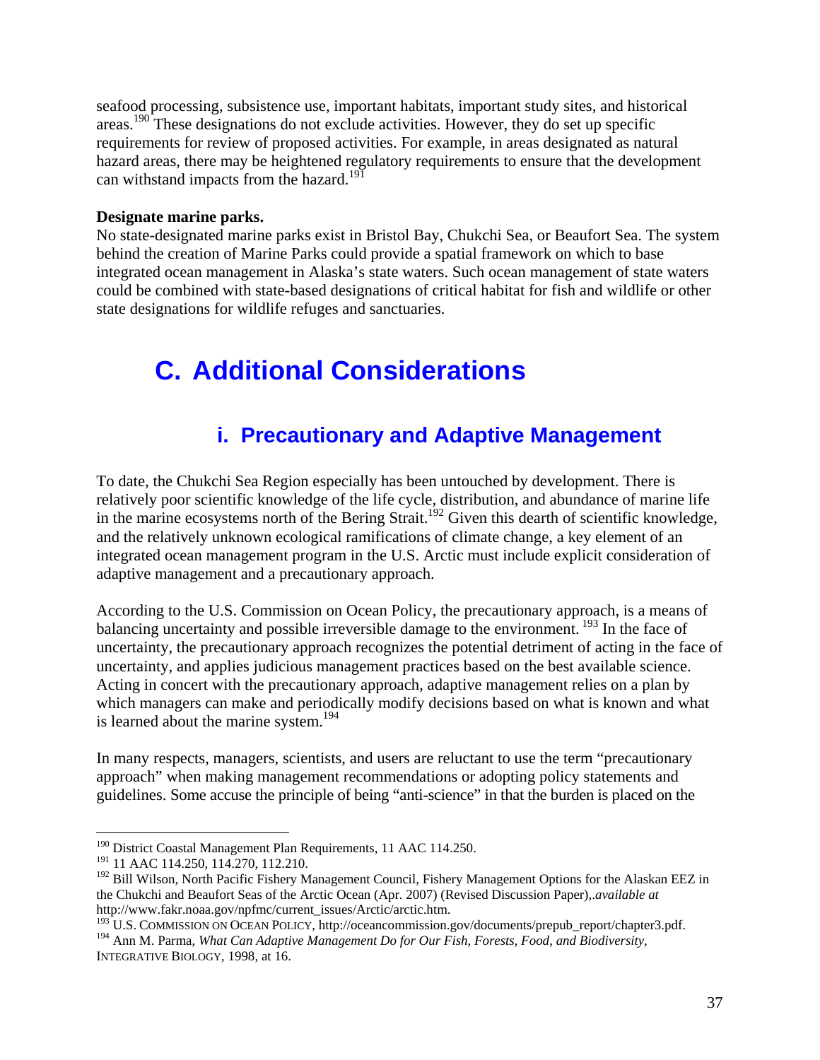seafood processing, subsistence use, important habitats, important study sites, and historical areas.[190] These designations do not exclude activities. However, they do set up specific requirements for review of proposed activities. For example, in areas designated as natural hazard areas, there may be heightened regulatory requirements to ensure that the development can withstand impacts from the hazard.[191]

**Designate marine parks.**

No state-designated marine parks exist in Bristol Bay, Chukchi Sea, or Beaufort Sea. The system behind the creation of Marine Parks could provide a spatial framework on which to base integrated ocean management in Alaska's state waters. Such ocean management of state waters could be combined with state-based designations of critical habitat for fish and wildlife or other state designations for wildlife refuges and sanctuaries.

# C. Additional Considerations

## i. Precautionary and Adaptive Management

To date, the Chukchi Sea Region especially has been untouched by development. There is relatively poor scientific knowledge of the life cycle, distribution, and abundance of marine life in the marine ecosystems north of the Bering Strait.[192] Given this dearth of scientific knowledge, and the relatively unknown ecological ramifications of climate change, a key element of an integrated ocean management program in the U.S. Arctic must include explicit consideration of adaptive management and a precautionary approach.

According to the U.S. Commission on Ocean Policy, the precautionary approach, is a means of balancing uncertainty and possible irreversible damage to the environment. [193] In the face of uncertainty, the precautionary approach recognizes the potential detriment of acting in the face of uncertainty, and applies judicious management practices based on the best available science. Acting in concert with the precautionary approach, adaptive management relies on a plan by which managers can make and periodically modify decisions based on what is known and what is learned about the marine system.[194]

In many respects, managers, scientists, and users are reluctant to use the term "precautionary approach" when making management recommendations or adopting policy statements and guidelines. Some accuse the principle of being "anti-science" in that the burden is placed on the

---

[190] District Coastal Management Plan Requirements, 11 AAC 114.250.

[191] 11 AAC 114.250, 114.270, 112.210.

[192] Bill Wilson, North Pacific Fishery Management Council, Fishery Management Options for the Alaskan EEZ in the Chukchi and Beaufort Seas of the Arctic Ocean (Apr. 2007) (Revised Discussion Paper),.*available at* http://www.fakr.noaa.gov/npfmc/current_issues/Arctic/arctic.htm.

[193] U.S. COMMISSION ON OCEAN POLICY, http://oceancommission.gov/documents/prepub_report/chapter3.pdf.

[194] Ann M. Parma, *What Can Adaptive Management Do for Our Fish, Forests, Food, and Biodiversity,* INTEGRATIVE BIOLOGY, 1998, at 16.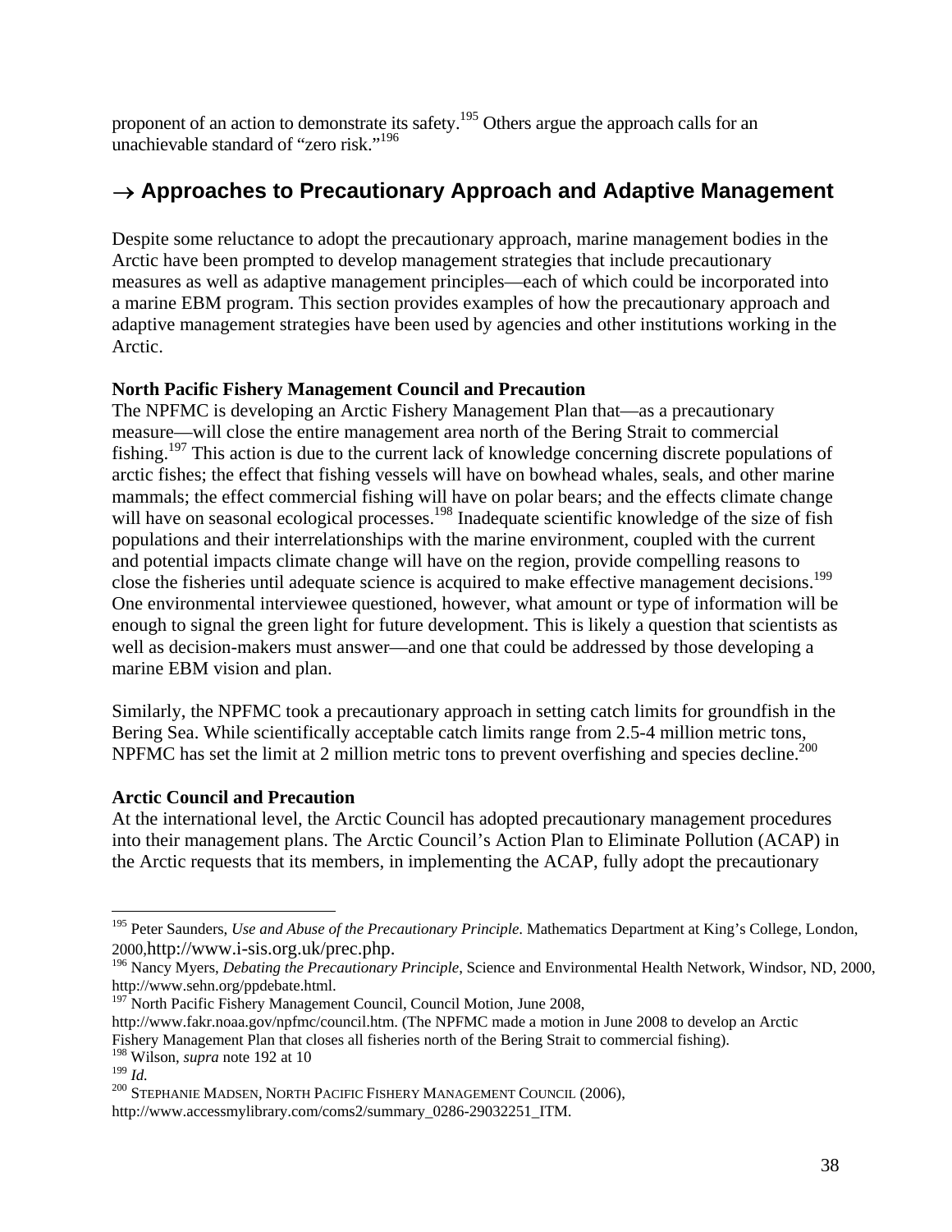proponent of an action to demonstrate its safety.[195] Others argue the approach calls for an unachievable standard of "zero risk."[196]

## → Approaches to Precautionary Approach and Adaptive Management

Despite some reluctance to adopt the precautionary approach, marine management bodies in the Arctic have been prompted to develop management strategies that include precautionary measures as well as adaptive management principles—each of which could be incorporated into a marine EBM program. This section provides examples of how the precautionary approach and adaptive management strategies have been used by agencies and other institutions working in the Arctic.

**North Pacific Fishery Management Council and Precaution**

The NPFMC is developing an Arctic Fishery Management Plan that—as a precautionary measure—will close the entire management area north of the Bering Strait to commercial fishing.[197] This action is due to the current lack of knowledge concerning discrete populations of arctic fishes; the effect that fishing vessels will have on bowhead whales, seals, and other marine mammals; the effect commercial fishing will have on polar bears; and the effects climate change will have on seasonal ecological processes.[198] Inadequate scientific knowledge of the size of fish populations and their interrelationships with the marine environment, coupled with the current and potential impacts climate change will have on the region, provide compelling reasons to close the fisheries until adequate science is acquired to make effective management decisions.[199] One environmental interviewee questioned, however, what amount or type of information will be enough to signal the green light for future development. This is likely a question that scientists as well as decision-makers must answer—and one that could be addressed by those developing a marine EBM vision and plan.

Similarly, the NPFMC took a precautionary approach in setting catch limits for groundfish in the Bering Sea. While scientifically acceptable catch limits range from 2.5-4 million metric tons, NPFMC has set the limit at 2 million metric tons to prevent overfishing and species decline.[200]

**Arctic Council and Precaution**

At the international level, the Arctic Council has adopted precautionary management procedures into their management plans. The Arctic Council's Action Plan to Eliminate Pollution (ACAP) in the Arctic requests that its members, in implementing the ACAP, fully adopt the precautionary

---

[195] Peter Saunders, *Use and Abuse of the Precautionary Principle*. Mathematics Department at King's College, London, 2000,http://www.i-sis.org.uk/prec.php.

[196] Nancy Myers, *Debating the Precautionary Principle*, Science and Environmental Health Network, Windsor, ND, 2000, http://www.sehn.org/ppdebate.html.

[197] North Pacific Fishery Management Council, Council Motion, June 2008, http://www.fakr.noaa.gov/npfmc/council.htm. (The NPFMC made a motion in June 2008 to develop an Arctic Fishery Management Plan that closes all fisheries north of the Bering Strait to commercial fishing).

[198] Wilson, *supra* note 192 at 10

[199] *Id.*

[200] STEPHANIE MADSEN, NORTH PACIFIC FISHERY MANAGEMENT COUNCIL (2006), http://www.accessmylibrary.com/coms2/summary_0286-29032251_ITM.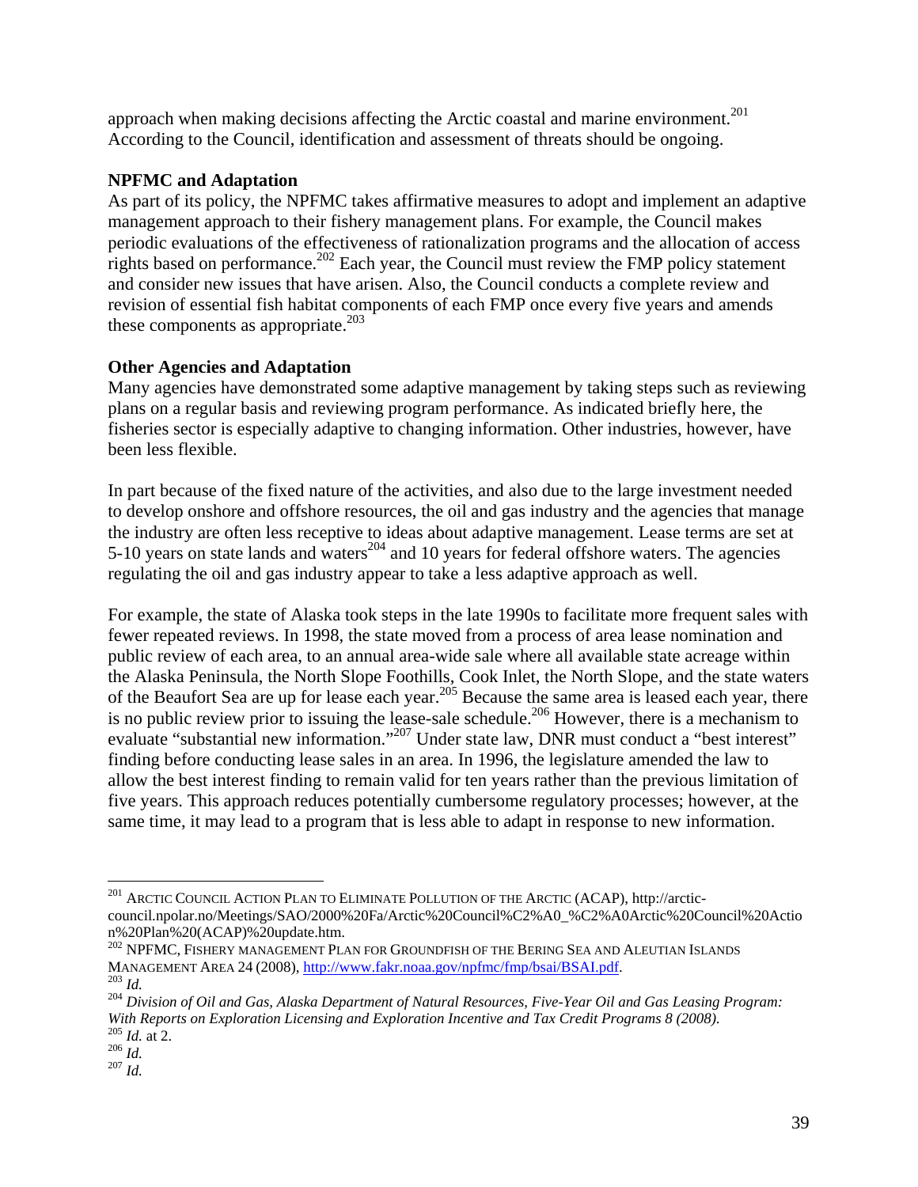approach when making decisions affecting the Arctic coastal and marine environment.[201] According to the Council, identification and assessment of threats should be ongoing.

**NPFMC and Adaptation**

As part of its policy, the NPFMC takes affirmative measures to adopt and implement an adaptive management approach to their fishery management plans. For example, the Council makes periodic evaluations of the effectiveness of rationalization programs and the allocation of access rights based on performance.[202] Each year, the Council must review the FMP policy statement and consider new issues that have arisen. Also, the Council conducts a complete review and revision of essential fish habitat components of each FMP once every five years and amends these components as appropriate.[203]

**Other Agencies and Adaptation**

Many agencies have demonstrated some adaptive management by taking steps such as reviewing plans on a regular basis and reviewing program performance. As indicated briefly here, the fisheries sector is especially adaptive to changing information. Other industries, however, have been less flexible.

In part because of the fixed nature of the activities, and also due to the large investment needed to develop onshore and offshore resources, the oil and gas industry and the agencies that manage the industry are often less receptive to ideas about adaptive management. Lease terms are set at 5-10 years on state lands and waters[204] and 10 years for federal offshore waters. The agencies regulating the oil and gas industry appear to take a less adaptive approach as well.

For example, the state of Alaska took steps in the late 1990s to facilitate more frequent sales with fewer repeated reviews. In 1998, the state moved from a process of area lease nomination and public review of each area, to an annual area-wide sale where all available state acreage within the Alaska Peninsula, the North Slope Foothills, Cook Inlet, the North Slope, and the state waters of the Beaufort Sea are up for lease each year.[205] Because the same area is leased each year, there is no public review prior to issuing the lease-sale schedule.[206] However, there is a mechanism to evaluate "substantial new information."[207] Under state law, DNR must conduct a "best interest" finding before conducting lease sales in an area. In 1996, the legislature amended the law to allow the best interest finding to remain valid for ten years rather than the previous limitation of five years. This approach reduces potentially cumbersome regulatory processes; however, at the same time, it may lead to a program that is less able to adapt in response to new information.

---

[201] ARCTIC COUNCIL ACTION PLAN TO ELIMINATE POLLUTION OF THE ARCTIC (ACAP), http://arctic-council.npolar.no/Meetings/SAO/2000%20Fa/Arctic%20Council%C2%A0_%C2%A0Arctic%20Council%20Action%20Plan%20(ACAP)%20update.htm.

[202] NPFMC, FISHERY MANAGEMENT PLAN FOR GROUNDFISH OF THE BERING SEA AND ALEUTIAN ISLANDS MANAGEMENT AREA 24 (2008), http://www.fakr.noaa.gov/npfmc/fmp/bsai/BSAI.pdf.

[203] *Id.*

[204] *Division of Oil and Gas, Alaska Department of Natural Resources, Five-Year Oil and Gas Leasing Program: With Reports on Exploration Licensing and Exploration Incentive and Tax Credit Programs 8 (2008).*

[205] *Id.* at 2.

[206] *Id.*

[207] *Id.*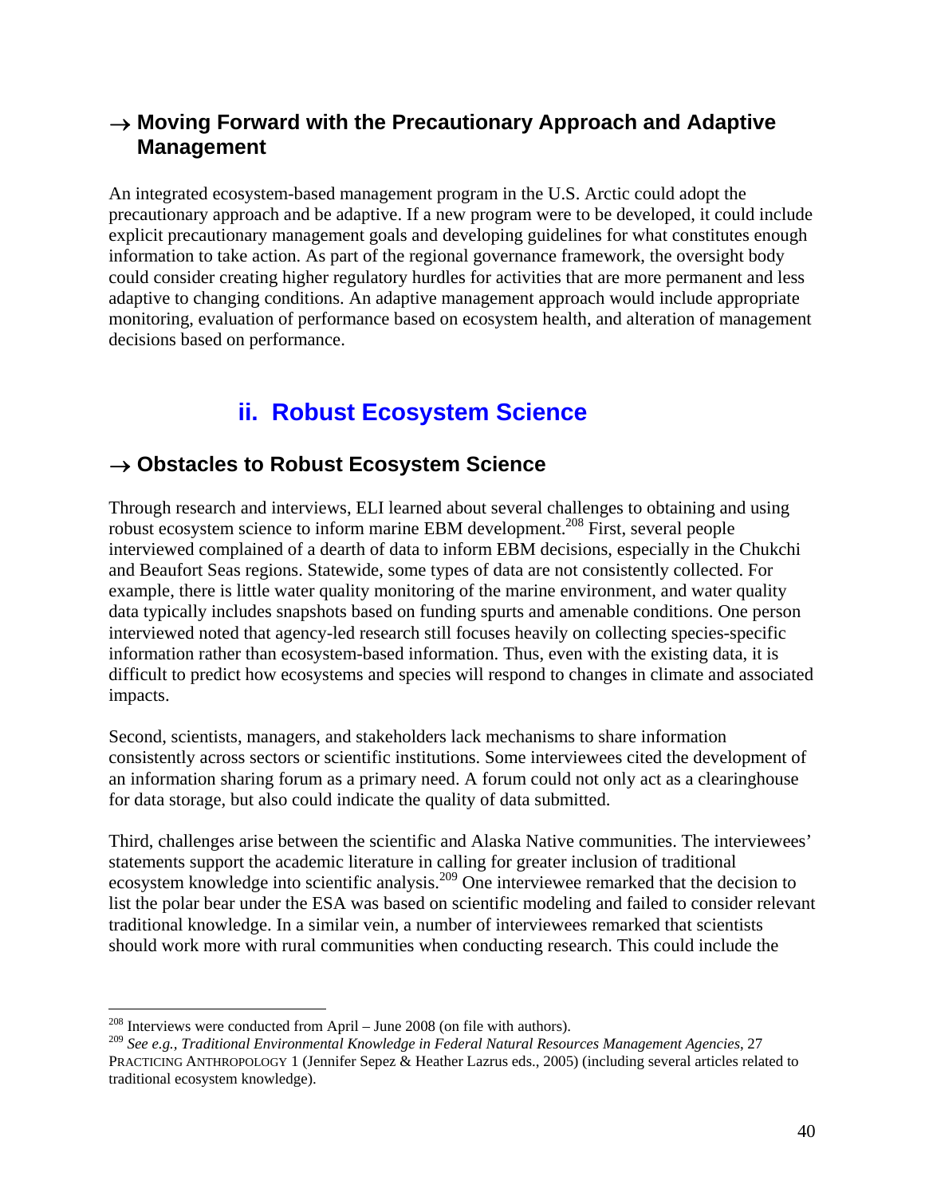### → Moving Forward with the Precautionary Approach and Adaptive Management

An integrated ecosystem-based management program in the U.S. Arctic could adopt the precautionary approach and be adaptive. If a new program were to be developed, it could include explicit precautionary management goals and developing guidelines for what constitutes enough information to take action. As part of the regional governance framework, the oversight body could consider creating higher regulatory hurdles for activities that are more permanent and less adaptive to changing conditions. An adaptive management approach would include appropriate monitoring, evaluation of performance based on ecosystem health, and alteration of management decisions based on performance.

## ii. Robust Ecosystem Science

### → Obstacles to Robust Ecosystem Science

Through research and interviews, ELI learned about several challenges to obtaining and using robust ecosystem science to inform marine EBM development.[208] First, several people interviewed complained of a dearth of data to inform EBM decisions, especially in the Chukchi and Beaufort Seas regions. Statewide, some types of data are not consistently collected. For example, there is little water quality monitoring of the marine environment, and water quality data typically includes snapshots based on funding spurts and amenable conditions. One person interviewed noted that agency-led research still focuses heavily on collecting species-specific information rather than ecosystem-based information. Thus, even with the existing data, it is difficult to predict how ecosystems and species will respond to changes in climate and associated impacts.

Second, scientists, managers, and stakeholders lack mechanisms to share information consistently across sectors or scientific institutions. Some interviewees cited the development of an information sharing forum as a primary need. A forum could not only act as a clearinghouse for data storage, but also could indicate the quality of data submitted.

Third, challenges arise between the scientific and Alaska Native communities. The interviewees' statements support the academic literature in calling for greater inclusion of traditional ecosystem knowledge into scientific analysis.[209] One interviewee remarked that the decision to list the polar bear under the ESA was based on scientific modeling and failed to consider relevant traditional knowledge. In a similar vein, a number of interviewees remarked that scientists should work more with rural communities when conducting research. This could include the

---

[208] Interviews were conducted from April – June 2008 (on file with authors).

[209] *See e.g.*, *Traditional Environmental Knowledge in Federal Natural Resources Management Agencies*, 27 PRACTICING ANTHROPOLOGY 1 (Jennifer Sepez & Heather Lazrus eds., 2005) (including several articles related to traditional ecosystem knowledge).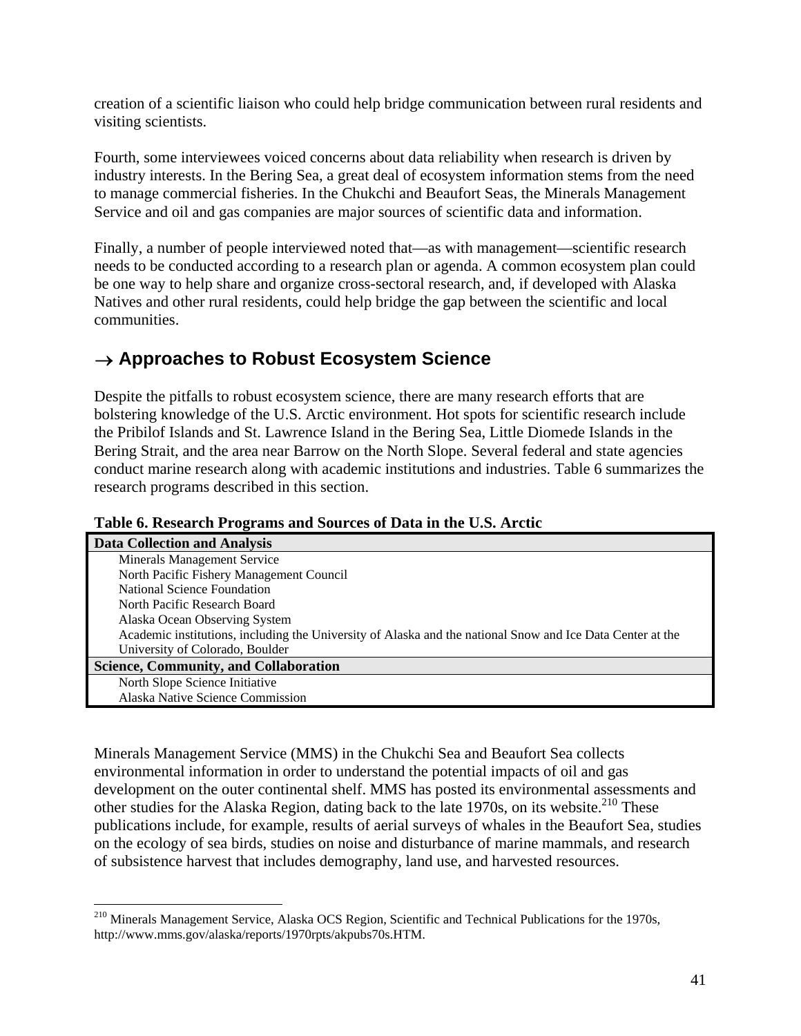creation of a scientific liaison who could help bridge communication between rural residents and visiting scientists.

Fourth, some interviewees voiced concerns about data reliability when research is driven by industry interests. In the Bering Sea, a great deal of ecosystem information stems from the need to manage commercial fisheries. In the Chukchi and Beaufort Seas, the Minerals Management Service and oil and gas companies are major sources of scientific data and information.

Finally, a number of people interviewed noted that—as with management—scientific research needs to be conducted according to a research plan or agenda. A common ecosystem plan could be one way to help share and organize cross-sectoral research, and, if developed with Alaska Natives and other rural residents, could help bridge the gap between the scientific and local communities.

## → Approaches to Robust Ecosystem Science

Despite the pitfalls to robust ecosystem science, there are many research efforts that are bolstering knowledge of the U.S. Arctic environment. Hot spots for scientific research include the Pribilof Islands and St. Lawrence Island in the Bering Sea, Little Diomede Islands in the Bering Strait, and the area near Barrow on the North Slope. Several federal and state agencies conduct marine research along with academic institutions and industries. Table 6 summarizes the research programs described in this section.

**Table 6. Research Programs and Sources of Data in the U.S. Arctic**

| **Data Collection and Analysis** |
|---|
| Minerals Management Service |
| North Pacific Fishery Management Council |
| National Science Foundation |
| North Pacific Research Board |
| Alaska Ocean Observing System |
| Academic institutions, including the University of Alaska and the national Snow and Ice Data Center at the University of Colorado, Boulder |
| **Science, Community, and Collaboration** |
| North Slope Science Initiative |
| Alaska Native Science Commission |

Minerals Management Service (MMS) in the Chukchi Sea and Beaufort Sea collects environmental information in order to understand the potential impacts of oil and gas development on the outer continental shelf. MMS has posted its environmental assessments and other studies for the Alaska Region, dating back to the late 1970s, on its website.[210] These publications include, for example, results of aerial surveys of whales in the Beaufort Sea, studies on the ecology of sea birds, studies on noise and disturbance of marine mammals, and research of subsistence harvest that includes demography, land use, and harvested resources.

[210] Minerals Management Service, Alaska OCS Region, Scientific and Technical Publications for the 1970s, http://www.mms.gov/alaska/reports/1970rpts/akpubs70s.HTM.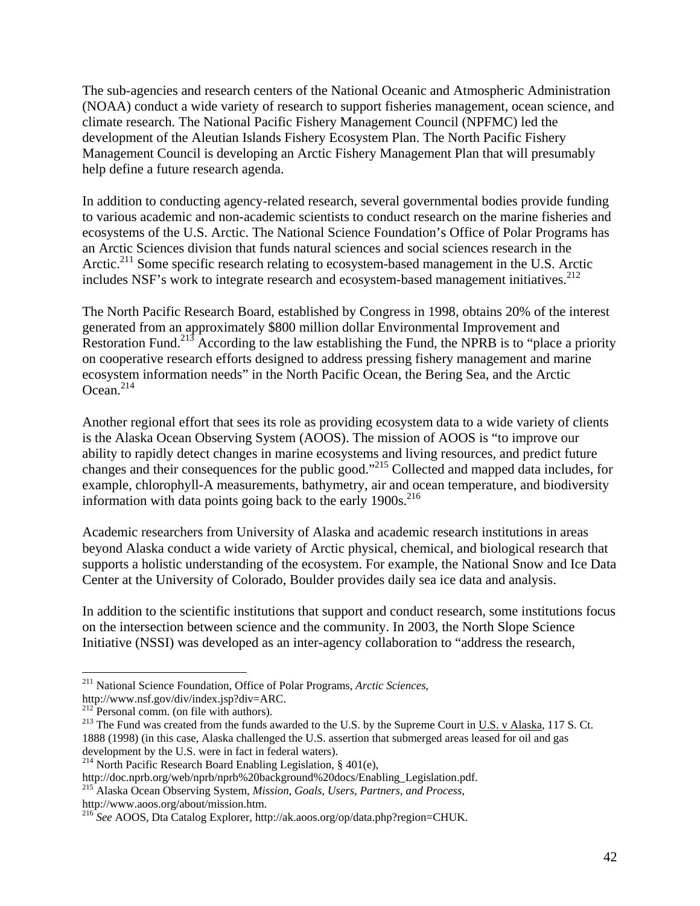The sub-agencies and research centers of the National Oceanic and Atmospheric Administration (NOAA) conduct a wide variety of research to support fisheries management, ocean science, and climate research. The National Pacific Fishery Management Council (NPFMC) led the development of the Aleutian Islands Fishery Ecosystem Plan. The North Pacific Fishery Management Council is developing an Arctic Fishery Management Plan that will presumably help define a future research agenda.

In addition to conducting agency-related research, several governmental bodies provide funding to various academic and non-academic scientists to conduct research on the marine fisheries and ecosystems of the U.S. Arctic. The National Science Foundation's Office of Polar Programs has an Arctic Sciences division that funds natural sciences and social sciences research in the Arctic.[211] Some specific research relating to ecosystem-based management in the U.S. Arctic includes NSF's work to integrate research and ecosystem-based management initiatives.[212]

The North Pacific Research Board, established by Congress in 1998, obtains 20% of the interest generated from an approximately $800 million dollar Environmental Improvement and Restoration Fund.[213] According to the law establishing the Fund, the NPRB is to "place a priority on cooperative research efforts designed to address pressing fishery management and marine ecosystem information needs" in the North Pacific Ocean, the Bering Sea, and the Arctic Ocean.[214]

Another regional effort that sees its role as providing ecosystem data to a wide variety of clients is the Alaska Ocean Observing System (AOOS). The mission of AOOS is "to improve our ability to rapidly detect changes in marine ecosystems and living resources, and predict future changes and their consequences for the public good."[215] Collected and mapped data includes, for example, chlorophyll-A measurements, bathymetry, air and ocean temperature, and biodiversity information with data points going back to the early 1900s.[216]

Academic researchers from University of Alaska and academic research institutions in areas beyond Alaska conduct a wide variety of Arctic physical, chemical, and biological research that supports a holistic understanding of the ecosystem. For example, the National Snow and Ice Data Center at the University of Colorado, Boulder provides daily sea ice data and analysis.

In addition to the scientific institutions that support and conduct research, some institutions focus on the intersection between science and the community. In 2003, the North Slope Science Initiative (NSSI) was developed as an inter-agency collaboration to "address the research,

---

[211] National Science Foundation, Office of Polar Programs, *Arctic Sciences*, http://www.nsf.gov/div/index.jsp?div=ARC.

[212] Personal comm. (on file with authors).

[213] The Fund was created from the funds awarded to the U.S. by the Supreme Court in U.S. v Alaska, 117 S. Ct. 1888 (1998) (in this case, Alaska challenged the U.S. assertion that submerged areas leased for oil and gas development by the U.S. were in fact in federal waters).

[214] North Pacific Research Board Enabling Legislation, § 401(e), http://doc.nprb.org/web/nprb/nprb%20background%20docs/Enabling_Legislation.pdf.

[215] Alaska Ocean Observing System, *Mission, Goals, Users, Partners, and Process*, http://www.aoos.org/about/mission.htm.

[216] *See* AOOS, Dta Catalog Explorer, http://ak.aoos.org/op/data.php?region=CHUK.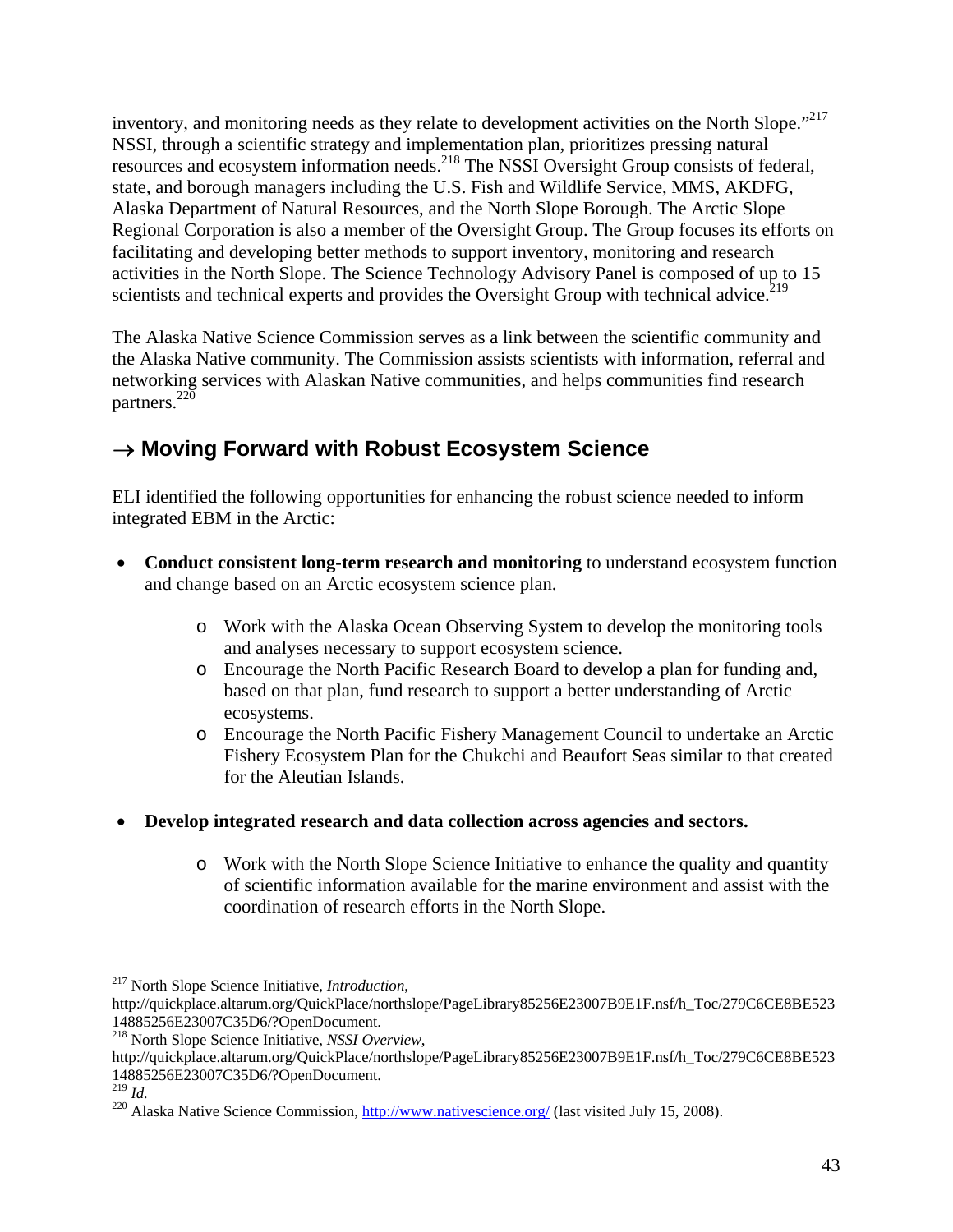inventory, and monitoring needs as they relate to development activities on the North Slope."[217] NSSI, through a scientific strategy and implementation plan, prioritizes pressing natural resources and ecosystem information needs.[218] The NSSI Oversight Group consists of federal, state, and borough managers including the U.S. Fish and Wildlife Service, MMS, AKDFG, Alaska Department of Natural Resources, and the North Slope Borough. The Arctic Slope Regional Corporation is also a member of the Oversight Group. The Group focuses its efforts on facilitating and developing better methods to support inventory, monitoring and research activities in the North Slope. The Science Technology Advisory Panel is composed of up to 15 scientists and technical experts and provides the Oversight Group with technical advice.[219]

The Alaska Native Science Commission serves as a link between the scientific community and the Alaska Native community. The Commission assists scientists with information, referral and networking services with Alaskan Native communities, and helps communities find research partners.[220]

## → Moving Forward with Robust Ecosystem Science

ELI identified the following opportunities for enhancing the robust science needed to inform integrated EBM in the Arctic:

- **Conduct consistent long-term research and monitoring** to understand ecosystem function and change based on an Arctic ecosystem science plan.
    - Work with the Alaska Ocean Observing System to develop the monitoring tools and analyses necessary to support ecosystem science.
    - Encourage the North Pacific Research Board to develop a plan for funding and, based on that plan, fund research to support a better understanding of Arctic ecosystems.
    - Encourage the North Pacific Fishery Management Council to undertake an Arctic Fishery Ecosystem Plan for the Chukchi and Beaufort Seas similar to that created for the Aleutian Islands.

- **Develop integrated research and data collection across agencies and sectors.**
    - Work with the North Slope Science Initiative to enhance the quality and quantity of scientific information available for the marine environment and assist with the coordination of research efforts in the North Slope.

---

[217] North Slope Science Initiative, *Introduction*, http://quickplace.altarum.org/QuickPlace/northslope/PageLibrary85256E23007B9E1F.nsf/h_Toc/279C6CE8BE52314885256E23007C35D6/?OpenDocument.

[218] North Slope Science Initiative, *NSSI Overview*, http://quickplace.altarum.org/QuickPlace/northslope/PageLibrary85256E23007B9E1F.nsf/h_Toc/279C6CE8BE52314885256E23007C35D6/?OpenDocument.

[219] *Id.*

[220] Alaska Native Science Commission, http://www.nativescience.org/ (last visited July 15, 2008).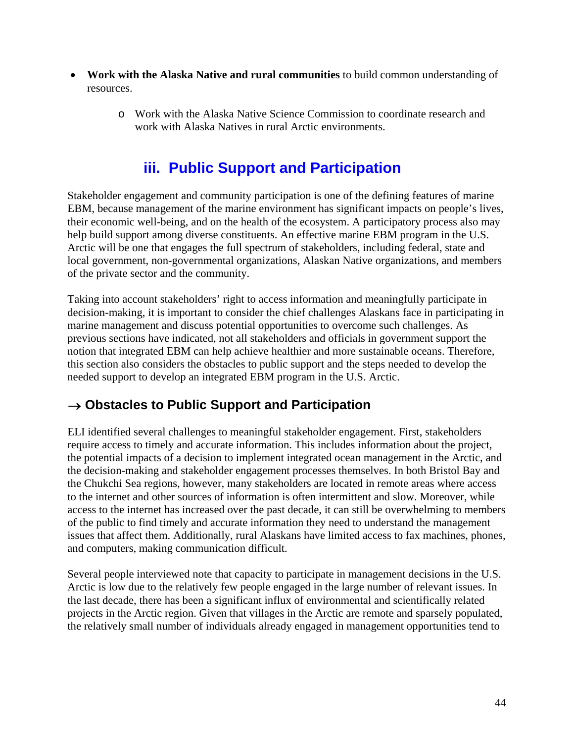- **Work with the Alaska Native and rural communities** to build common understanding of resources.
    - Work with the Alaska Native Science Commission to coordinate research and work with Alaska Natives in rural Arctic environments.

## iii. Public Support and Participation

Stakeholder engagement and community participation is one of the defining features of marine EBM, because management of the marine environment has significant impacts on people's lives, their economic well-being, and on the health of the ecosystem. A participatory process also may help build support among diverse constituents. An effective marine EBM program in the U.S. Arctic will be one that engages the full spectrum of stakeholders, including federal, state and local government, non-governmental organizations, Alaskan Native organizations, and members of the private sector and the community.

Taking into account stakeholders' right to access information and meaningfully participate in decision-making, it is important to consider the chief challenges Alaskans face in participating in marine management and discuss potential opportunities to overcome such challenges. As previous sections have indicated, not all stakeholders and officials in government support the notion that integrated EBM can help achieve healthier and more sustainable oceans. Therefore, this section also considers the obstacles to public support and the steps needed to develop the needed support to develop an integrated EBM program in the U.S. Arctic.

### → Obstacles to Public Support and Participation

ELI identified several challenges to meaningful stakeholder engagement. First, stakeholders require access to timely and accurate information. This includes information about the project, the potential impacts of a decision to implement integrated ocean management in the Arctic, and the decision-making and stakeholder engagement processes themselves. In both Bristol Bay and the Chukchi Sea regions, however, many stakeholders are located in remote areas where access to the internet and other sources of information is often intermittent and slow. Moreover, while access to the internet has increased over the past decade, it can still be overwhelming to members of the public to find timely and accurate information they need to understand the management issues that affect them. Additionally, rural Alaskans have limited access to fax machines, phones, and computers, making communication difficult.

Several people interviewed note that capacity to participate in management decisions in the U.S. Arctic is low due to the relatively few people engaged in the large number of relevant issues. In the last decade, there has been a significant influx of environmental and scientifically related projects in the Arctic region. Given that villages in the Arctic are remote and sparsely populated, the relatively small number of individuals already engaged in management opportunities tend to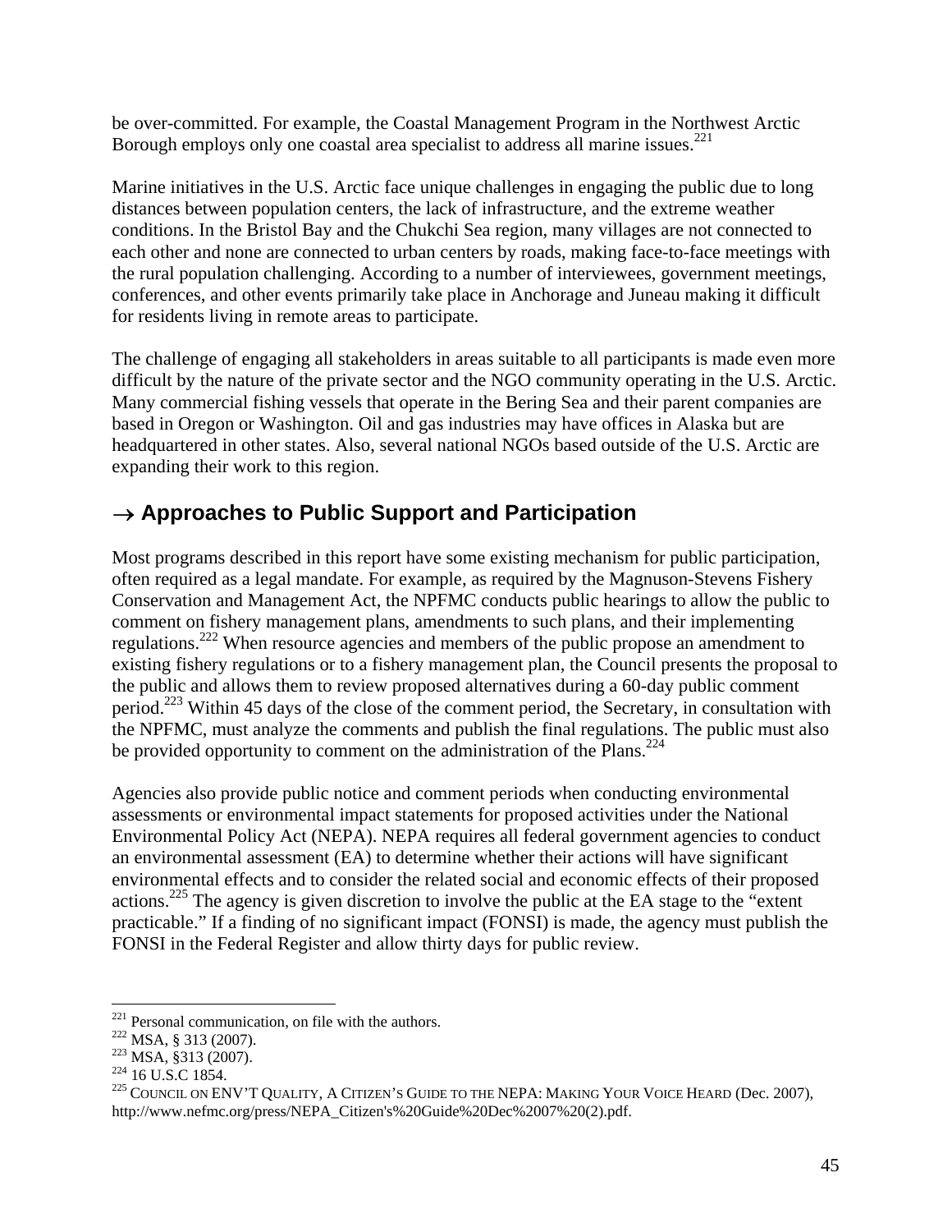be over-committed. For example, the Coastal Management Program in the Northwest Arctic Borough employs only one coastal area specialist to address all marine issues.[221]

Marine initiatives in the U.S. Arctic face unique challenges in engaging the public due to long distances between population centers, the lack of infrastructure, and the extreme weather conditions. In the Bristol Bay and the Chukchi Sea region, many villages are not connected to each other and none are connected to urban centers by roads, making face-to-face meetings with the rural population challenging. According to a number of interviewees, government meetings, conferences, and other events primarily take place in Anchorage and Juneau making it difficult for residents living in remote areas to participate.

The challenge of engaging all stakeholders in areas suitable to all participants is made even more difficult by the nature of the private sector and the NGO community operating in the U.S. Arctic. Many commercial fishing vessels that operate in the Bering Sea and their parent companies are based in Oregon or Washington. Oil and gas industries may have offices in Alaska but are headquartered in other states. Also, several national NGOs based outside of the U.S. Arctic are expanding their work to this region.

## → Approaches to Public Support and Participation

Most programs described in this report have some existing mechanism for public participation, often required as a legal mandate. For example, as required by the Magnuson-Stevens Fishery Conservation and Management Act, the NPFMC conducts public hearings to allow the public to comment on fishery management plans, amendments to such plans, and their implementing regulations.[222] When resource agencies and members of the public propose an amendment to existing fishery regulations or to a fishery management plan, the Council presents the proposal to the public and allows them to review proposed alternatives during a 60-day public comment period.[223] Within 45 days of the close of the comment period, the Secretary, in consultation with the NPFMC, must analyze the comments and publish the final regulations. The public must also be provided opportunity to comment on the administration of the Plans.[224]

Agencies also provide public notice and comment periods when conducting environmental assessments or environmental impact statements for proposed activities under the National Environmental Policy Act (NEPA). NEPA requires all federal government agencies to conduct an environmental assessment (EA) to determine whether their actions will have significant environmental effects and to consider the related social and economic effects of their proposed actions.[225] The agency is given discretion to involve the public at the EA stage to the "extent practicable." If a finding of no significant impact (FONSI) is made, the agency must publish the FONSI in the Federal Register and allow thirty days for public review.

---

[221] Personal communication, on file with the authors.
[222] MSA, § 313 (2007).
[223] MSA, §313 (2007).
[224] 16 U.S.C 1854.
[225] COUNCIL ON ENV'T QUALITY, A CITIZEN'S GUIDE TO THE NEPA: MAKING YOUR VOICE HEARD (Dec. 2007), http://www.nefmc.org/press/NEPA_Citizen's%20Guide%20Dec%2007%20(2).pdf.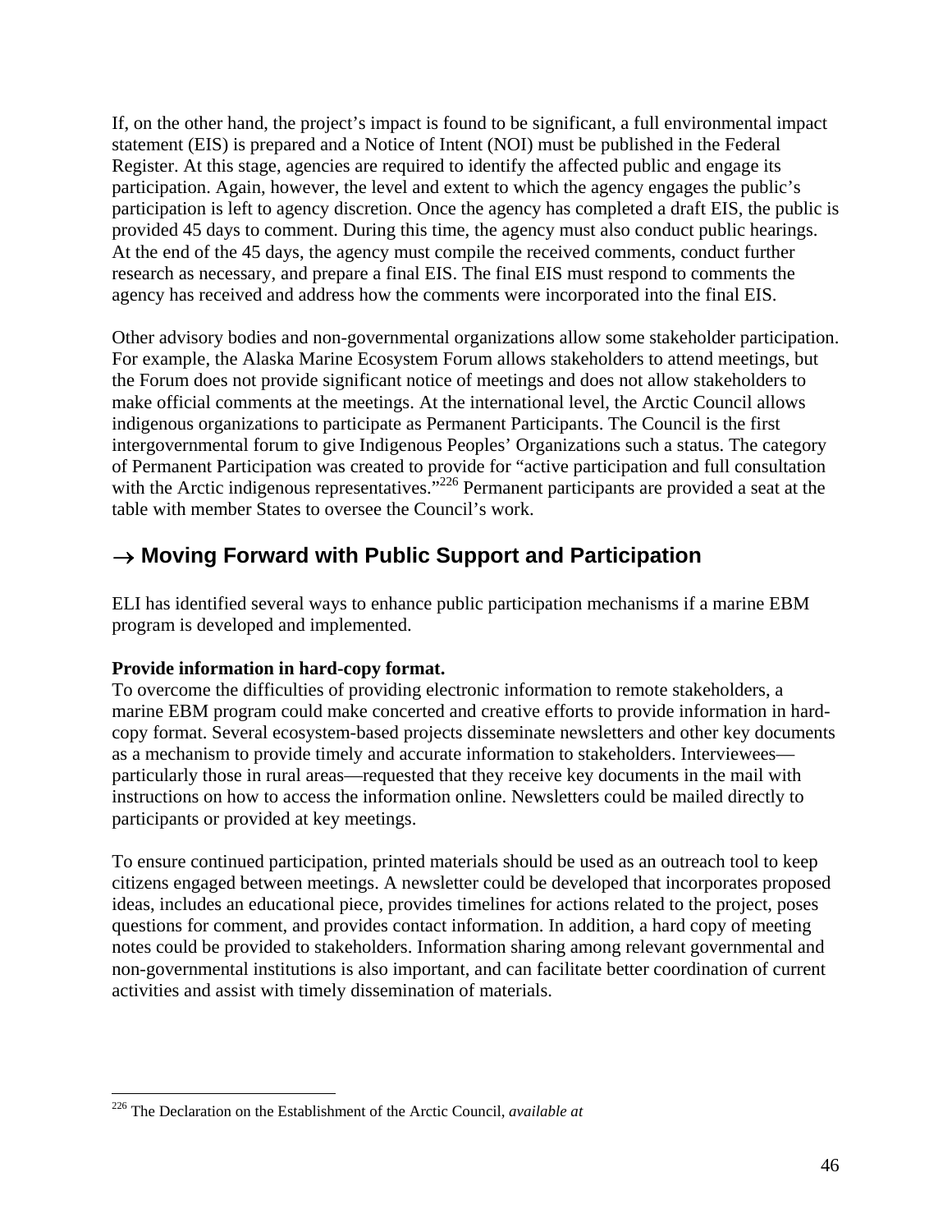If, on the other hand, the project's impact is found to be significant, a full environmental impact statement (EIS) is prepared and a Notice of Intent (NOI) must be published in the Federal Register. At this stage, agencies are required to identify the affected public and engage its participation. Again, however, the level and extent to which the agency engages the public's participation is left to agency discretion. Once the agency has completed a draft EIS, the public is provided 45 days to comment. During this time, the agency must also conduct public hearings. At the end of the 45 days, the agency must compile the received comments, conduct further research as necessary, and prepare a final EIS. The final EIS must respond to comments the agency has received and address how the comments were incorporated into the final EIS.

Other advisory bodies and non-governmental organizations allow some stakeholder participation. For example, the Alaska Marine Ecosystem Forum allows stakeholders to attend meetings, but the Forum does not provide significant notice of meetings and does not allow stakeholders to make official comments at the meetings. At the international level, the Arctic Council allows indigenous organizations to participate as Permanent Participants. The Council is the first intergovernmental forum to give Indigenous Peoples' Organizations such a status. The category of Permanent Participation was created to provide for "active participation and full consultation with the Arctic indigenous representatives."[226] Permanent participants are provided a seat at the table with member States to oversee the Council's work.

## → Moving Forward with Public Support and Participation

ELI has identified several ways to enhance public participation mechanisms if a marine EBM program is developed and implemented.

**Provide information in hard-copy format.**
To overcome the difficulties of providing electronic information to remote stakeholders, a marine EBM program could make concerted and creative efforts to provide information in hard-copy format. Several ecosystem-based projects disseminate newsletters and other key documents as a mechanism to provide timely and accurate information to stakeholders. Interviewees—particularly those in rural areas—requested that they receive key documents in the mail with instructions on how to access the information online. Newsletters could be mailed directly to participants or provided at key meetings.

To ensure continued participation, printed materials should be used as an outreach tool to keep citizens engaged between meetings. A newsletter could be developed that incorporates proposed ideas, includes an educational piece, provides timelines for actions related to the project, poses questions for comment, and provides contact information. In addition, a hard copy of meeting notes could be provided to stakeholders. Information sharing among relevant governmental and non-governmental institutions is also important, and can facilitate better coordination of current activities and assist with timely dissemination of materials.

---

[226] The Declaration on the Establishment of the Arctic Council, *available at*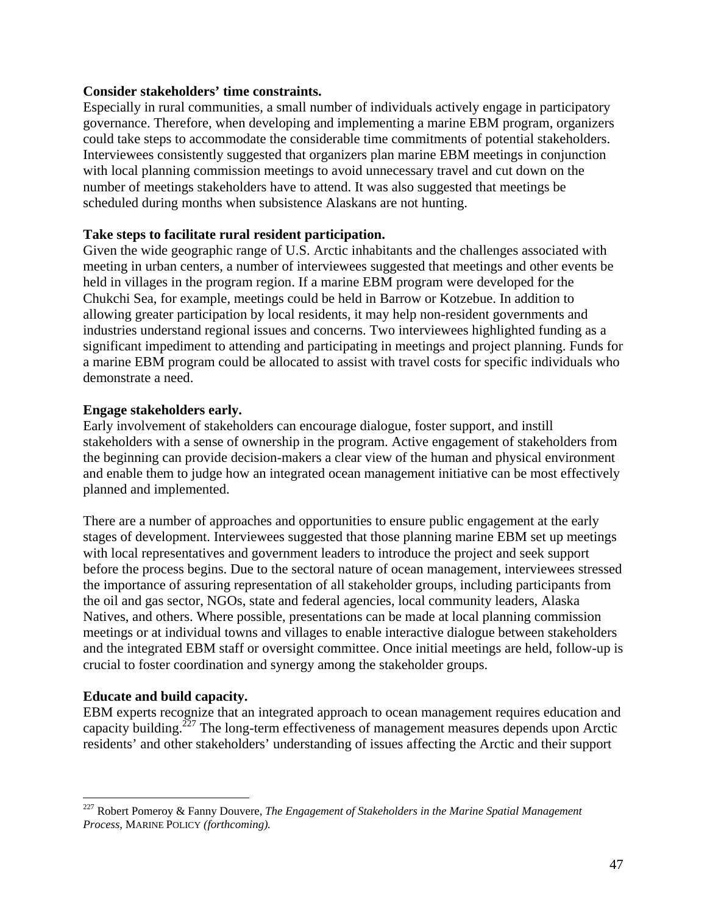**Consider stakeholders' time constraints.**
Especially in rural communities, a small number of individuals actively engage in participatory governance. Therefore, when developing and implementing a marine EBM program, organizers could take steps to accommodate the considerable time commitments of potential stakeholders. Interviewees consistently suggested that organizers plan marine EBM meetings in conjunction with local planning commission meetings to avoid unnecessary travel and cut down on the number of meetings stakeholders have to attend. It was also suggested that meetings be scheduled during months when subsistence Alaskans are not hunting.

**Take steps to facilitate rural resident participation.**
Given the wide geographic range of U.S. Arctic inhabitants and the challenges associated with meeting in urban centers, a number of interviewees suggested that meetings and other events be held in villages in the program region. If a marine EBM program were developed for the Chukchi Sea, for example, meetings could be held in Barrow or Kotzebue. In addition to allowing greater participation by local residents, it may help non-resident governments and industries understand regional issues and concerns. Two interviewees highlighted funding as a significant impediment to attending and participating in meetings and project planning. Funds for a marine EBM program could be allocated to assist with travel costs for specific individuals who demonstrate a need.

**Engage stakeholders early.**
Early involvement of stakeholders can encourage dialogue, foster support, and instill stakeholders with a sense of ownership in the program. Active engagement of stakeholders from the beginning can provide decision-makers a clear view of the human and physical environment and enable them to judge how an integrated ocean management initiative can be most effectively planned and implemented.

There are a number of approaches and opportunities to ensure public engagement at the early stages of development. Interviewees suggested that those planning marine EBM set up meetings with local representatives and government leaders to introduce the project and seek support before the process begins. Due to the sectoral nature of ocean management, interviewees stressed the importance of assuring representation of all stakeholder groups, including participants from the oil and gas sector, NGOs, state and federal agencies, local community leaders, Alaska Natives, and others. Where possible, presentations can be made at local planning commission meetings or at individual towns and villages to enable interactive dialogue between stakeholders and the integrated EBM staff or oversight committee. Once initial meetings are held, follow-up is crucial to foster coordination and synergy among the stakeholder groups.

**Educate and build capacity.**
EBM experts recognize that an integrated approach to ocean management requires education and capacity building.[227] The long-term effectiveness of management measures depends upon Arctic residents' and other stakeholders' understanding of issues affecting the Arctic and their support

---

[227] Robert Pomeroy & Fanny Douvere, *The Engagement of Stakeholders in the Marine Spatial Management Process*, MARINE POLICY *(forthcoming).*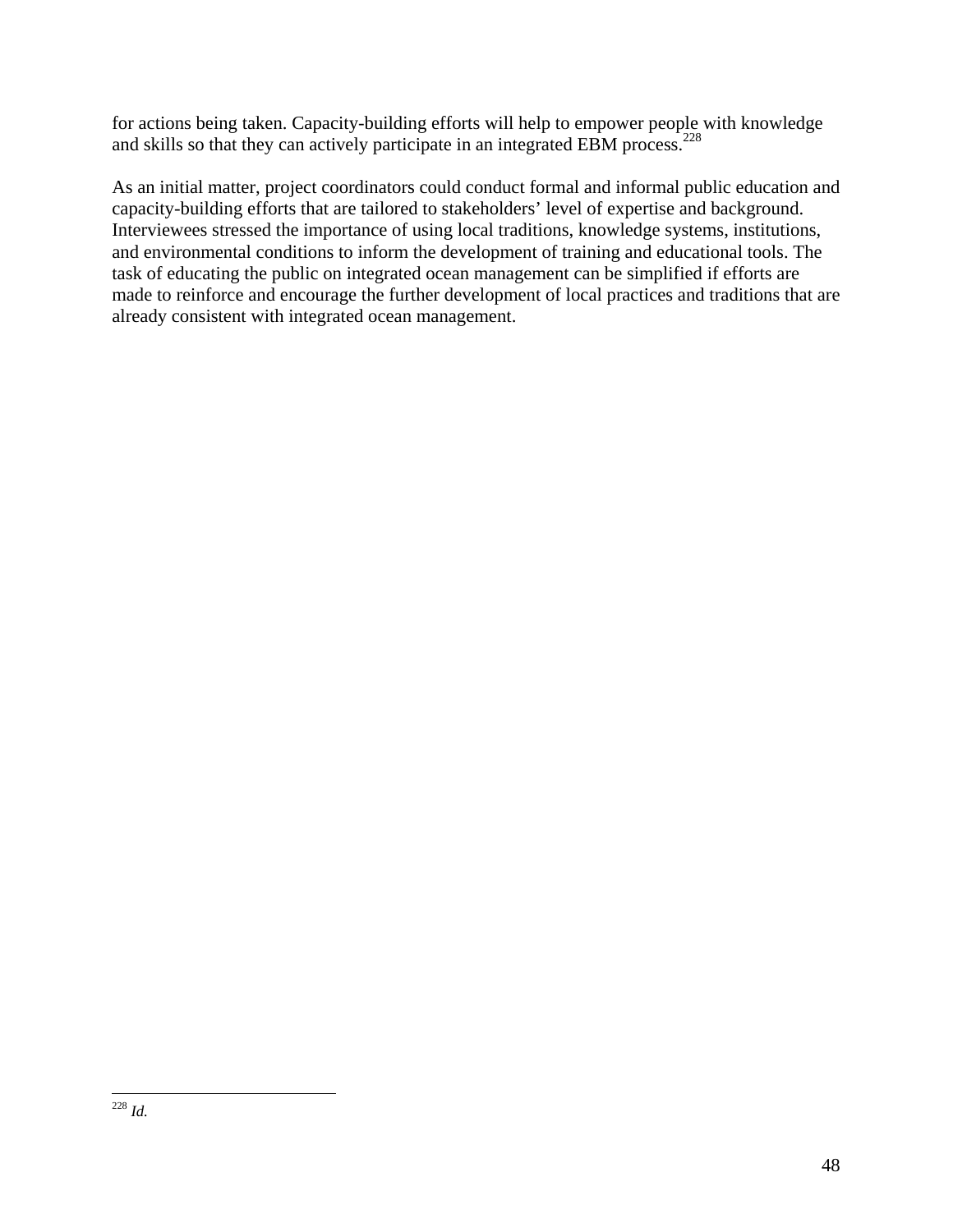for actions being taken. Capacity-building efforts will help to empower people with knowledge and skills so that they can actively participate in an integrated EBM process.[228]

As an initial matter, project coordinators could conduct formal and informal public education and capacity-building efforts that are tailored to stakeholders' level of expertise and background. Interviewees stressed the importance of using local traditions, knowledge systems, institutions, and environmental conditions to inform the development of training and educational tools. The task of educating the public on integrated ocean management can be simplified if efforts are made to reinforce and encourage the further development of local practices and traditions that are already consistent with integrated ocean management.

---

[228] *Id.*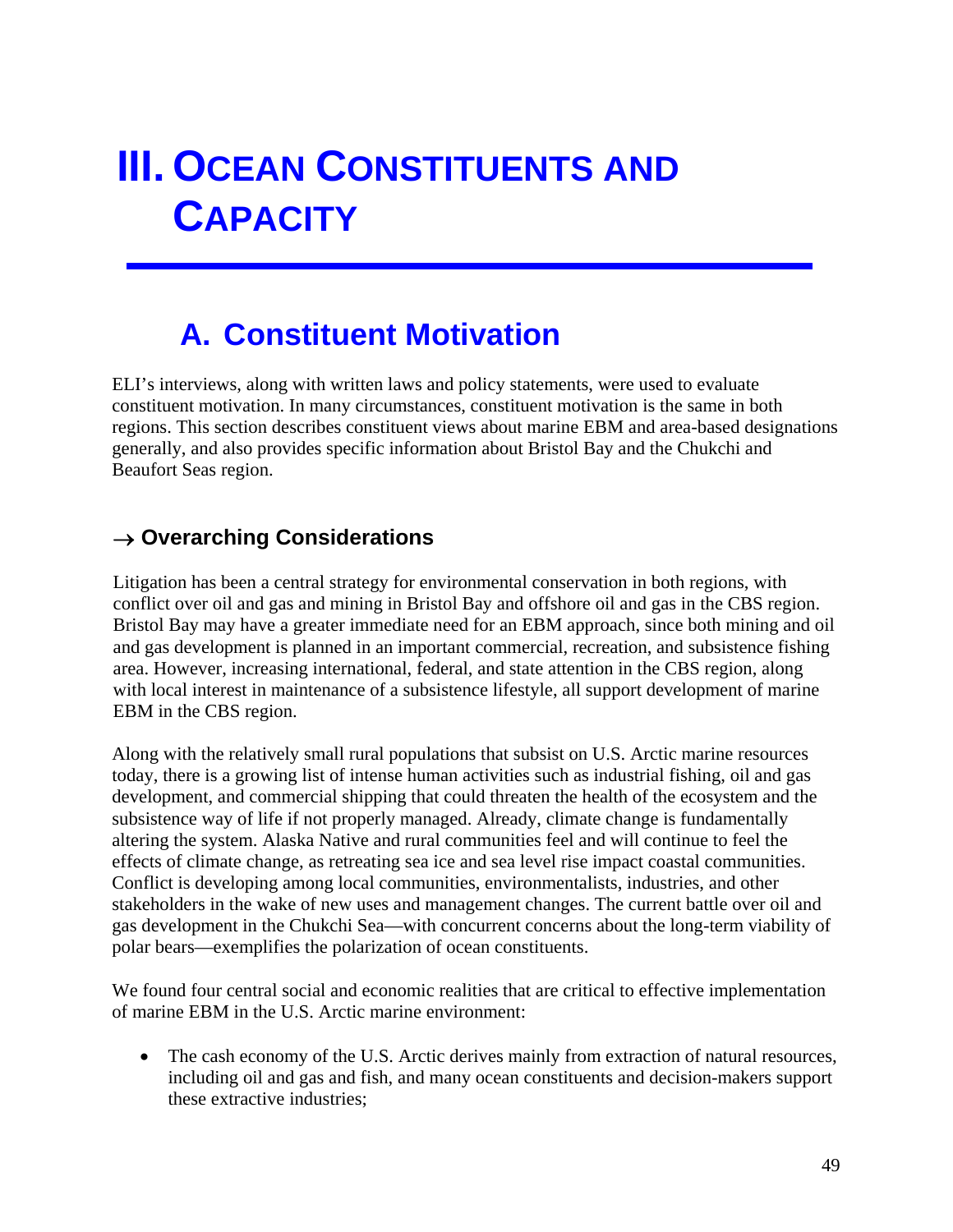# III. OCEAN CONSTITUENTS AND CAPACITY

## A. Constituent Motivation

ELI's interviews, along with written laws and policy statements, were used to evaluate constituent motivation. In many circumstances, constituent motivation is the same in both regions. This section describes constituent views about marine EBM and area-based designations generally, and also provides specific information about Bristol Bay and the Chukchi and Beaufort Seas region.

### → Overarching Considerations

Litigation has been a central strategy for environmental conservation in both regions, with conflict over oil and gas and mining in Bristol Bay and offshore oil and gas in the CBS region. Bristol Bay may have a greater immediate need for an EBM approach, since both mining and oil and gas development is planned in an important commercial, recreation, and subsistence fishing area. However, increasing international, federal, and state attention in the CBS region, along with local interest in maintenance of a subsistence lifestyle, all support development of marine EBM in the CBS region.

Along with the relatively small rural populations that subsist on U.S. Arctic marine resources today, there is a growing list of intense human activities such as industrial fishing, oil and gas development, and commercial shipping that could threaten the health of the ecosystem and the subsistence way of life if not properly managed. Already, climate change is fundamentally altering the system. Alaska Native and rural communities feel and will continue to feel the effects of climate change, as retreating sea ice and sea level rise impact coastal communities. Conflict is developing among local communities, environmentalists, industries, and other stakeholders in the wake of new uses and management changes. The current battle over oil and gas development in the Chukchi Sea—with concurrent concerns about the long-term viability of polar bears—exemplifies the polarization of ocean constituents.

We found four central social and economic realities that are critical to effective implementation of marine EBM in the U.S. Arctic marine environment:

- The cash economy of the U.S. Arctic derives mainly from extraction of natural resources, including oil and gas and fish, and many ocean constituents and decision-makers support these extractive industries;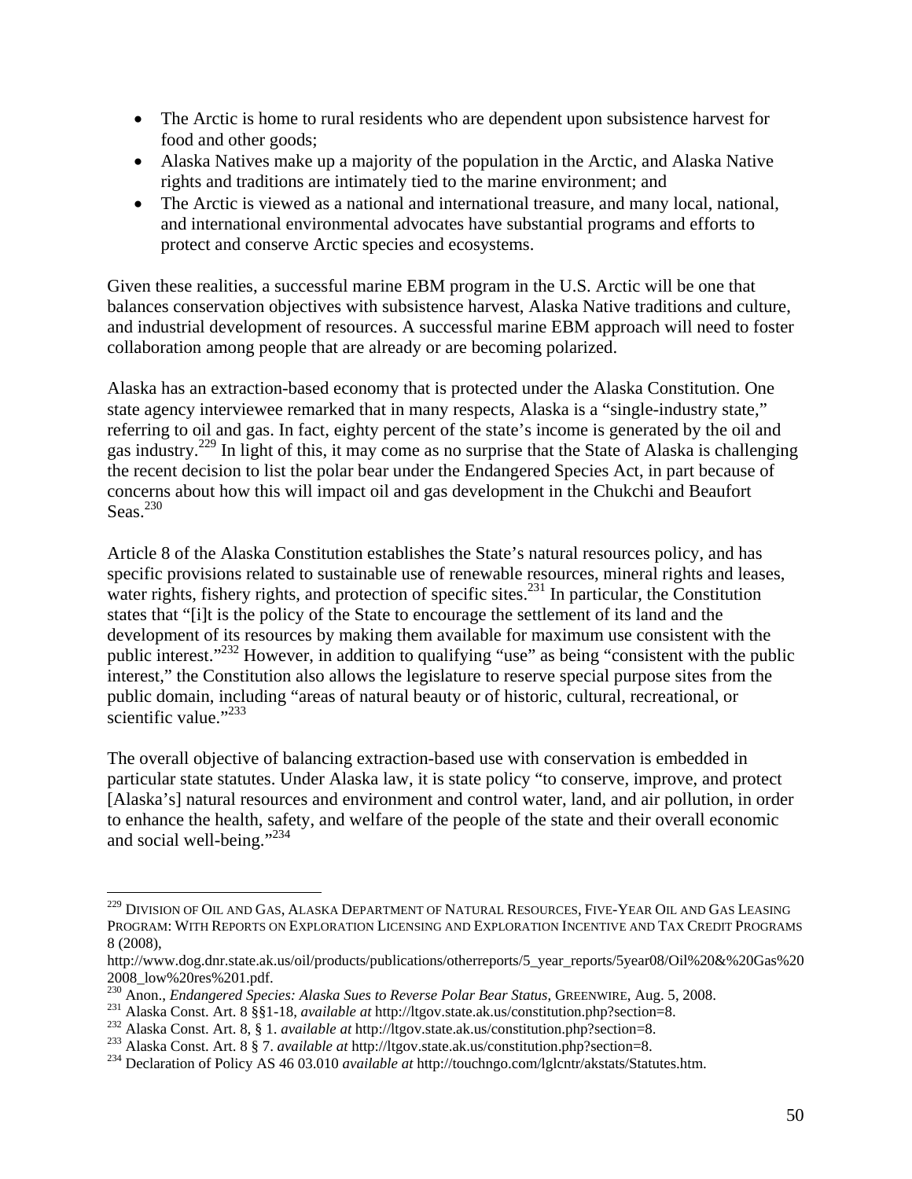- The Arctic is home to rural residents who are dependent upon subsistence harvest for food and other goods;
- Alaska Natives make up a majority of the population in the Arctic, and Alaska Native rights and traditions are intimately tied to the marine environment; and
- The Arctic is viewed as a national and international treasure, and many local, national, and international environmental advocates have substantial programs and efforts to protect and conserve Arctic species and ecosystems.

Given these realities, a successful marine EBM program in the U.S. Arctic will be one that balances conservation objectives with subsistence harvest, Alaska Native traditions and culture, and industrial development of resources. A successful marine EBM approach will need to foster collaboration among people that are already or are becoming polarized.

Alaska has an extraction-based economy that is protected under the Alaska Constitution. One state agency interviewee remarked that in many respects, Alaska is a "single-industry state," referring to oil and gas. In fact, eighty percent of the state's income is generated by the oil and gas industry.[229] In light of this, it may come as no surprise that the State of Alaska is challenging the recent decision to list the polar bear under the Endangered Species Act, in part because of concerns about how this will impact oil and gas development in the Chukchi and Beaufort Seas.[230]

Article 8 of the Alaska Constitution establishes the State's natural resources policy, and has specific provisions related to sustainable use of renewable resources, mineral rights and leases, water rights, fishery rights, and protection of specific sites.[231] In particular, the Constitution states that "[i]t is the policy of the State to encourage the settlement of its land and the development of its resources by making them available for maximum use consistent with the public interest."[232] However, in addition to qualifying "use" as being "consistent with the public interest," the Constitution also allows the legislature to reserve special purpose sites from the public domain, including "areas of natural beauty or of historic, cultural, recreational, or scientific value."[233]

The overall objective of balancing extraction-based use with conservation is embedded in particular state statutes. Under Alaska law, it is state policy "to conserve, improve, and protect [Alaska's] natural resources and environment and control water, land, and air pollution, in order to enhance the health, safety, and welfare of the people of the state and their overall economic and social well-being."[234]

---

[229] DIVISION OF OIL AND GAS, ALASKA DEPARTMENT OF NATURAL RESOURCES, FIVE-YEAR OIL AND GAS LEASING PROGRAM: WITH REPORTS ON EXPLORATION LICENSING AND EXPLORATION INCENTIVE AND TAX CREDIT PROGRAMS 8 (2008), http://www.dog.dnr.state.ak.us/oil/products/publications/otherreports/5_year_reports/5year08/Oil%20&%20Gas%202008_low%20res%201.pdf.

[230] Anon., *Endangered Species: Alaska Sues to Reverse Polar Bear Status*, GREENWIRE, Aug. 5, 2008.

[231] Alaska Const. Art. 8 §§1-18, *available at* http://ltgov.state.ak.us/constitution.php?section=8.

[232] Alaska Const. Art. 8, § 1. *available at* http://ltgov.state.ak.us/constitution.php?section=8.

[233] Alaska Const. Art. 8 § 7. *available at* http://ltgov.state.ak.us/constitution.php?section=8.

[234] Declaration of Policy AS 46 03.010 *available at* http://touchngo.com/lglcntr/akstats/Statutes.htm.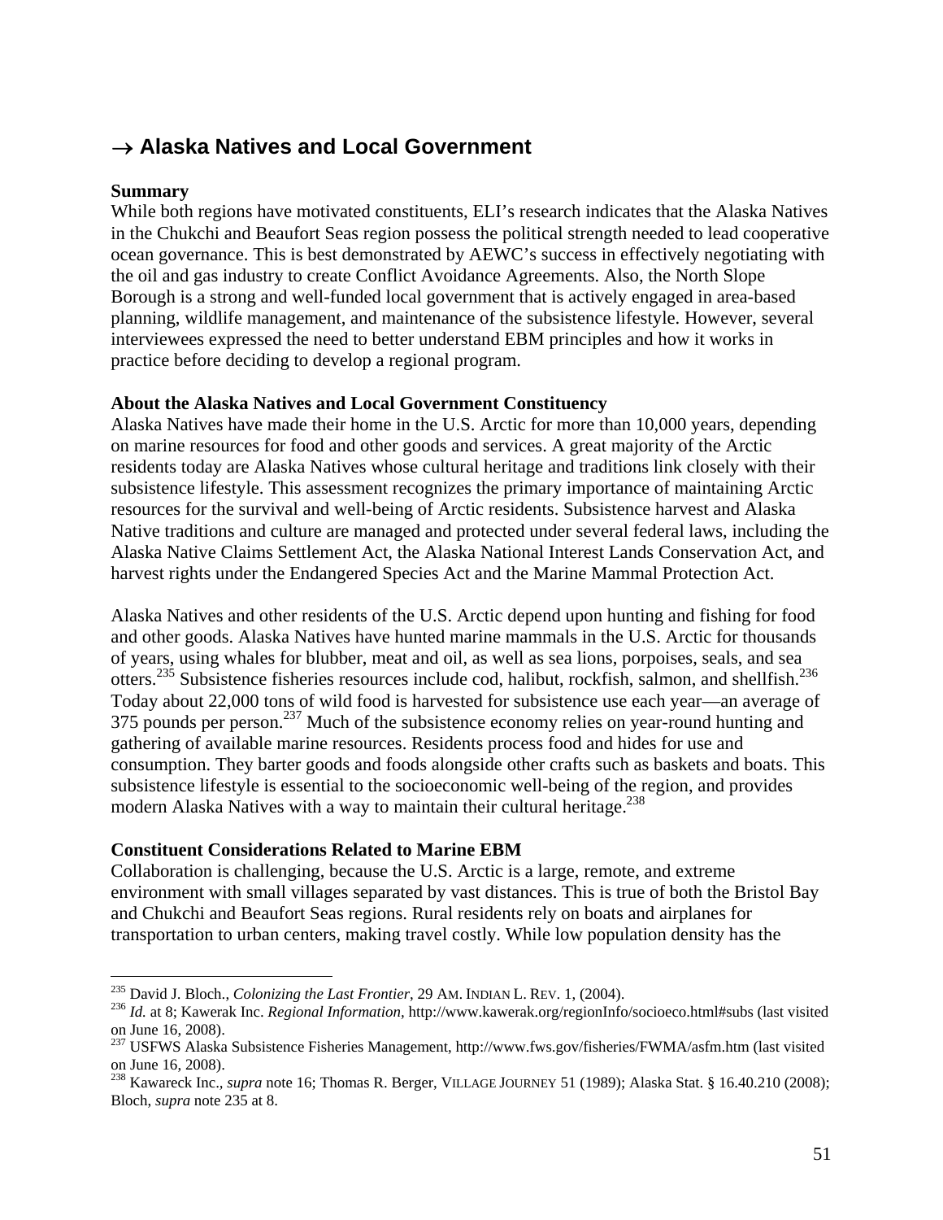## → Alaska Natives and Local Government

**Summary**

While both regions have motivated constituents, ELI's research indicates that the Alaska Natives in the Chukchi and Beaufort Seas region possess the political strength needed to lead cooperative ocean governance. This is best demonstrated by AEWC's success in effectively negotiating with the oil and gas industry to create Conflict Avoidance Agreements. Also, the North Slope Borough is a strong and well-funded local government that is actively engaged in area-based planning, wildlife management, and maintenance of the subsistence lifestyle. However, several interviewees expressed the need to better understand EBM principles and how it works in practice before deciding to develop a regional program.

**About the Alaska Natives and Local Government Constituency**

Alaska Natives have made their home in the U.S. Arctic for more than 10,000 years, depending on marine resources for food and other goods and services. A great majority of the Arctic residents today are Alaska Natives whose cultural heritage and traditions link closely with their subsistence lifestyle. This assessment recognizes the primary importance of maintaining Arctic resources for the survival and well-being of Arctic residents. Subsistence harvest and Alaska Native traditions and culture are managed and protected under several federal laws, including the Alaska Native Claims Settlement Act, the Alaska National Interest Lands Conservation Act, and harvest rights under the Endangered Species Act and the Marine Mammal Protection Act.

Alaska Natives and other residents of the U.S. Arctic depend upon hunting and fishing for food and other goods. Alaska Natives have hunted marine mammals in the U.S. Arctic for thousands of years, using whales for blubber, meat and oil, as well as sea lions, porpoises, seals, and sea otters.[235] Subsistence fisheries resources include cod, halibut, rockfish, salmon, and shellfish.[236] Today about 22,000 tons of wild food is harvested for subsistence use each year—an average of 375 pounds per person.[237] Much of the subsistence economy relies on year-round hunting and gathering of available marine resources. Residents process food and hides for use and consumption. They barter goods and foods alongside other crafts such as baskets and boats. This subsistence lifestyle is essential to the socioeconomic well-being of the region, and provides modern Alaska Natives with a way to maintain their cultural heritage.[238]

**Constituent Considerations Related to Marine EBM**

Collaboration is challenging, because the U.S. Arctic is a large, remote, and extreme environment with small villages separated by vast distances. This is true of both the Bristol Bay and Chukchi and Beaufort Seas regions. Rural residents rely on boats and airplanes for transportation to urban centers, making travel costly. While low population density has the

---

[235] David J. Bloch., *Colonizing the Last Frontier*, 29 AM. INDIAN L. REV. 1, (2004).

[236] *Id.* at 8; Kawerak Inc. *Regional Information*, http://www.kawerak.org/regionInfo/socioeco.html#subs (last visited on June 16, 2008).

[237] USFWS Alaska Subsistence Fisheries Management, http://www.fws.gov/fisheries/FWMA/asfm.htm (last visited on June 16, 2008).

[238] Kawareck Inc., *supra* note 16; Thomas R. Berger, VILLAGE JOURNEY 51 (1989); Alaska Stat. § 16.40.210 (2008); Bloch, *supra* note 235 at 8.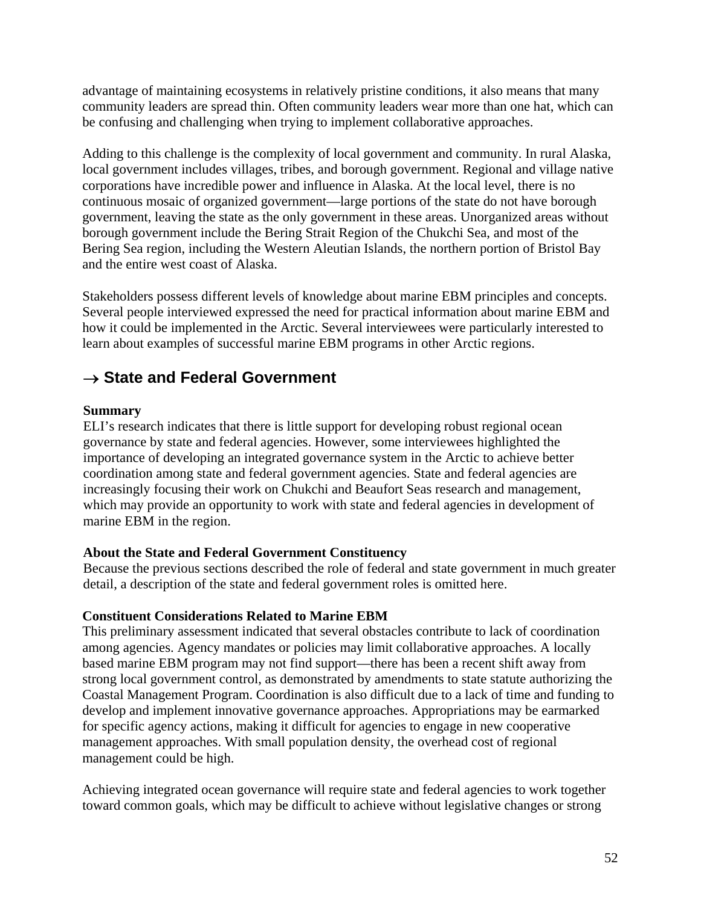advantage of maintaining ecosystems in relatively pristine conditions, it also means that many community leaders are spread thin. Often community leaders wear more than one hat, which can be confusing and challenging when trying to implement collaborative approaches.

Adding to this challenge is the complexity of local government and community. In rural Alaska, local government includes villages, tribes, and borough government. Regional and village native corporations have incredible power and influence in Alaska. At the local level, there is no continuous mosaic of organized government—large portions of the state do not have borough government, leaving the state as the only government in these areas. Unorganized areas without borough government include the Bering Strait Region of the Chukchi Sea, and most of the Bering Sea region, including the Western Aleutian Islands, the northern portion of Bristol Bay and the entire west coast of Alaska.

Stakeholders possess different levels of knowledge about marine EBM principles and concepts. Several people interviewed expressed the need for practical information about marine EBM and how it could be implemented in the Arctic. Several interviewees were particularly interested to learn about examples of successful marine EBM programs in other Arctic regions.

## → State and Federal Government

**Summary**

ELI's research indicates that there is little support for developing robust regional ocean governance by state and federal agencies. However, some interviewees highlighted the importance of developing an integrated governance system in the Arctic to achieve better coordination among state and federal government agencies. State and federal agencies are increasingly focusing their work on Chukchi and Beaufort Seas research and management, which may provide an opportunity to work with state and federal agencies in development of marine EBM in the region.

**About the State and Federal Government Constituency**

Because the previous sections described the role of federal and state government in much greater detail, a description of the state and federal government roles is omitted here.

**Constituent Considerations Related to Marine EBM**

This preliminary assessment indicated that several obstacles contribute to lack of coordination among agencies. Agency mandates or policies may limit collaborative approaches. A locally based marine EBM program may not find support—there has been a recent shift away from strong local government control, as demonstrated by amendments to state statute authorizing the Coastal Management Program. Coordination is also difficult due to a lack of time and funding to develop and implement innovative governance approaches. Appropriations may be earmarked for specific agency actions, making it difficult for agencies to engage in new cooperative management approaches. With small population density, the overhead cost of regional management could be high.

Achieving integrated ocean governance will require state and federal agencies to work together toward common goals, which may be difficult to achieve without legislative changes or strong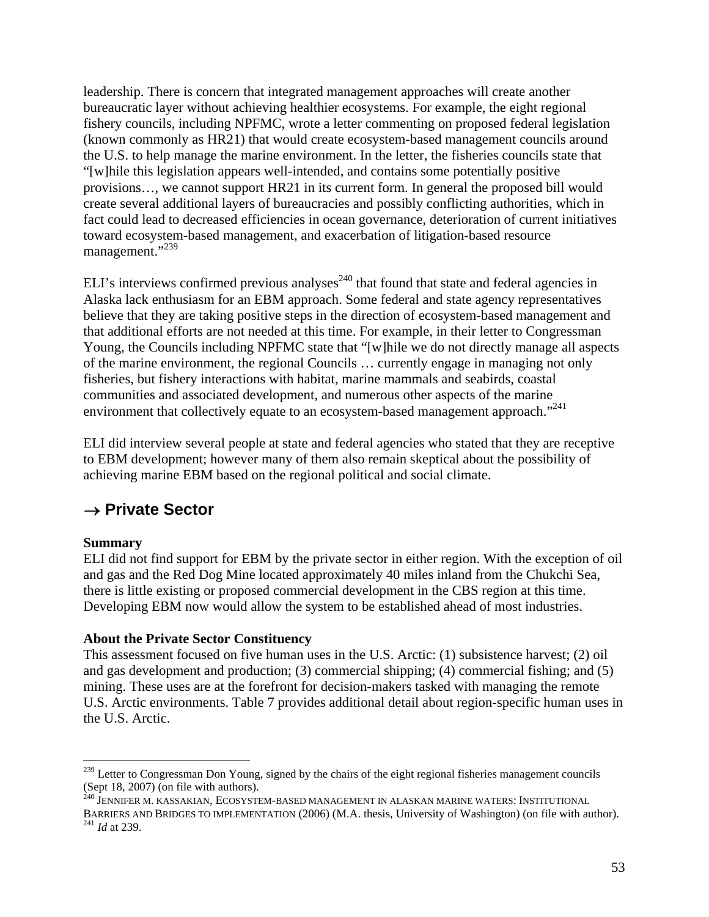leadership. There is concern that integrated management approaches will create another bureaucratic layer without achieving healthier ecosystems. For example, the eight regional fishery councils, including NPFMC, wrote a letter commenting on proposed federal legislation (known commonly as HR21) that would create ecosystem-based management councils around the U.S. to help manage the marine environment. In the letter, the fisheries councils state that "[w]hile this legislation appears well-intended, and contains some potentially positive provisions…, we cannot support HR21 in its current form. In general the proposed bill would create several additional layers of bureaucracies and possibly conflicting authorities, which in fact could lead to decreased efficiencies in ocean governance, deterioration of current initiatives toward ecosystem-based management, and exacerbation of litigation-based resource management."[239]

ELI's interviews confirmed previous analyses[240] that found that state and federal agencies in Alaska lack enthusiasm for an EBM approach. Some federal and state agency representatives believe that they are taking positive steps in the direction of ecosystem-based management and that additional efforts are not needed at this time. For example, in their letter to Congressman Young, the Councils including NPFMC state that "[w]hile we do not directly manage all aspects of the marine environment, the regional Councils … currently engage in managing not only fisheries, but fishery interactions with habitat, marine mammals and seabirds, coastal communities and associated development, and numerous other aspects of the marine environment that collectively equate to an ecosystem-based management approach."[241]

ELI did interview several people at state and federal agencies who stated that they are receptive to EBM development; however many of them also remain skeptical about the possibility of achieving marine EBM based on the regional political and social climate.

## → Private Sector

**Summary**

ELI did not find support for EBM by the private sector in either region. With the exception of oil and gas and the Red Dog Mine located approximately 40 miles inland from the Chukchi Sea, there is little existing or proposed commercial development in the CBS region at this time. Developing EBM now would allow the system to be established ahead of most industries.

**About the Private Sector Constituency**

This assessment focused on five human uses in the U.S. Arctic: (1) subsistence harvest; (2) oil and gas development and production; (3) commercial shipping; (4) commercial fishing; and (5) mining. These uses are at the forefront for decision-makers tasked with managing the remote U.S. Arctic environments. Table 7 provides additional detail about region-specific human uses in the U.S. Arctic.

---

[239] Letter to Congressman Don Young, signed by the chairs of the eight regional fisheries management councils (Sept 18, 2007) (on file with authors).

[240] JENNIFER M. KASSAKIAN, ECOSYSTEM-BASED MANAGEMENT IN ALASKAN MARINE WATERS: INSTITUTIONAL BARRIERS AND BRIDGES TO IMPLEMENTATION (2006) (M.A. thesis, University of Washington) (on file with author).

[241] *Id* at 239.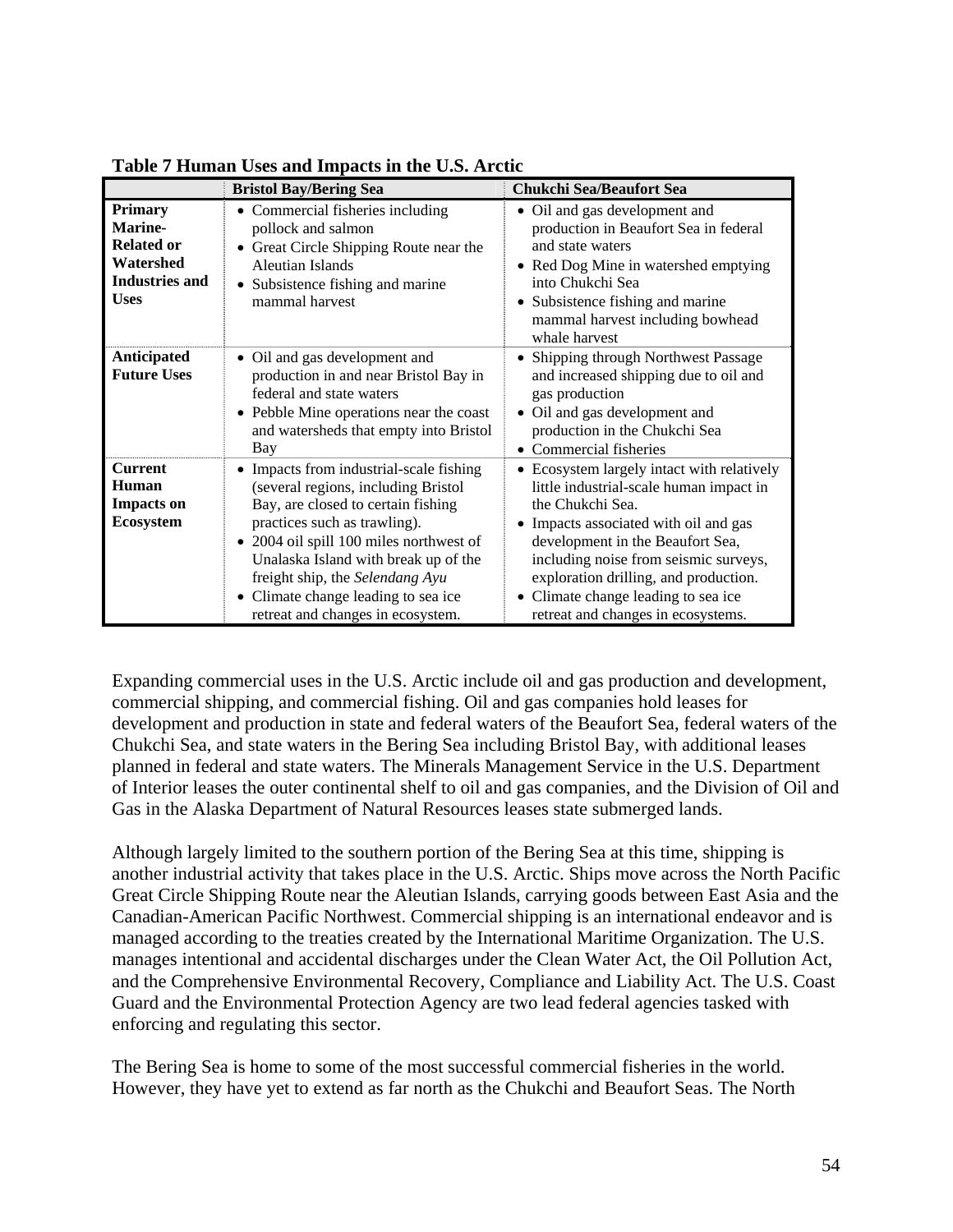**Table 7 Human Uses and Impacts in the U.S. Arctic**

| | Bristol Bay/Bering Sea | Chukchi Sea/Beaufort Sea |
|---|---|---|
| **Primary Marine-Related or Watershed Industries and Uses** | • Commercial fisheries including pollock and salmon<br>• Great Circle Shipping Route near the Aleutian Islands<br>• Subsistence fishing and marine mammal harvest | • Oil and gas development and production in Beaufort Sea in federal and state waters<br>• Red Dog Mine in watershed emptying into Chukchi Sea<br>• Subsistence fishing and marine mammal harvest including bowhead whale harvest |
| **Anticipated Future Uses** | • Oil and gas development and production in and near Bristol Bay in federal and state waters<br>• Pebble Mine operations near the coast and watersheds that empty into Bristol Bay | • Shipping through Northwest Passage and increased shipping due to oil and gas production<br>• Oil and gas development and production in the Chukchi Sea<br>• Commercial fisheries |
| **Current Human Impacts on Ecosystem** | • Impacts from industrial-scale fishing (several regions, including Bristol Bay, are closed to certain fishing practices such as trawling).<br>• 2004 oil spill 100 miles northwest of Unalaska Island with break up of the freight ship, the *Selendang Ayu*<br>• Climate change leading to sea ice retreat and changes in ecosystem. | • Ecosystem largely intact with relatively little industrial-scale human impact in the Chukchi Sea.<br>• Impacts associated with oil and gas development in the Beaufort Sea, including noise from seismic surveys, exploration drilling, and production.<br>• Climate change leading to sea ice retreat and changes in ecosystems. |

Expanding commercial uses in the U.S. Arctic include oil and gas production and development, commercial shipping, and commercial fishing. Oil and gas companies hold leases for development and production in state and federal waters of the Beaufort Sea, federal waters of the Chukchi Sea, and state waters in the Bering Sea including Bristol Bay, with additional leases planned in federal and state waters. The Minerals Management Service in the U.S. Department of Interior leases the outer continental shelf to oil and gas companies, and the Division of Oil and Gas in the Alaska Department of Natural Resources leases state submerged lands.

Although largely limited to the southern portion of the Bering Sea at this time, shipping is another industrial activity that takes place in the U.S. Arctic. Ships move across the North Pacific Great Circle Shipping Route near the Aleutian Islands, carrying goods between East Asia and the Canadian-American Pacific Northwest. Commercial shipping is an international endeavor and is managed according to the treaties created by the International Maritime Organization. The U.S. manages intentional and accidental discharges under the Clean Water Act, the Oil Pollution Act, and the Comprehensive Environmental Recovery, Compliance and Liability Act. The U.S. Coast Guard and the Environmental Protection Agency are two lead federal agencies tasked with enforcing and regulating this sector.

The Bering Sea is home to some of the most successful commercial fisheries in the world. However, they have yet to extend as far north as the Chukchi and Beaufort Seas. The North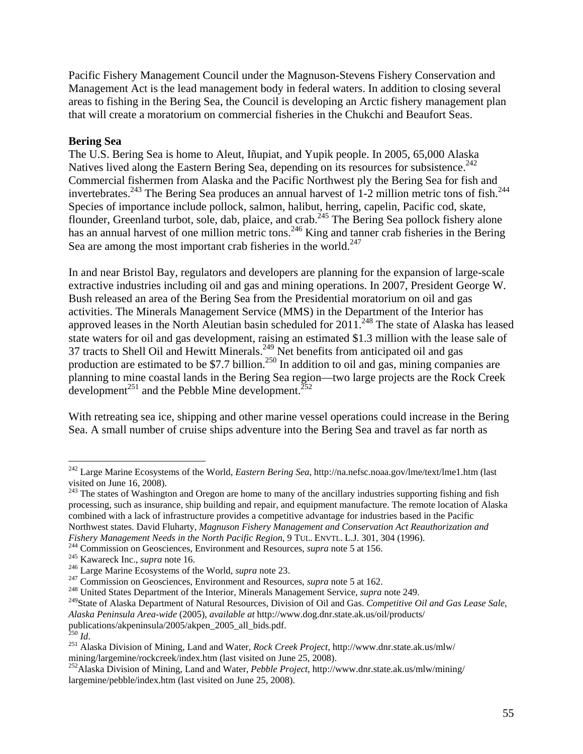Pacific Fishery Management Council under the Magnuson-Stevens Fishery Conservation and Management Act is the lead management body in federal waters. In addition to closing several areas to fishing in the Bering Sea, the Council is developing an Arctic fishery management plan that will create a moratorium on commercial fisheries in the Chukchi and Beaufort Seas.

**Bering Sea**

The U.S. Bering Sea is home to Aleut, Iñupiat, and Yupik people. In 2005, 65,000 Alaska Natives lived along the Eastern Bering Sea, depending on its resources for subsistence.[242] Commercial fishermen from Alaska and the Pacific Northwest ply the Bering Sea for fish and invertebrates.[243] The Bering Sea produces an annual harvest of 1-2 million metric tons of fish.[244] Species of importance include pollock, salmon, halibut, herring, capelin, Pacific cod, skate, flounder, Greenland turbot, sole, dab, plaice, and crab.[245] The Bering Sea pollock fishery alone has an annual harvest of one million metric tons.[246] King and tanner crab fisheries in the Bering Sea are among the most important crab fisheries in the world.[247]

In and near Bristol Bay, regulators and developers are planning for the expansion of large-scale extractive industries including oil and gas and mining operations. In 2007, President George W. Bush released an area of the Bering Sea from the Presidential moratorium on oil and gas activities. The Minerals Management Service (MMS) in the Department of the Interior has approved leases in the North Aleutian basin scheduled for 2011.[248] The state of Alaska has leased state waters for oil and gas development, raising an estimated $1.3 million with the lease sale of 37 tracts to Shell Oil and Hewitt Minerals.[249] Net benefits from anticipated oil and gas production are estimated to be $7.7 billion.[250] In addition to oil and gas, mining companies are planning to mine coastal lands in the Bering Sea region—two large projects are the Rock Creek development[251] and the Pebble Mine development.[252]

With retreating sea ice, shipping and other marine vessel operations could increase in the Bering Sea. A small number of cruise ships adventure into the Bering Sea and travel as far north as

---

[242] Large Marine Ecosystems of the World, *Eastern Bering Sea*, http://na.nefsc.noaa.gov/lme/text/lme1.htm (last visited on June 16, 2008).

[243] The states of Washington and Oregon are home to many of the ancillary industries supporting fishing and fish processing, such as insurance, ship building and repair, and equipment manufacture. The remote location of Alaska combined with a lack of infrastructure provides a competitive advantage for industries based in the Pacific Northwest states. David Fluharty, *Magnuson Fishery Management and Conservation Act Reauthorization and Fishery Management Needs in the North Pacific Region*, 9 TUL. ENVTL. L.J. 301, 304 (1996).

[244] Commission on Geosciences, Environment and Resources, *supra* note 5 at 156.

[245] Kawareck Inc., *supra* note 16.

[246] Large Marine Ecosystems of the World, *supra* note 23.

[247] Commission on Geosciences, Environment and Resources, *supra* note 5 at 162.

[248] United States Department of the Interior, Minerals Management Service, *supra* note 249.

[249] State of Alaska Department of Natural Resources, Division of Oil and Gas. *Competitive Oil and Gas Lease Sale, Alaska Peninsula Area-wide* (2005), *available at* http://www.dog.dnr.state.ak.us/oil/products/publications/akpeninsula/2005/akpen_2005_all_bids.pdf.

[250] *Id*.

[251] Alaska Division of Mining, Land and Water, *Rock Creek Project*, http://www.dnr.state.ak.us/mlw/mining/largemine/rockcreek/index.htm (last visited on June 25, 2008).

[252] Alaska Division of Mining, Land and Water, *Pebble Project*, http://www.dnr.state.ak.us/mlw/mining/largemine/pebble/index.htm (last visited on June 25, 2008).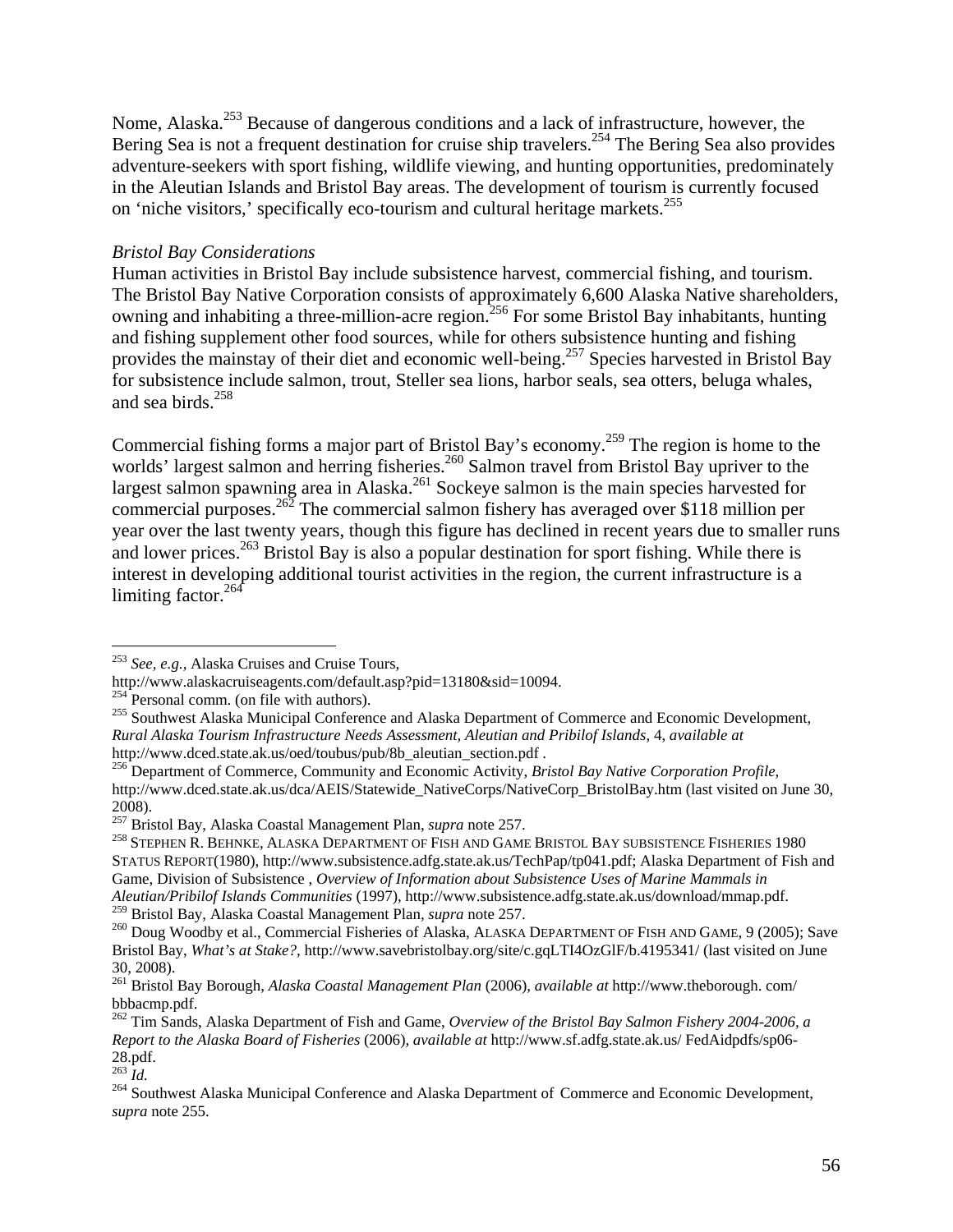Nome, Alaska.[253] Because of dangerous conditions and a lack of infrastructure, however, the Bering Sea is not a frequent destination for cruise ship travelers.[254] The Bering Sea also provides adventure-seekers with sport fishing, wildlife viewing, and hunting opportunities, predominately in the Aleutian Islands and Bristol Bay areas. The development of tourism is currently focused on 'niche visitors,' specifically eco-tourism and cultural heritage markets.[255]

*Bristol Bay Considerations*

Human activities in Bristol Bay include subsistence harvest, commercial fishing, and tourism. The Bristol Bay Native Corporation consists of approximately 6,600 Alaska Native shareholders, owning and inhabiting a three-million-acre region.[256] For some Bristol Bay inhabitants, hunting and fishing supplement other food sources, while for others subsistence hunting and fishing provides the mainstay of their diet and economic well-being.[257] Species harvested in Bristol Bay for subsistence include salmon, trout, Steller sea lions, harbor seals, sea otters, beluga whales, and sea birds.[258]

Commercial fishing forms a major part of Bristol Bay's economy.[259] The region is home to the worlds' largest salmon and herring fisheries.[260] Salmon travel from Bristol Bay upriver to the largest salmon spawning area in Alaska.[261] Sockeye salmon is the main species harvested for commercial purposes.[262] The commercial salmon fishery has averaged over $118 million per year over the last twenty years, though this figure has declined in recent years due to smaller runs and lower prices.[263] Bristol Bay is also a popular destination for sport fishing. While there is interest in developing additional tourist activities in the region, the current infrastructure is a limiting factor.[264]

---

[253] *See, e.g.*, Alaska Cruises and Cruise Tours, http://www.alaskacruiseagents.com/default.asp?pid=13180&sid=10094.

[254] Personal comm. (on file with authors).

[255] Southwest Alaska Municipal Conference and Alaska Department of Commerce and Economic Development, *Rural Alaska Tourism Infrastructure Needs Assessment, Aleutian and Pribilof Islands*, 4, *available at* http://www.dced.state.ak.us/oed/toubus/pub/8b_aleutian_section.pdf .

[256] Department of Commerce, Community and Economic Activity, *Bristol Bay Native Corporation Profile*, http://www.dced.state.ak.us/dca/AEIS/Statewide_NativeCorps/NativeCorp_BristolBay.htm (last visited on June 30, 2008).

[257] Bristol Bay, Alaska Coastal Management Plan, *supra* note 257.

[258] STEPHEN R. BEHNKE, ALASKA DEPARTMENT OF FISH AND GAME BRISTOL BAY SUBSISTENCE FISHERIES 1980 STATUS REPORT(1980), http://www.subsistence.adfg.state.ak.us/TechPap/tp041.pdf; Alaska Department of Fish and Game, Division of Subsistence , *Overview of Information about Subsistence Uses of Marine Mammals in Aleutian/Pribilof Islands Communities* (1997), http://www.subsistence.adfg.state.ak.us/download/mmap.pdf.

[259] Bristol Bay, Alaska Coastal Management Plan, *supra* note 257.

[260] Doug Woodby et al., Commercial Fisheries of Alaska, ALASKA DEPARTMENT OF FISH AND GAME, 9 (2005); Save Bristol Bay, *What's at Stake?*, http://www.savebristolbay.org/site/c.gqLTI4OzGlF/b.4195341/ (last visited on June 30, 2008).

[261] Bristol Bay Borough, *Alaska Coastal Management Plan* (2006), *available at* http://www.theborough. com/ bbbacmp.pdf.

[262] Tim Sands, Alaska Department of Fish and Game, *Overview of the Bristol Bay Salmon Fishery 2004-2006, a Report to the Alaska Board of Fisheries* (2006), *available at* http://www.sf.adfg.state.ak.us/ FedAidpdfs/sp06-28.pdf.

[263] *Id.*

[264] Southwest Alaska Municipal Conference and Alaska Department of Commerce and Economic Development, *supra* note 255.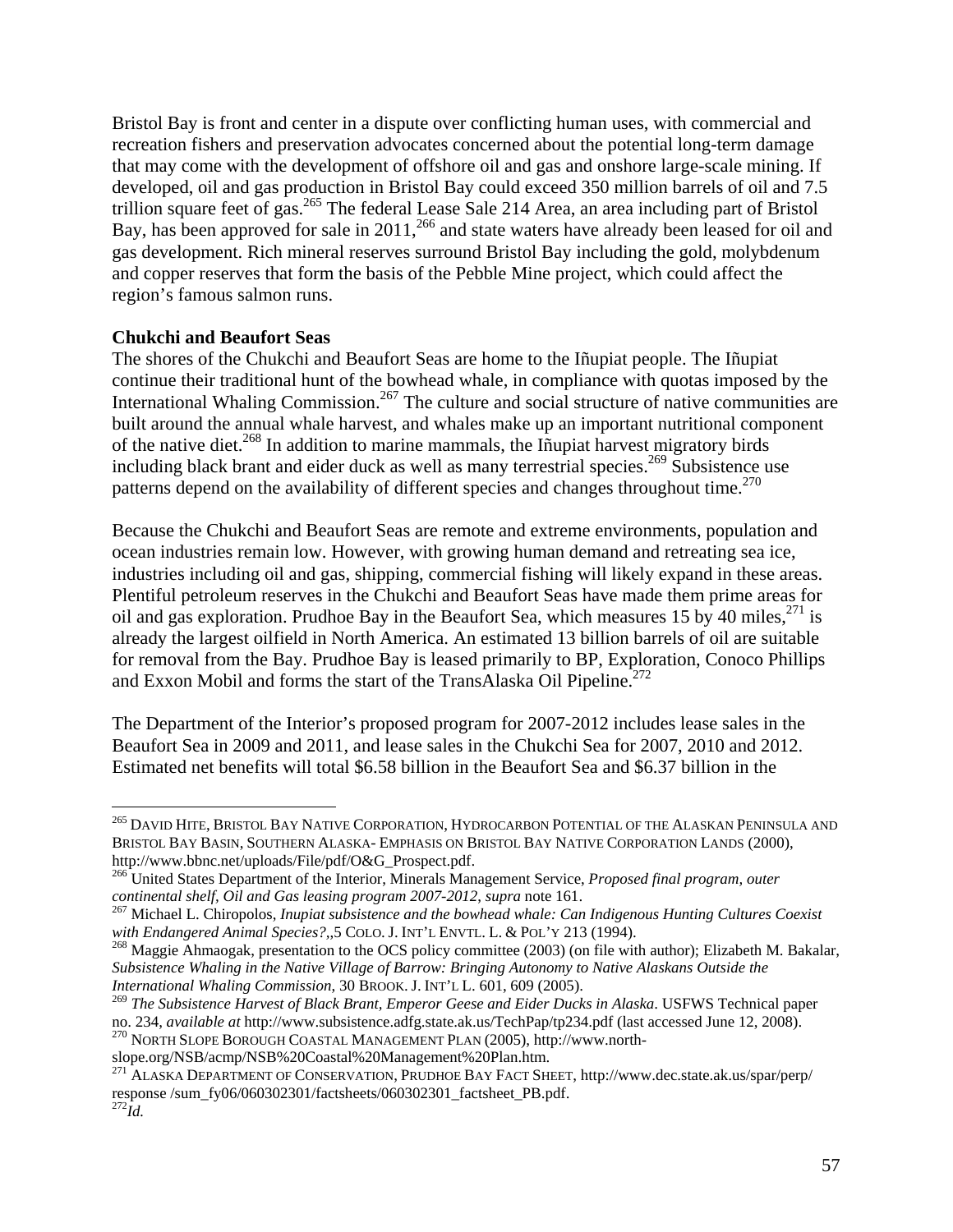Bristol Bay is front and center in a dispute over conflicting human uses, with commercial and recreation fishers and preservation advocates concerned about the potential long-term damage that may come with the development of offshore oil and gas and onshore large-scale mining. If developed, oil and gas production in Bristol Bay could exceed 350 million barrels of oil and 7.5 trillion square feet of gas.[265] The federal Lease Sale 214 Area, an area including part of Bristol Bay, has been approved for sale in 2011,[266] and state waters have already been leased for oil and gas development. Rich mineral reserves surround Bristol Bay including the gold, molybdenum and copper reserves that form the basis of the Pebble Mine project, which could affect the region's famous salmon runs.

**Chukchi and Beaufort Seas**

The shores of the Chukchi and Beaufort Seas are home to the Iñupiat people. The Iñupiat continue their traditional hunt of the bowhead whale, in compliance with quotas imposed by the International Whaling Commission.[267] The culture and social structure of native communities are built around the annual whale harvest, and whales make up an important nutritional component of the native diet.[268] In addition to marine mammals, the Iñupiat harvest migratory birds including black brant and eider duck as well as many terrestrial species.[269] Subsistence use patterns depend on the availability of different species and changes throughout time.[270]

Because the Chukchi and Beaufort Seas are remote and extreme environments, population and ocean industries remain low. However, with growing human demand and retreating sea ice, industries including oil and gas, shipping, commercial fishing will likely expand in these areas. Plentiful petroleum reserves in the Chukchi and Beaufort Seas have made them prime areas for oil and gas exploration. Prudhoe Bay in the Beaufort Sea, which measures 15 by 40 miles,[271] is already the largest oilfield in North America. An estimated 13 billion barrels of oil are suitable for removal from the Bay. Prudhoe Bay is leased primarily to BP, Exploration, Conoco Phillips and Exxon Mobil and forms the start of the TransAlaska Oil Pipeline.[272]

The Department of the Interior's proposed program for 2007-2012 includes lease sales in the Beaufort Sea in 2009 and 2011, and lease sales in the Chukchi Sea for 2007, 2010 and 2012. Estimated net benefits will total \$6.58 billion in the Beaufort Sea and \$6.37 billion in the

---

[265] DAVID HITE, BRISTOL BAY NATIVE CORPORATION, HYDROCARBON POTENTIAL OF THE ALASKAN PENINSULA AND BRISTOL BAY BASIN, SOUTHERN ALASKA- EMPHASIS ON BRISTOL BAY NATIVE CORPORATION LANDS (2000), http://www.bbnc.net/uploads/File/pdf/O&G_Prospect.pdf.

[266] United States Department of the Interior, Minerals Management Service, *Proposed final program, outer continental shelf, Oil and Gas leasing program 2007-2012*, *supra* note 161.

[267] Michael L. Chiropolos, *Inupiat subsistence and the bowhead whale: Can Indigenous Hunting Cultures Coexist with Endangered Animal Species?*,,5 COLO. J. INT'L ENVTL. L. & POL'Y 213 (1994).

[268] Maggie Ahmaogak, presentation to the OCS policy committee (2003) (on file with author); Elizabeth M. Bakalar, *Subsistence Whaling in the Native Village of Barrow: Bringing Autonomy to Native Alaskans Outside the International Whaling Commission*, 30 BROOK. J. INT'L L. 601, 609 (2005).

[269] *The Subsistence Harvest of Black Brant, Emperor Geese and Eider Ducks in Alaska*. USFWS Technical paper no. 234, *available at* http://www.subsistence.adfg.state.ak.us/TechPap/tp234.pdf (last accessed June 12, 2008).

[270] NORTH SLOPE BOROUGH COASTAL MANAGEMENT PLAN (2005), http://www.north-slope.org/NSB/acmp/NSB%20Coastal%20Management%20Plan.htm.

[271] ALASKA DEPARTMENT OF CONSERVATION, PRUDHOE BAY FACT SHEET, http://www.dec.state.ak.us/spar/perp/ response /sum_fy06/060302301/factsheets/060302301_factsheet_PB.pdf.

[272] *Id.*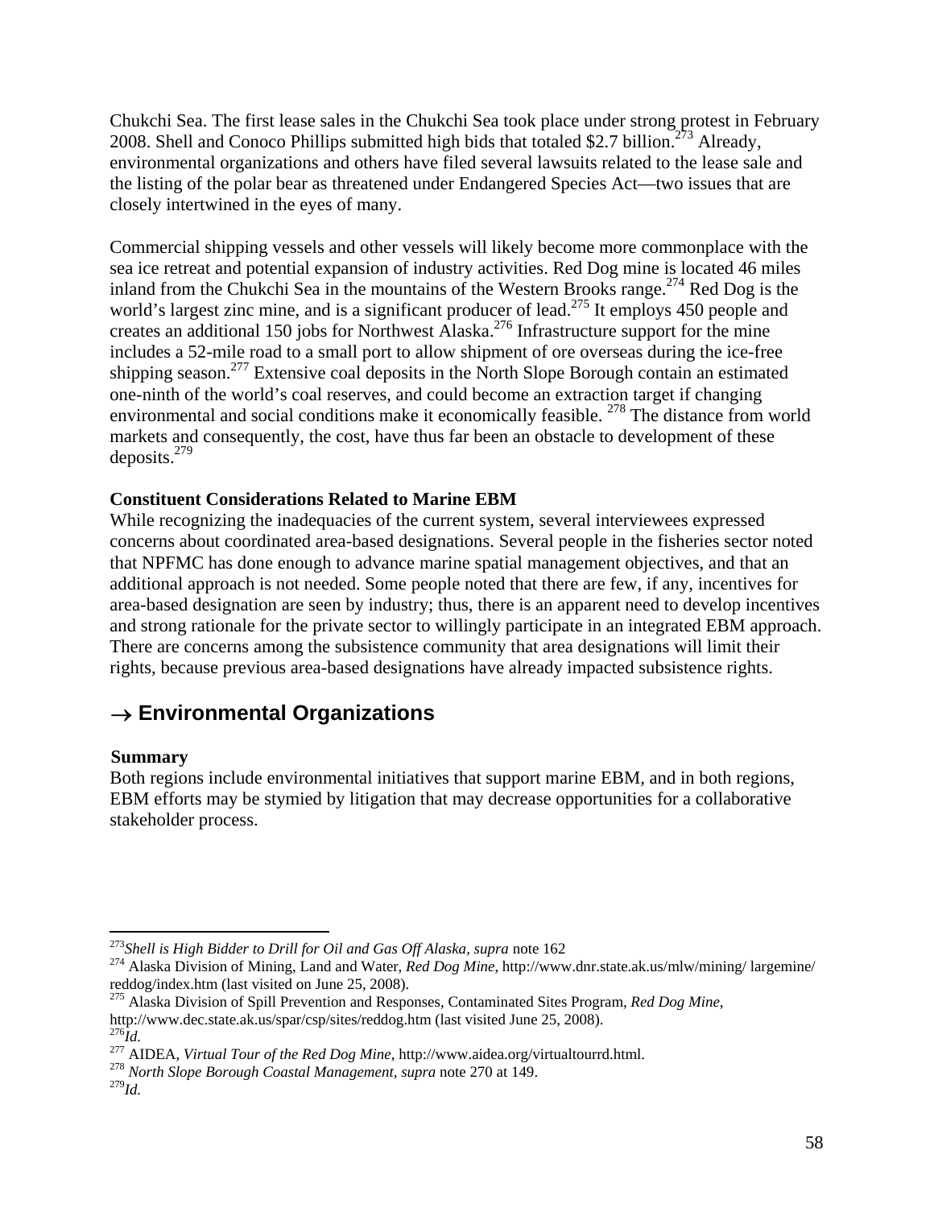Chukchi Sea. The first lease sales in the Chukchi Sea took place under strong protest in February 2008. Shell and Conoco Phillips submitted high bids that totaled $2.7 billion.[273] Already, environmental organizations and others have filed several lawsuits related to the lease sale and the listing of the polar bear as threatened under Endangered Species Act—two issues that are closely intertwined in the eyes of many.

Commercial shipping vessels and other vessels will likely become more commonplace with the sea ice retreat and potential expansion of industry activities. Red Dog mine is located 46 miles inland from the Chukchi Sea in the mountains of the Western Brooks range.[274] Red Dog is the world's largest zinc mine, and is a significant producer of lead.[275] It employs 450 people and creates an additional 150 jobs for Northwest Alaska.[276] Infrastructure support for the mine includes a 52-mile road to a small port to allow shipment of ore overseas during the ice-free shipping season.[277] Extensive coal deposits in the North Slope Borough contain an estimated one-ninth of the world's coal reserves, and could become an extraction target if changing environmental and social conditions make it economically feasible. [278] The distance from world markets and consequently, the cost, have thus far been an obstacle to development of these deposits.[279]

**Constituent Considerations Related to Marine EBM**

While recognizing the inadequacies of the current system, several interviewees expressed concerns about coordinated area-based designations. Several people in the fisheries sector noted that NPFMC has done enough to advance marine spatial management objectives, and that an additional approach is not needed. Some people noted that there are few, if any, incentives for area-based designation are seen by industry; thus, there is an apparent need to develop incentives and strong rationale for the private sector to willingly participate in an integrated EBM approach. There are concerns among the subsistence community that area designations will limit their rights, because previous area-based designations have already impacted subsistence rights.

## → Environmental Organizations

**Summary**

Both regions include environmental initiatives that support marine EBM, and in both regions, EBM efforts may be stymied by litigation that may decrease opportunities for a collaborative stakeholder process.

---

[273] *Shell is High Bidder to Drill for Oil and Gas Off Alaska, supra* note 162

[274] Alaska Division of Mining, Land and Water, *Red Dog Mine*, http://www.dnr.state.ak.us/mlw/mining/ largemine/ reddog/index.htm (last visited on June 25, 2008).

[275] Alaska Division of Spill Prevention and Responses, Contaminated Sites Program, *Red Dog Mine*, http://www.dec.state.ak.us/spar/csp/sites/reddog.htm (last visited June 25, 2008).

[276] *Id.*

[277] AIDEA, *Virtual Tour of the Red Dog Mine*, http://www.aidea.org/virtualtourrd.html.

[278] *North Slope Borough Coastal Management, supra* note 270 at 149.

[279] *Id.*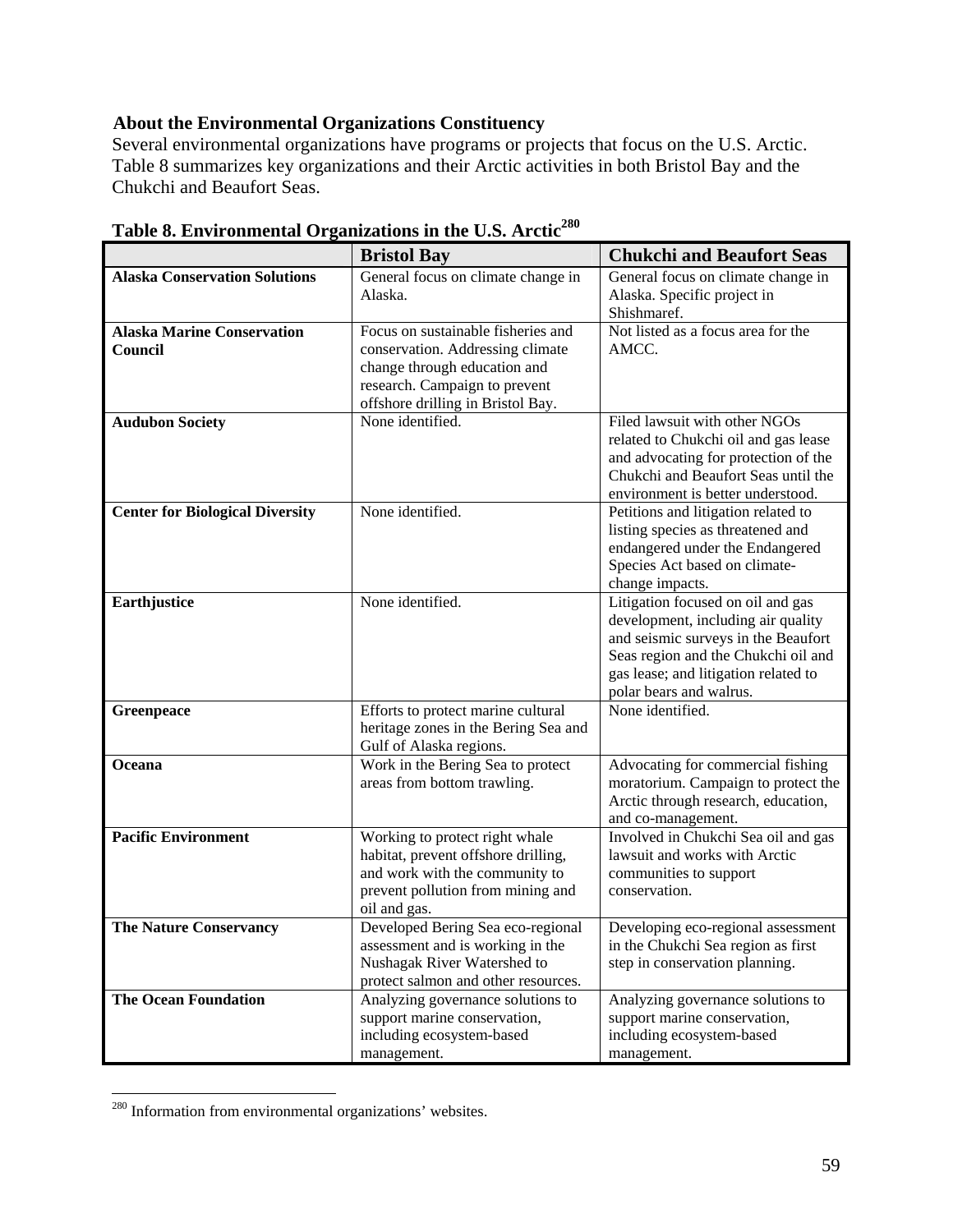### About the Environmental Organizations Constituency

Several environmental organizations have programs or projects that focus on the U.S. Arctic. Table 8 summarizes key organizations and their Arctic activities in both Bristol Bay and the Chukchi and Beaufort Seas.

**Table 8. Environmental Organizations in the U.S. Arctic[280]**

| | Bristol Bay | Chukchi and Beaufort Seas |
|---|---|---|
| **Alaska Conservation Solutions** | General focus on climate change in Alaska. | General focus on climate change in Alaska. Specific project in Shishmaref. |
| **Alaska Marine Conservation Council** | Focus on sustainable fisheries and conservation. Addressing climate change through education and research. Campaign to prevent offshore drilling in Bristol Bay. | Not listed as a focus area for the AMCC. |
| **Audubon Society** | None identified. | Filed lawsuit with other NGOs related to Chukchi oil and gas lease and advocating for protection of the Chukchi and Beaufort Seas until the environment is better understood. |
| **Center for Biological Diversity** | None identified. | Petitions and litigation related to listing species as threatened and endangered under the Endangered Species Act based on climate-change impacts. |
| **Earthjustice** | None identified. | Litigation focused on oil and gas development, including air quality and seismic surveys in the Beaufort Seas region and the Chukchi oil and gas lease; and litigation related to polar bears and walrus. |
| **Greenpeace** | Efforts to protect marine cultural heritage zones in the Bering Sea and Gulf of Alaska regions. | None identified. |
| **Oceana** | Work in the Bering Sea to protect areas from bottom trawling. | Advocating for commercial fishing moratorium. Campaign to protect the Arctic through research, education, and co-management. |
| **Pacific Environment** | Working to protect right whale habitat, prevent offshore drilling, and work with the community to prevent pollution from mining and oil and gas. | Involved in Chukchi Sea oil and gas lawsuit and works with Arctic communities to support conservation. |
| **The Nature Conservancy** | Developed Bering Sea eco-regional assessment and is working in the Nushagak River Watershed to protect salmon and other resources. | Developing eco-regional assessment in the Chukchi Sea region as first step in conservation planning. |
| **The Ocean Foundation** | Analyzing governance solutions to support marine conservation, including ecosystem-based management. | Analyzing governance solutions to support marine conservation, including ecosystem-based management. |

[280] Information from environmental organizations' websites.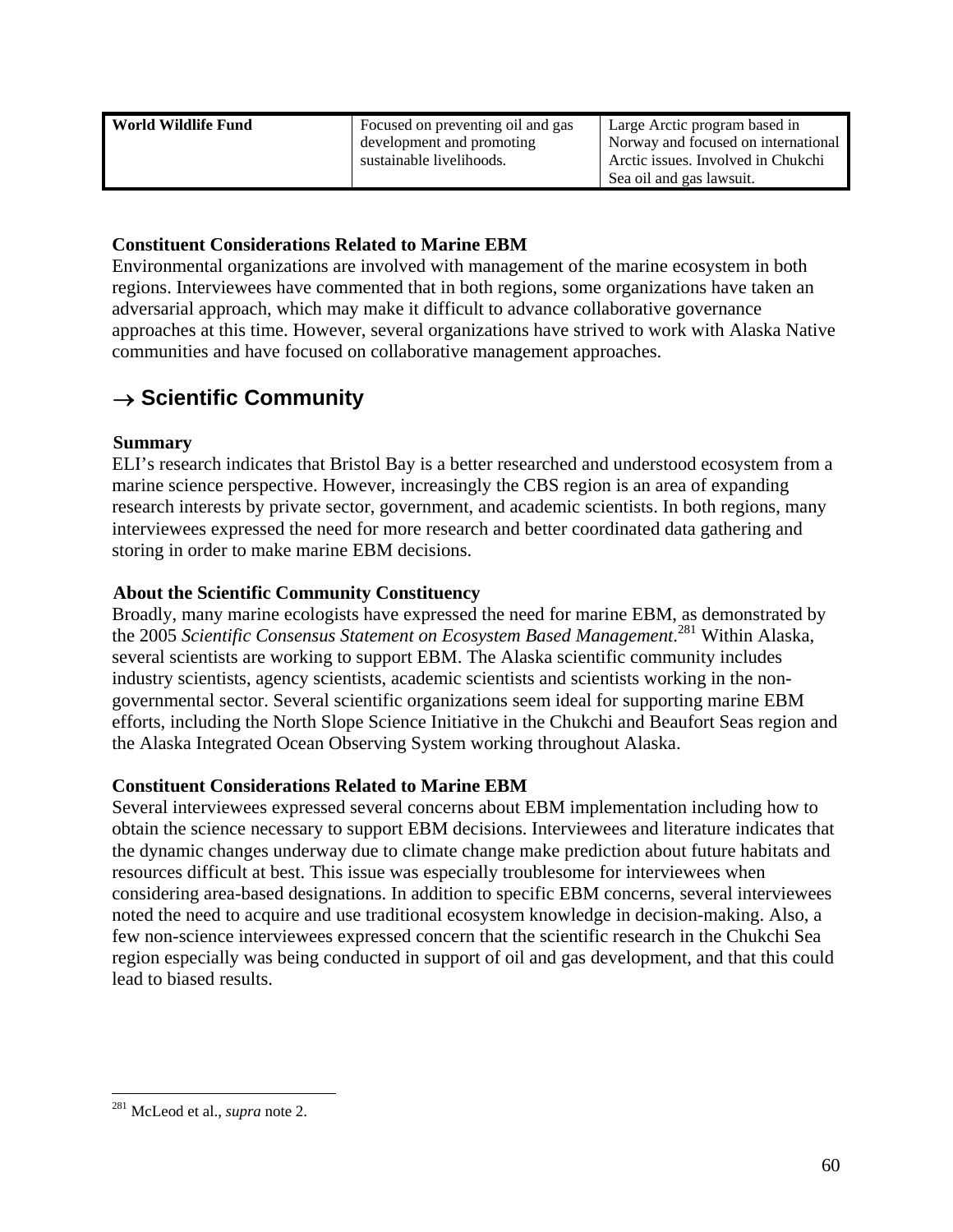| World Wildlife Fund | Focused on preventing oil and gas development and promoting sustainable livelihoods. | Large Arctic program based in Norway and focused on international Arctic issues. Involved in Chukchi Sea oil and gas lawsuit. |
|---|---|---|

**Constituent Considerations Related to Marine EBM**

Environmental organizations are involved with management of the marine ecosystem in both regions. Interviewees have commented that in both regions, some organizations have taken an adversarial approach, which may make it difficult to advance collaborative governance approaches at this time. However, several organizations have strived to work with Alaska Native communities and have focused on collaborative management approaches.

## → Scientific Community

**Summary**

ELI's research indicates that Bristol Bay is a better researched and understood ecosystem from a marine science perspective. However, increasingly the CBS region is an area of expanding research interests by private sector, government, and academic scientists. In both regions, many interviewees expressed the need for more research and better coordinated data gathering and storing in order to make marine EBM decisions.

**About the Scientific Community Constituency**

Broadly, many marine ecologists have expressed the need for marine EBM, as demonstrated by the 2005 *Scientific Consensus Statement on Ecosystem Based Management*.[281] Within Alaska, several scientists are working to support EBM. The Alaska scientific community includes industry scientists, agency scientists, academic scientists and scientists working in the non-governmental sector. Several scientific organizations seem ideal for supporting marine EBM efforts, including the North Slope Science Initiative in the Chukchi and Beaufort Seas region and the Alaska Integrated Ocean Observing System working throughout Alaska.

**Constituent Considerations Related to Marine EBM**

Several interviewees expressed several concerns about EBM implementation including how to obtain the science necessary to support EBM decisions. Interviewees and literature indicates that the dynamic changes underway due to climate change make prediction about future habitats and resources difficult at best. This issue was especially troublesome for interviewees when considering area-based designations. In addition to specific EBM concerns, several interviewees noted the need to acquire and use traditional ecosystem knowledge in decision-making. Also, a few non-science interviewees expressed concern that the scientific research in the Chukchi Sea region especially was being conducted in support of oil and gas development, and that this could lead to biased results.

[281] McLeod et al., *supra* note 2.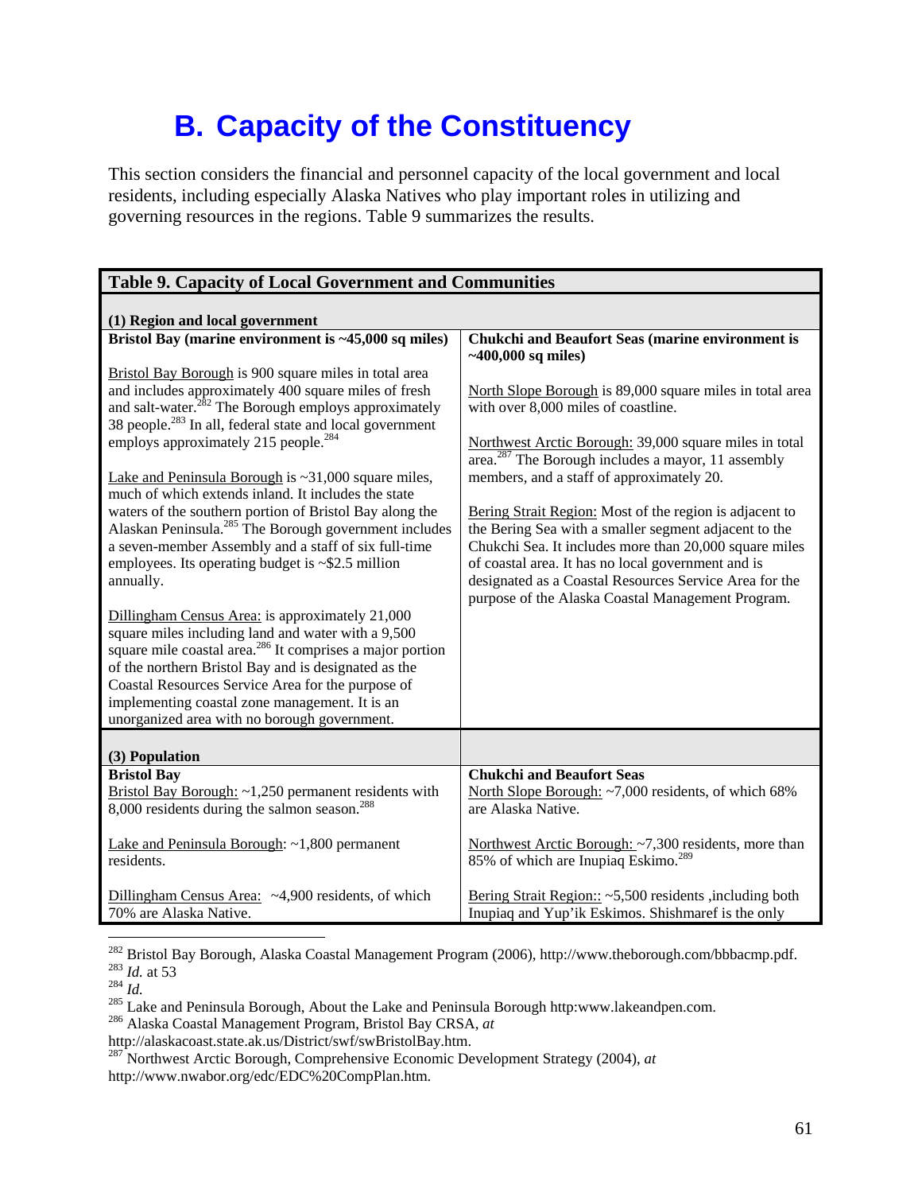# B. Capacity of the Constituency

This section considers the financial and personnel capacity of the local government and local residents, including especially Alaska Natives who play important roles in utilizing and governing resources in the regions. Table 9 summarizes the results.

| **Table 9. Capacity of Local Government and Communities** | |
|---|---|
| **(1) Region and local government** | |
| **Bristol Bay (marine environment is ~45,000 sq miles)**<br><br>Bristol Bay Borough is 900 square miles in total area and includes approximately 400 square miles of fresh and salt-water.[282] The Borough employs approximately 38 people.[283] In all, federal state and local government employs approximately 215 people.[284]<br><br>Lake and Peninsula Borough is ~31,000 square miles, much of which extends inland. It includes the state waters of the southern portion of Bristol Bay along the Alaskan Peninsula.[285] The Borough government includes a seven-member Assembly and a staff of six full-time employees. Its operating budget is ~$2.5 million annually.<br><br>Dillingham Census Area: is approximately 21,000 square miles including land and water with a 9,500 square mile coastal area.[286] It comprises a major portion of the northern Bristol Bay and is designated as the Coastal Resources Service Area for the purpose of implementing coastal zone management. It is an unorganized area with no borough government. | **Chukchi and Beaufort Seas (marine environment is ~400,000 sq miles)**<br><br>North Slope Borough is 89,000 square miles in total area with over 8,000 miles of coastline.<br><br>Northwest Arctic Borough: 39,000 square miles in total area.[287] The Borough includes a mayor, 11 assembly members, and a staff of approximately 20.<br><br>Bering Strait Region: Most of the region is adjacent to the Bering Sea with a smaller segment adjacent to the Chukchi Sea. It includes more than 20,000 square miles of coastal area. It has no local government and is designated as a Coastal Resources Service Area for the purpose of the Alaska Coastal Management Program. |
| **(3) Population** | |
| **Bristol Bay**<br>Bristol Bay Borough: ~1,250 permanent residents with 8,000 residents during the salmon season.[288]<br><br>Lake and Peninsula Borough: ~1,800 permanent residents.<br><br>Dillingham Census Area: ~4,900 residents, of which 70% are Alaska Native. | **Chukchi and Beaufort Seas**<br>North Slope Borough: ~7,000 residents, of which 68% are Alaska Native.<br><br>Northwest Arctic Borough: ~7,300 residents, more than 85% of which are Inupiaq Eskimo.[289]<br><br>Bering Strait Region:: ~5,500 residents ,including both Inupiaq and Yup'ik Eskimos. Shishmaref is the only |

[282] Bristol Bay Borough, Alaska Coastal Management Program (2006), http://www.theborough.com/bbbacmp.pdf.
[283] *Id.* at 53
[284] *Id.*
[285] Lake and Peninsula Borough, About the Lake and Peninsula Borough http:www.lakeandpen.com.
[286] Alaska Coastal Management Program, Bristol Bay CRSA, *at* http://alaskacoast.state.ak.us/District/swf/swBristolBay.htm.
[287] Northwest Arctic Borough, Comprehensive Economic Development Strategy (2004), *at* http://www.nwabor.org/edc/EDC%20CompPlan.htm.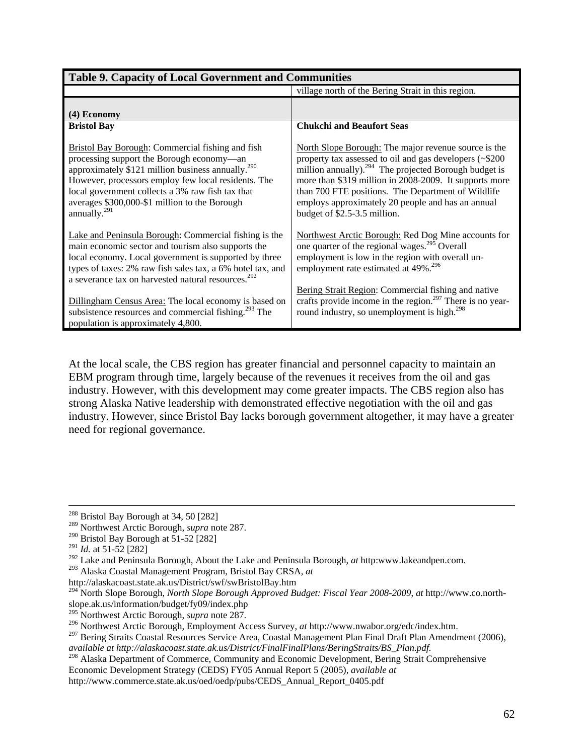| Table 9. Capacity of Local Government and Communities | |
|---|---|
| | village north of the Bering Strait in this region. |
| **(4) Economy** | |
| **Bristol Bay** | **Chukchi and Beaufort Seas** |
| Bristol Bay Borough: Commercial fishing and fish processing support the Borough economy—an approximately $121 million business annually.[290] However, processors employ few local residents. The local government collects a 3% raw fish tax that averages $300,000-$1 million to the Borough annually.[291] | North Slope Borough: The major revenue source is the property tax assessed to oil and gas developers (~$200 million annually).[294] The projected Borough budget is more than $319 million in 2008-2009. It supports more than 700 FTE positions. The Department of Wildlife employs approximately 20 people and has an annual budget of $2.5-3.5 million. |
| Lake and Peninsula Borough: Commercial fishing is the main economic sector and tourism also supports the local economy. Local government is supported by three types of taxes: 2% raw fish sales tax, a 6% hotel tax, and a severance tax on harvested natural resources.[292] | Northwest Arctic Borough: Red Dog Mine accounts for one quarter of the regional wages.[295] Overall employment is low in the region with overall un-employment rate estimated at 49%.[296] |
| Dillingham Census Area: The local economy is based on subsistence resources and commercial fishing.[293] The population is approximately 4,800. | Bering Strait Region: Commercial fishing and native crafts provide income in the region.[297] There is no year-round industry, so unemployment is high.[298] |

At the local scale, the CBS region has greater financial and personnel capacity to maintain an EBM program through time, largely because of the revenues it receives from the oil and gas industry. However, with this development may come greater impacts. The CBS region also has strong Alaska Native leadership with demonstrated effective negotiation with the oil and gas industry. However, since Bristol Bay lacks borough government altogether, it may have a greater need for regional governance.

---

[288] Bristol Bay Borough at 34, 50 [282]

[289] Northwest Arctic Borough, *supra* note 287.

[290] Bristol Bay Borough at 51-52 [282]

[291] *Id.* at 51-52 [282]

[292] Lake and Peninsula Borough, About the Lake and Peninsula Borough, *at* http:www.lakeandpen.com.

[293] Alaska Coastal Management Program, Bristol Bay CRSA, *at* http://alaskacoast.state.ak.us/District/swf/swBristolBay.htm

[294] North Slope Borough, *North Slope Borough Approved Budget: Fiscal Year 2008-2009*, *at* http://www.co.north-slope.ak.us/information/budget/fy09/index.php

[295] Northwest Arctic Borough, *supra* note 287.

[296] Northwest Arctic Borough, Employment Access Survey, *at* http://www.nwabor.org/edc/index.htm.

[297] Bering Straits Coastal Resources Service Area, Coastal Management Plan Final Draft Plan Amendment (2006), *available at http://alaskacoast.state.ak.us/District/FinalFinalPlans/BeringStraits/BS_Plan.pdf.*

[298] Alaska Department of Commerce, Community and Economic Development, Bering Strait Comprehensive Economic Development Strategy (CEDS) FY05 Annual Report 5 (2005), *available at* http://www.commerce.state.ak.us/oed/oedp/pubs/CEDS_Annual_Report_0405.pdf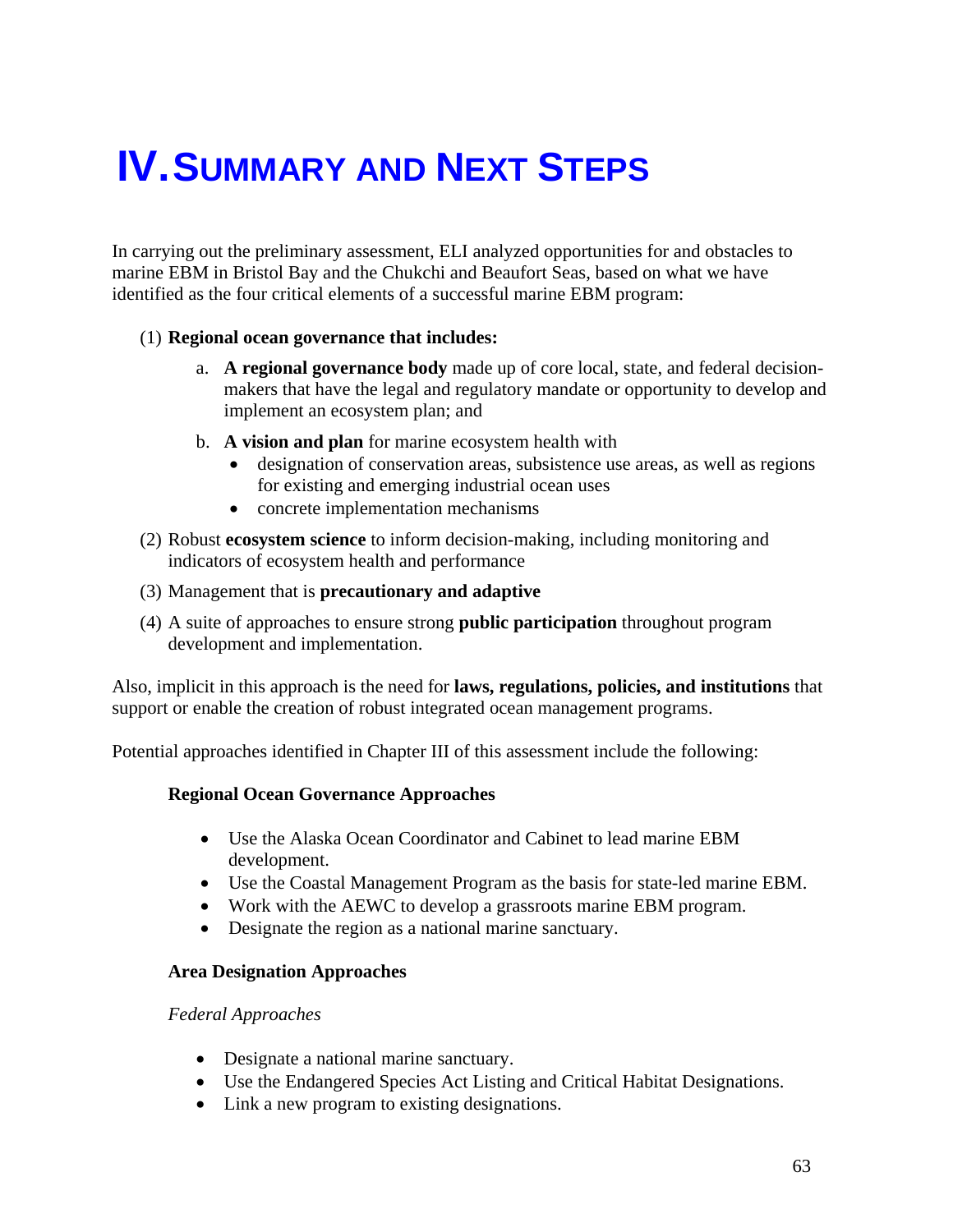# IV. Summary and Next Steps

In carrying out the preliminary assessment, ELI analyzed opportunities for and obstacles to marine EBM in Bristol Bay and the Chukchi and Beaufort Seas, based on what we have identified as the four critical elements of a successful marine EBM program:

(1) **Regional ocean governance that includes:**

   a. **A regional governance body** made up of core local, state, and federal decision-makers that have the legal and regulatory mandate or opportunity to develop and implement an ecosystem plan; and

   b. **A vision and plan** for marine ecosystem health with
      - designation of conservation areas, subsistence use areas, as well as regions for existing and emerging industrial ocean uses
      - concrete implementation mechanisms

(2) Robust **ecosystem science** to inform decision-making, including monitoring and indicators of ecosystem health and performance

(3) Management that is **precautionary and adaptive**

(4) A suite of approaches to ensure strong **public participation** throughout program development and implementation.

Also, implicit in this approach is the need for **laws, regulations, policies, and institutions** that support or enable the creation of robust integrated ocean management programs.

Potential approaches identified in Chapter III of this assessment include the following:

**Regional Ocean Governance Approaches**

- Use the Alaska Ocean Coordinator and Cabinet to lead marine EBM development.
- Use the Coastal Management Program as the basis for state-led marine EBM.
- Work with the AEWC to develop a grassroots marine EBM program.
- Designate the region as a national marine sanctuary.

**Area Designation Approaches**

*Federal Approaches*

- Designate a national marine sanctuary.
- Use the Endangered Species Act Listing and Critical Habitat Designations.
- Link a new program to existing designations.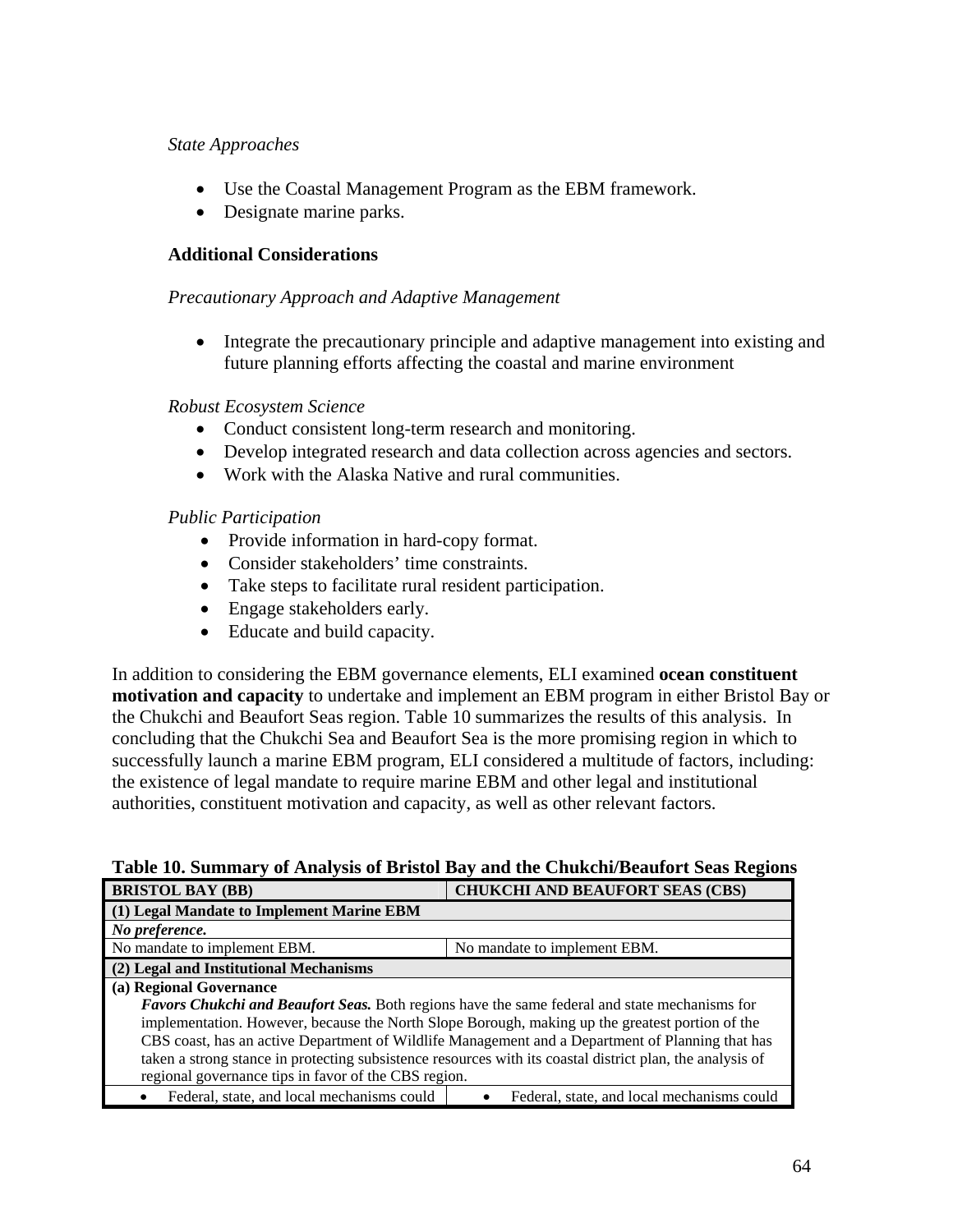*State Approaches*

- Use the Coastal Management Program as the EBM framework.
- Designate marine parks.

**Additional Considerations**

*Precautionary Approach and Adaptive Management*

- Integrate the precautionary principle and adaptive management into existing and future planning efforts affecting the coastal and marine environment

*Robust Ecosystem Science*

- Conduct consistent long-term research and monitoring.
- Develop integrated research and data collection across agencies and sectors.
- Work with the Alaska Native and rural communities.

*Public Participation*

- Provide information in hard-copy format.
- Consider stakeholders' time constraints.
- Take steps to facilitate rural resident participation.
- Engage stakeholders early.
- Educate and build capacity.

In addition to considering the EBM governance elements, ELI examined **ocean constituent motivation and capacity** to undertake and implement an EBM program in either Bristol Bay or the Chukchi and Beaufort Seas region. Table 10 summarizes the results of this analysis. In concluding that the Chukchi Sea and Beaufort Sea is the more promising region in which to successfully launch a marine EBM program, ELI considered a multitude of factors, including: the existence of legal mandate to require marine EBM and other legal and institutional authorities, constituent motivation and capacity, as well as other relevant factors.

**Table 10. Summary of Analysis of Bristol Bay and the Chukchi/Beaufort Seas Regions**

| BRISTOL BAY (BB) | CHUKCHI AND BEAUFORT SEAS (CBS) |
|---|---|
| **(1) Legal Mandate to Implement Marine EBM** | |
| ***No preference.*** | |
| No mandate to implement EBM. | No mandate to implement EBM. |
| **(2) Legal and Institutional Mechanisms** | |
| **(a) Regional Governance** ***Favors Chukchi and Beaufort Seas.*** Both regions have the same federal and state mechanisms for implementation. However, because the North Slope Borough, making up the greatest portion of the CBS coast, has an active Department of Wildlife Management and a Department of Planning that has taken a strong stance in protecting subsistence resources with its coastal district plan, the analysis of regional governance tips in favor of the CBS region. | |
| • Federal, state, and local mechanisms could | • Federal, state, and local mechanisms could |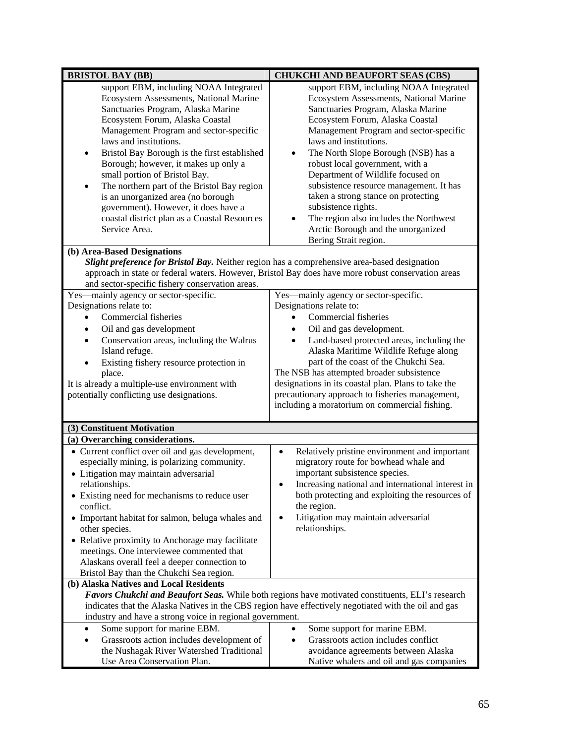| BRISTOL BAY (BB) | CHUKCHI AND BEAUFORT SEAS (CBS) |
|---|---|
| support EBM, including NOAA Integrated Ecosystem Assessments, National Marine Sanctuaries Program, Alaska Marine Ecosystem Forum, Alaska Coastal Management Program and sector-specific laws and institutions.<br>• Bristol Bay Borough is the first established Borough; however, it makes up only a small portion of Bristol Bay.<br>• The northern part of the Bristol Bay region is an unorganized area (no borough government). However, it does have a coastal district plan as a Coastal Resources Service Area. | support EBM, including NOAA Integrated Ecosystem Assessments, National Marine Sanctuaries Program, Alaska Marine Ecosystem Forum, Alaska Coastal Management Program and sector-specific laws and institutions.<br>• The North Slope Borough (NSB) has a robust local government, with a Department of Wildlife focused on subsistence resource management. It has taken a strong stance on protecting subsistence rights.<br>• The region also includes the Northwest Arctic Borough and the unorganized Bering Strait region. |
| **(b) Area-Based Designations**<br>***Slight preference for Bristol Bay.*** Neither region has a comprehensive area-based designation approach in state or federal waters. However, Bristol Bay does have more robust conservation areas and sector-specific fishery conservation areas. | |
| Yes—mainly agency or sector-specific.<br>Designations relate to:<br>• Commercial fisheries<br>• Oil and gas development<br>• Conservation areas, including the Walrus Island refuge.<br>• Existing fishery resource protection in place.<br>It is already a multiple-use environment with potentially conflicting use designations. | Yes—mainly agency or sector-specific.<br>Designations relate to:<br>• Commercial fisheries<br>• Oil and gas development.<br>• Land-based protected areas, including the Alaska Maritime Wildlife Refuge along part of the coast of the Chukchi Sea.<br>The NSB has attempted broader subsistence designations in its coastal plan. Plans to take the precautionary approach to fisheries management, including a moratorium on commercial fishing. |
| **(3) Constituent Motivation** | |
| **(a) Overarching considerations.** | |
| • Current conflict over oil and gas development, especially mining, is polarizing community.<br>• Litigation may maintain adversarial relationships.<br>• Existing need for mechanisms to reduce user conflict.<br>• Important habitat for salmon, beluga whales and other species.<br>• Relative proximity to Anchorage may facilitate meetings. One interviewee commented that Alaskans overall feel a deeper connection to Bristol Bay than the Chukchi Sea region. | • Relatively pristine environment and important migratory route for bowhead whale and important subsistence species.<br>• Increasing national and international interest in both protecting and exploiting the resources of the region.<br>• Litigation may maintain adversarial relationships. |
| **(b) Alaska Natives and Local Residents**<br>***Favors Chukchi and Beaufort Seas.*** While both regions have motivated constituents, ELI's research indicates that the Alaska Natives in the CBS region have effectively negotiated with the oil and gas industry and have a strong voice in regional government. | |
| • Some support for marine EBM.<br>• Grassroots action includes development of the Nushagak River Watershed Traditional Use Area Conservation Plan. | • Some support for marine EBM.<br>• Grassroots action includes conflict avoidance agreements between Alaska Native whalers and oil and gas companies |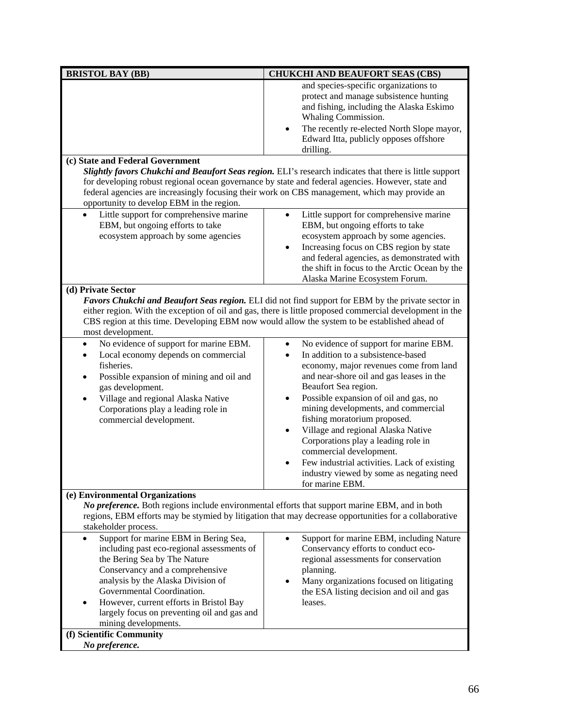| BRISTOL BAY (BB) | CHUKCHI AND BEAUFORT SEAS (CBS) |
|---|---|
| | and species-specific organizations to protect and manage subsistence hunting and fishing, including the Alaska Eskimo Whaling Commission.<br>• The recently re-elected North Slope mayor, Edward Itta, publicly opposes offshore drilling. |
| **(c) State and Federal Government**<br>***Slightly favors Chukchi and Beaufort Seas region.*** ELI's research indicates that there is little support for developing robust regional ocean governance by state and federal agencies. However, state and federal agencies are increasingly focusing their work on CBS management, which may provide an opportunity to develop EBM in the region. | |
| • Little support for comprehensive marine EBM, but ongoing efforts to take ecosystem approach by some agencies | • Little support for comprehensive marine EBM, but ongoing efforts to take ecosystem approach by some agencies.<br>• Increasing focus on CBS region by state and federal agencies, as demonstrated with the shift in focus to the Arctic Ocean by the Alaska Marine Ecosystem Forum. |
| **(d) Private Sector**<br>***Favors Chukchi and Beaufort Seas region.*** ELI did not find support for EBM by the private sector in either region. With the exception of oil and gas, there is little proposed commercial development in the CBS region at this time. Developing EBM now would allow the system to be established ahead of most development. | |
| • No evidence of support for marine EBM.<br>• Local economy depends on commercial fisheries.<br>• Possible expansion of mining and oil and gas development.<br>• Village and regional Alaska Native Corporations play a leading role in commercial development. | • No evidence of support for marine EBM.<br>• In addition to a subsistence-based economy, major revenues come from land and near-shore oil and gas leases in the Beaufort Sea region.<br>• Possible expansion of oil and gas, no mining developments, and commercial fishing moratorium proposed.<br>• Village and regional Alaska Native Corporations play a leading role in commercial development.<br>• Few industrial activities. Lack of existing industry viewed by some as negating need for marine EBM. |
| **(e) Environmental Organizations**<br>***No preference.*** Both regions include environmental efforts that support marine EBM, and in both regions, EBM efforts may be stymied by litigation that may decrease opportunities for a collaborative stakeholder process. | |
| • Support for marine EBM in Bering Sea, including past eco-regional assessments of the Bering Sea by The Nature Conservancy and a comprehensive analysis by the Alaska Division of Governmental Coordination.<br>• However, current efforts in Bristol Bay largely focus on preventing oil and gas and mining developments. | • Support for marine EBM, including Nature Conservancy efforts to conduct eco-regional assessments for conservation planning.<br>• Many organizations focused on litigating the ESA listing decision and oil and gas leases. |
| **(f) Scientific Community**<br>***No preference.*** | |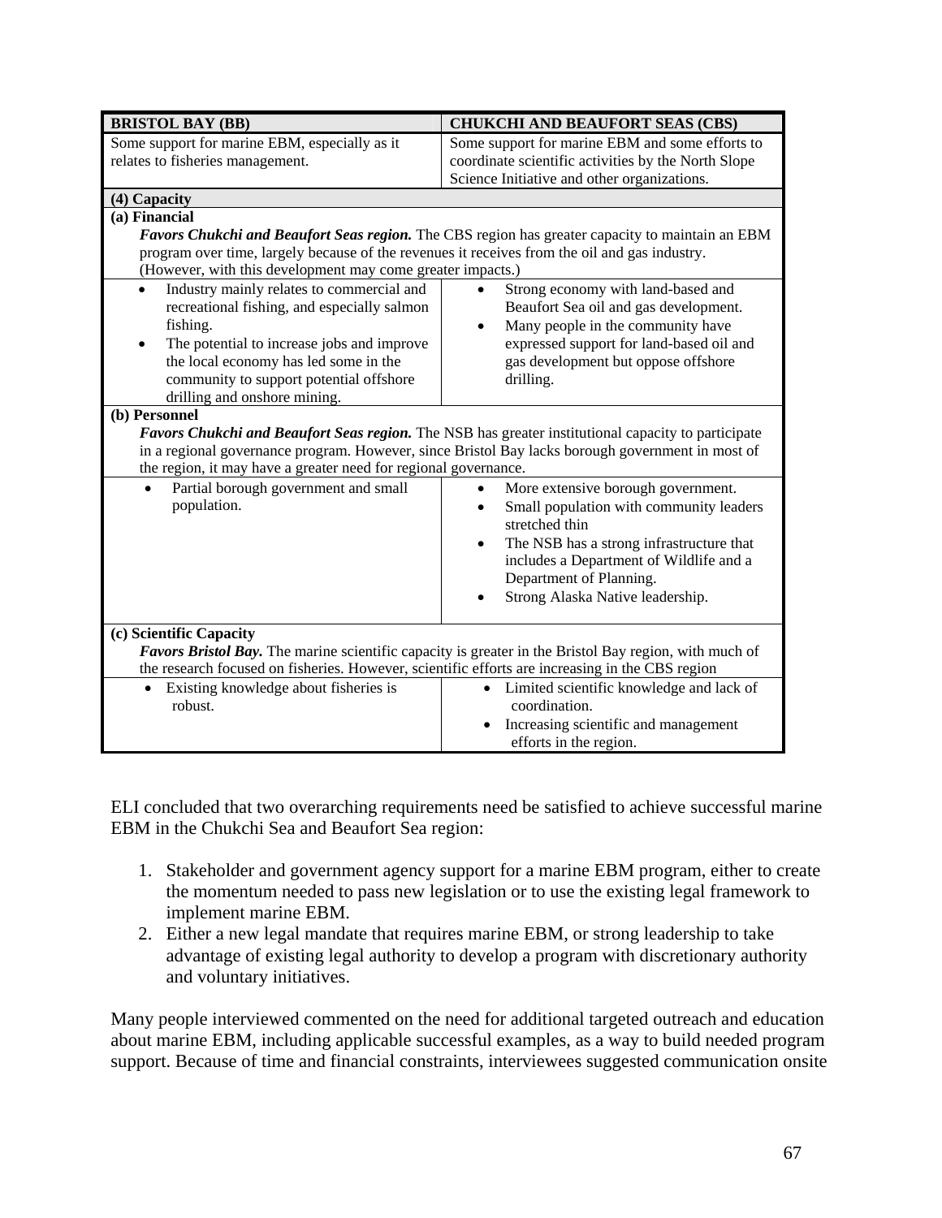| BRISTOL BAY (BB) | CHUKCHI AND BEAUFORT SEAS (CBS) |
|---|---|
| Some support for marine EBM, especially as it relates to fisheries management. | Some support for marine EBM and some efforts to coordinate scientific activities by the North Slope Science Initiative and other organizations. |
| **(4) Capacity** | |
| **(a) Financial**<br>***Favors Chukchi and Beaufort Seas region.*** The CBS region has greater capacity to maintain an EBM program over time, largely because of the revenues it receives from the oil and gas industry. (However, with this development may come greater impacts.) | |
| • Industry mainly relates to commercial and recreational fishing, and especially salmon fishing.<br>• The potential to increase jobs and improve the local economy has led some in the community to support potential offshore drilling and onshore mining. | • Strong economy with land-based and Beaufort Sea oil and gas development.<br>• Many people in the community have expressed support for land-based oil and gas development but oppose offshore drilling. |
| **(b) Personnel**<br>***Favors Chukchi and Beaufort Seas region.*** The NSB has greater institutional capacity to participate in a regional governance program. However, since Bristol Bay lacks borough government in most of the region, it may have a greater need for regional governance. | |
| • Partial borough government and small population. | • More extensive borough government.<br>• Small population with community leaders stretched thin<br>• The NSB has a strong infrastructure that includes a Department of Wildlife and a Department of Planning.<br>• Strong Alaska Native leadership. |
| **(c) Scientific Capacity**<br>***Favors Bristol Bay.*** The marine scientific capacity is greater in the Bristol Bay region, with much of the research focused on fisheries. However, scientific efforts are increasing in the CBS region | |
| • Existing knowledge about fisheries is robust. | • Limited scientific knowledge and lack of coordination.<br>• Increasing scientific and management efforts in the region. |

ELI concluded that two overarching requirements need be satisfied to achieve successful marine EBM in the Chukchi Sea and Beaufort Sea region:

1. Stakeholder and government agency support for a marine EBM program, either to create the momentum needed to pass new legislation or to use the existing legal framework to implement marine EBM.
2. Either a new legal mandate that requires marine EBM, or strong leadership to take advantage of existing legal authority to develop a program with discretionary authority and voluntary initiatives.

Many people interviewed commented on the need for additional targeted outreach and education about marine EBM, including applicable successful examples, as a way to build needed program support. Because of time and financial constraints, interviewees suggested communication onsite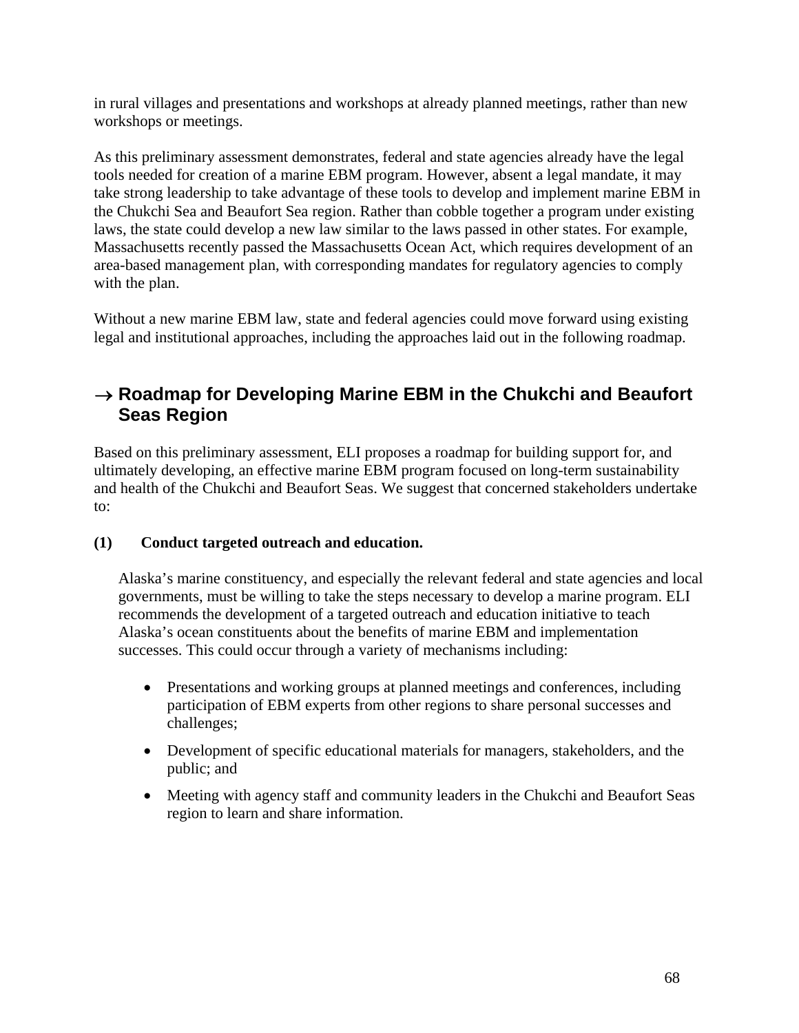in rural villages and presentations and workshops at already planned meetings, rather than new workshops or meetings.

As this preliminary assessment demonstrates, federal and state agencies already have the legal tools needed for creation of a marine EBM program. However, absent a legal mandate, it may take strong leadership to take advantage of these tools to develop and implement marine EBM in the Chukchi Sea and Beaufort Sea region. Rather than cobble together a program under existing laws, the state could develop a new law similar to the laws passed in other states. For example, Massachusetts recently passed the Massachusetts Ocean Act, which requires development of an area-based management plan, with corresponding mandates for regulatory agencies to comply with the plan.

Without a new marine EBM law, state and federal agencies could move forward using existing legal and institutional approaches, including the approaches laid out in the following roadmap.

## → Roadmap for Developing Marine EBM in the Chukchi and Beaufort Seas Region

Based on this preliminary assessment, ELI proposes a roadmap for building support for, and ultimately developing, an effective marine EBM program focused on long-term sustainability and health of the Chukchi and Beaufort Seas. We suggest that concerned stakeholders undertake to:

**(1) Conduct targeted outreach and education.**

Alaska's marine constituency, and especially the relevant federal and state agencies and local governments, must be willing to take the steps necessary to develop a marine program. ELI recommends the development of a targeted outreach and education initiative to teach Alaska's ocean constituents about the benefits of marine EBM and implementation successes. This could occur through a variety of mechanisms including:

- Presentations and working groups at planned meetings and conferences, including participation of EBM experts from other regions to share personal successes and challenges;
- Development of specific educational materials for managers, stakeholders, and the public; and
- Meeting with agency staff and community leaders in the Chukchi and Beaufort Seas region to learn and share information.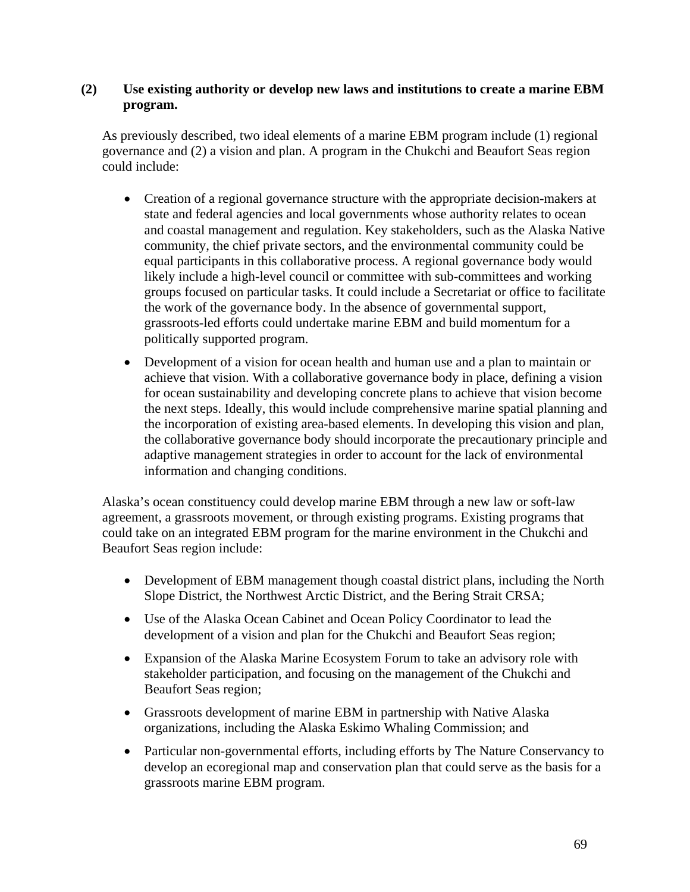**(2) Use existing authority or develop new laws and institutions to create a marine EBM program.**

As previously described, two ideal elements of a marine EBM program include (1) regional governance and (2) a vision and plan. A program in the Chukchi and Beaufort Seas region could include:

- Creation of a regional governance structure with the appropriate decision-makers at state and federal agencies and local governments whose authority relates to ocean and coastal management and regulation. Key stakeholders, such as the Alaska Native community, the chief private sectors, and the environmental community could be equal participants in this collaborative process. A regional governance body would likely include a high-level council or committee with sub-committees and working groups focused on particular tasks. It could include a Secretariat or office to facilitate the work of the governance body. In the absence of governmental support, grassroots-led efforts could undertake marine EBM and build momentum for a politically supported program.

- Development of a vision for ocean health and human use and a plan to maintain or achieve that vision. With a collaborative governance body in place, defining a vision for ocean sustainability and developing concrete plans to achieve that vision become the next steps. Ideally, this would include comprehensive marine spatial planning and the incorporation of existing area-based elements. In developing this vision and plan, the collaborative governance body should incorporate the precautionary principle and adaptive management strategies in order to account for the lack of environmental information and changing conditions.

Alaska's ocean constituency could develop marine EBM through a new law or soft-law agreement, a grassroots movement, or through existing programs. Existing programs that could take on an integrated EBM program for the marine environment in the Chukchi and Beaufort Seas region include:

- Development of EBM management though coastal district plans, including the North Slope District, the Northwest Arctic District, and the Bering Strait CRSA;

- Use of the Alaska Ocean Cabinet and Ocean Policy Coordinator to lead the development of a vision and plan for the Chukchi and Beaufort Seas region;

- Expansion of the Alaska Marine Ecosystem Forum to take an advisory role with stakeholder participation, and focusing on the management of the Chukchi and Beaufort Seas region;

- Grassroots development of marine EBM in partnership with Native Alaska organizations, including the Alaska Eskimo Whaling Commission; and

- Particular non-governmental efforts, including efforts by The Nature Conservancy to develop an ecoregional map and conservation plan that could serve as the basis for a grassroots marine EBM program.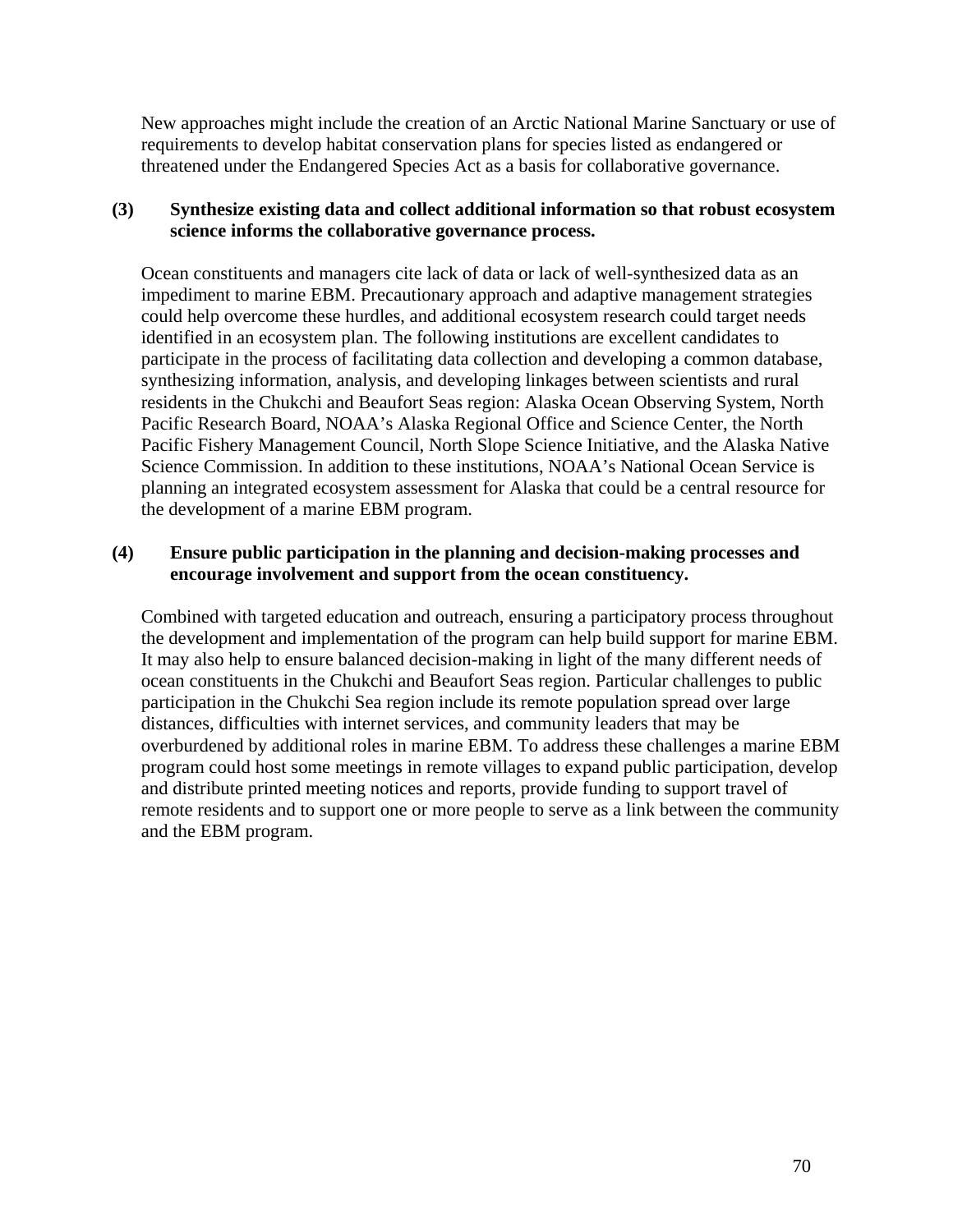New approaches might include the creation of an Arctic National Marine Sanctuary or use of requirements to develop habitat conservation plans for species listed as endangered or threatened under the Endangered Species Act as a basis for collaborative governance.

**(3) Synthesize existing data and collect additional information so that robust ecosystem science informs the collaborative governance process.**

Ocean constituents and managers cite lack of data or lack of well-synthesized data as an impediment to marine EBM. Precautionary approach and adaptive management strategies could help overcome these hurdles, and additional ecosystem research could target needs identified in an ecosystem plan. The following institutions are excellent candidates to participate in the process of facilitating data collection and developing a common database, synthesizing information, analysis, and developing linkages between scientists and rural residents in the Chukchi and Beaufort Seas region: Alaska Ocean Observing System, North Pacific Research Board, NOAA's Alaska Regional Office and Science Center, the North Pacific Fishery Management Council, North Slope Science Initiative, and the Alaska Native Science Commission. In addition to these institutions, NOAA's National Ocean Service is planning an integrated ecosystem assessment for Alaska that could be a central resource for the development of a marine EBM program.

**(4) Ensure public participation in the planning and decision-making processes and encourage involvement and support from the ocean constituency.**

Combined with targeted education and outreach, ensuring a participatory process throughout the development and implementation of the program can help build support for marine EBM. It may also help to ensure balanced decision-making in light of the many different needs of ocean constituents in the Chukchi and Beaufort Seas region. Particular challenges to public participation in the Chukchi Sea region include its remote population spread over large distances, difficulties with internet services, and community leaders that may be overburdened by additional roles in marine EBM. To address these challenges a marine EBM program could host some meetings in remote villages to expand public participation, develop and distribute printed meeting notices and reports, provide funding to support travel of remote residents and to support one or more people to serve as a link between the community and the EBM program.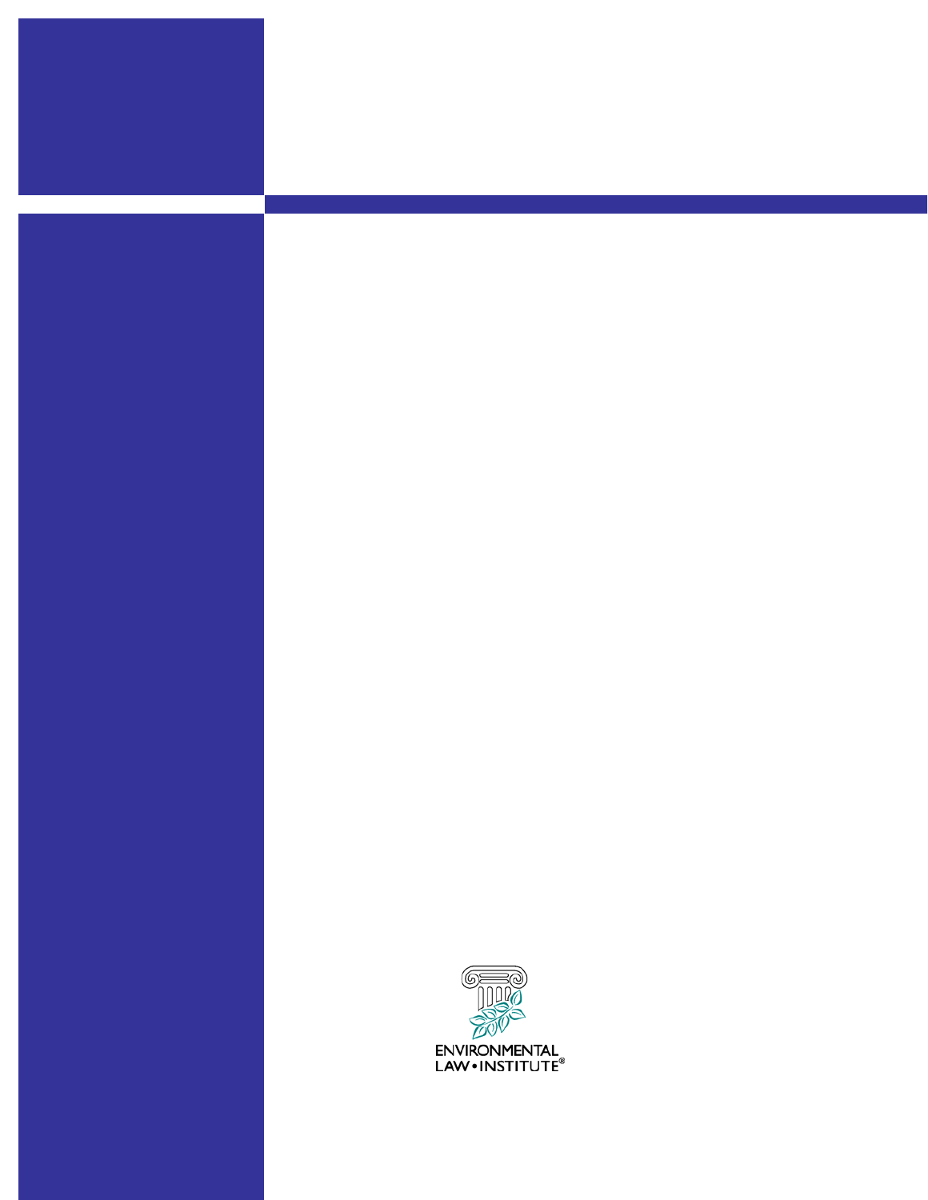ENVIRONMENTAL LAW • INSTITUTE®